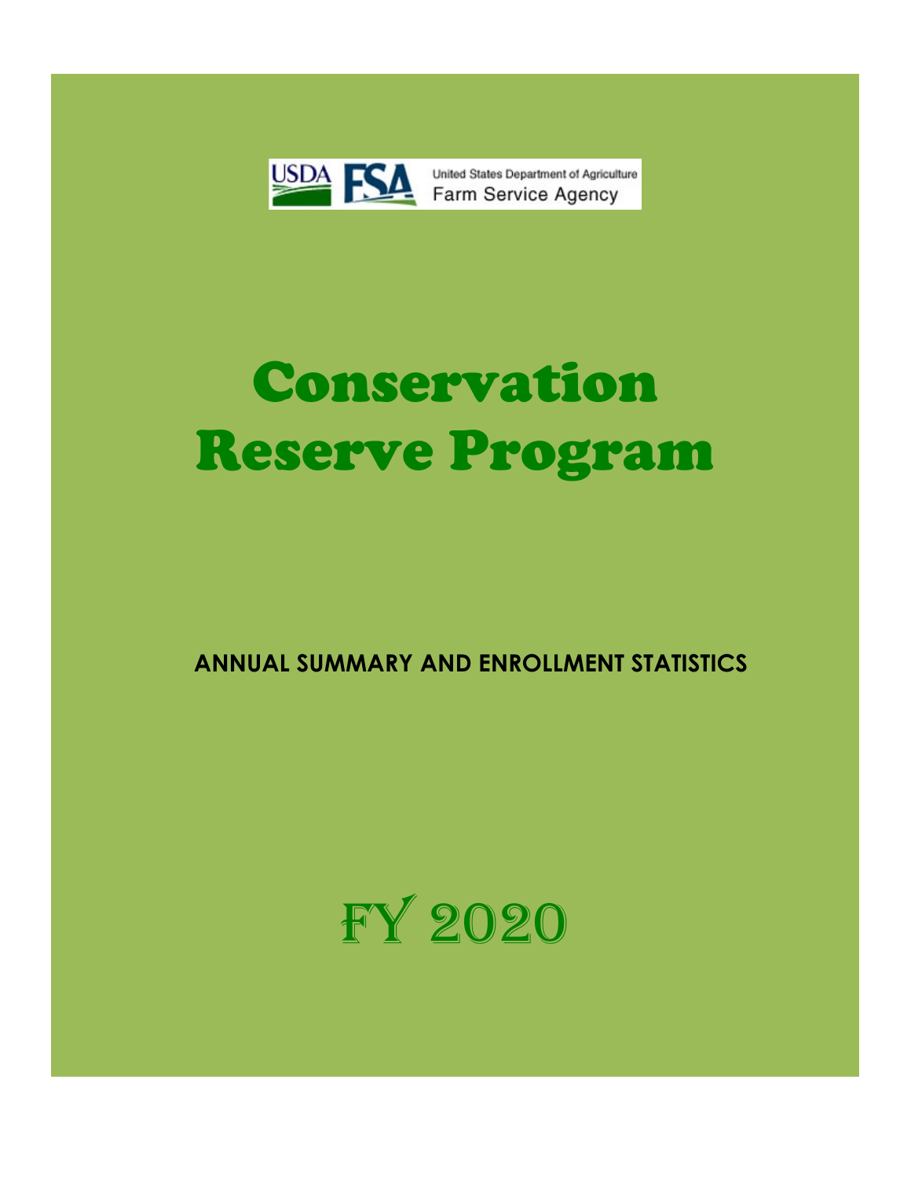USDA FSA United States Department of Agriculture Farm Service Agency

# Conservation Reserve Program

**ANNUAL SUMMARY AND ENROLLMENT STATISTICS**

# FY 2020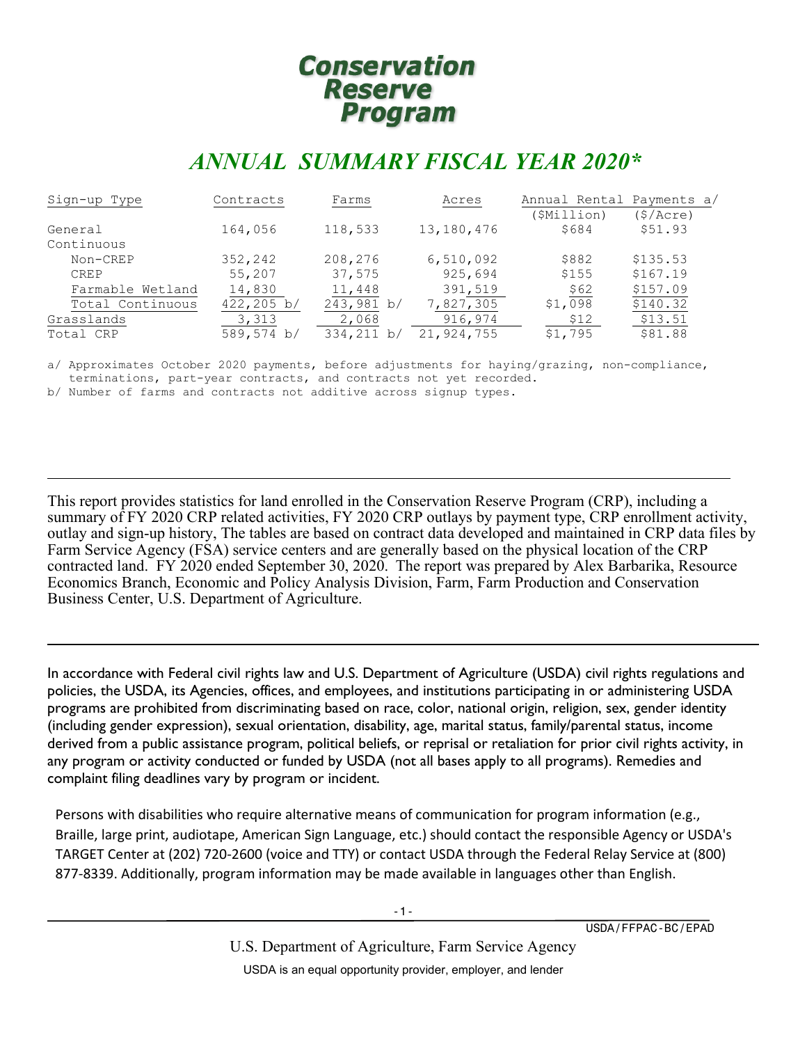# Conservation Reserve Program

## *ANNUAL SUMMARY FISCAL YEAR 2020**

| Sign-up Type | Contracts | Farms | Acres | Annual Rental Payments a/ ($Million) | ($/Acre) |
|---|---|---|---|---|---|
| General | 164,056 | 118,533 | 13,180,476 | $684 | $51.93 |
| Continuous | | | | | |
| Non-CREP | 352,242 | 208,276 | 6,510,092 | $882 | $135.53 |
| CREP | 55,207 | 37,575 | 925,694 | $155 | $167.19 |
| Farmable Wetland | 14,830 | 11,448 | 391,519 | $62 | $157.09 |
| Total Continuous | 422,205 b/ | 243,981 b/ | 7,827,305 | $1,098 | $140.32 |
| Grasslands | 3,313 | 2,068 | 916,974 | $12 | $13.51 |
| Total CRP | 589,574 b/ | 334,211 b/ | 21,924,755 | $1,795 | $81.88 |

a/ Approximates October 2020 payments, before adjustments for haying/grazing, non-compliance, terminations, part-year contracts, and contracts not yet recorded.
b/ Number of farms and contracts not additive across signup types.

---

This report provides statistics for land enrolled in the Conservation Reserve Program (CRP), including a summary of FY 2020 CRP related activities, FY 2020 CRP outlays by payment type, CRP enrollment activity, outlay and sign-up history, The tables are based on contract data developed and maintained in CRP data files by Farm Service Agency (FSA) service centers and are generally based on the physical location of the CRP contracted land. FY 2020 ended September 30, 2020. The report was prepared by Alex Barbarika, Resource Economics Branch, Economic and Policy Analysis Division, Farm, Farm Production and Conservation Business Center, U.S. Department of Agriculture.

---

In accordance with Federal civil rights law and U.S. Department of Agriculture (USDA) civil rights regulations and policies, the USDA, its Agencies, offices, and employees, and institutions participating in or administering USDA programs are prohibited from discriminating based on race, color, national origin, religion, sex, gender identity (including gender expression), sexual orientation, disability, age, marital status, family/parental status, income derived from a public assistance program, political beliefs, or reprisal or retaliation for prior civil rights activity, in any program or activity conducted or funded by USDA (not all bases apply to all programs). Remedies and complaint filing deadlines vary by program or incident.

Persons with disabilities who require alternative means of communication for program information (e.g., Braille, large print, audiotape, American Sign Language, etc.) should contact the responsible Agency or USDA's TARGET Center at (202) 720-2600 (voice and TTY) or contact USDA through the Federal Relay Service at (800) 877-8339. Additionally, program information may be made available in languages other than English.

USDA/FFPAC-BC/EPAD

U.S. Department of Agriculture, Farm Service Agency

USDA is an equal opportunity provider, employer, and lender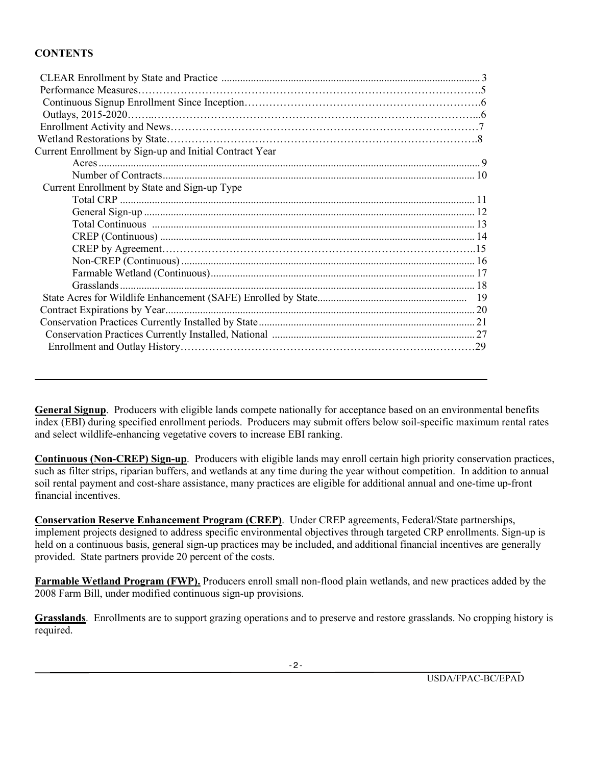## CONTENTS

| | |
|---|---|
| CLEAR Enrollment by State and Practice | 3 |
| Performance Measures | 5 |
| Continuous Signup Enrollment Since Inception | 6 |
| Outlays, 2015-2020 | 6 |
| Enrollment Activity and News | 7 |
| Wetland Restorations by State | 8 |
| Current Enrollment by Sign-up and Initial Contract Year | |
| Acres | 9 |
| Number of Contracts | 10 |
| Current Enrollment by State and Sign-up Type | |
| Total CRP | 11 |
| General Sign-up | 12 |
| Total Continuous | 13 |
| CREP (Continuous) | 14 |
| CREP by Agreement | 15 |
| Non-CREP (Continuous) | 16 |
| Farmable Wetland (Continuous) | 17 |
| Grasslands | 18 |
| State Acres for Wildlife Enhancement (SAFE) Enrolled by State | 19 |
| Contract Expirations by Year | 20 |
| Conservation Practices Currently Installed by State | 21 |
| Conservation Practices Currently Installed, National | 27 |
| Enrollment and Outlay History | 29 |

---

**General Signup**. Producers with eligible lands compete nationally for acceptance based on an environmental benefits index (EBI) during specified enrollment periods. Producers may submit offers below soil-specific maximum rental rates and select wildlife-enhancing vegetative covers to increase EBI ranking.

**Continuous (Non-CREP) Sign-up**. Producers with eligible lands may enroll certain high priority conservation practices, such as filter strips, riparian buffers, and wetlands at any time during the year without competition. In addition to annual soil rental payment and cost-share assistance, many practices are eligible for additional annual and one-time up-front financial incentives.

**Conservation Reserve Enhancement Program (CREP)**. Under CREP agreements, Federal/State partnerships, implement projects designed to address specific environmental objectives through targeted CRP enrollments. Sign-up is held on a continuous basis, general sign-up practices may be included, and additional financial incentives are generally provided. State partners provide 20 percent of the costs.

**Farmable Wetland Program (FWP).** Producers enroll small non-flood plain wetlands, and new practices added by the 2008 Farm Bill, under modified continuous sign-up provisions.

**Grasslands**. Enrollments are to support grazing operations and to preserve and restore grasslands. No cropping history is required.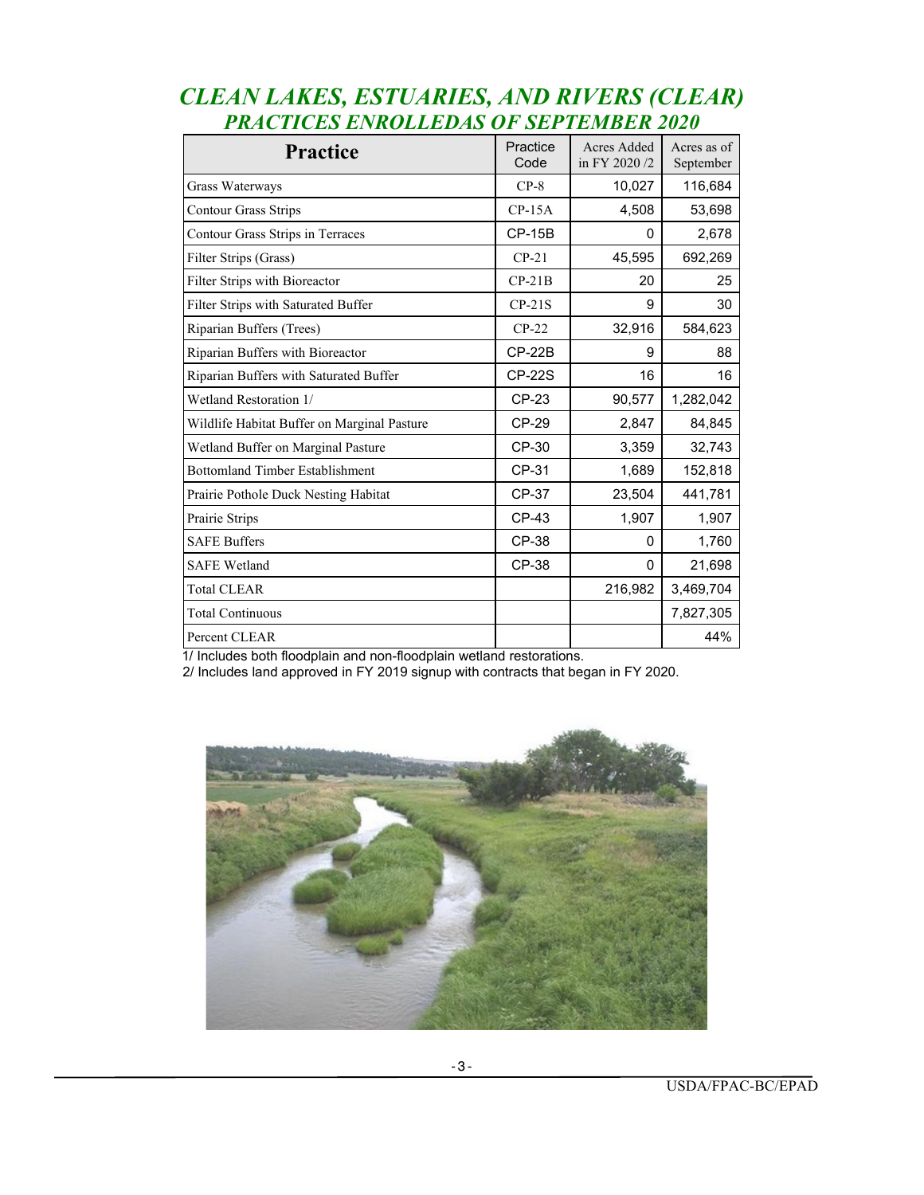# *CLEAN LAKES, ESTUARIES, AND RIVERS (CLEAR)*
## *PRACTICES ENROLLEDAS OF SEPTEMBER 2020*

| Practice | Practice Code | Acres Added in FY 2020 /2 | Acres as of September |
|---|---|---|---|
| Grass Waterways | CP-8 | 10,027 | 116,684 |
| Contour Grass Strips | CP-15A | 4,508 | 53,698 |
| Contour Grass Strips in Terraces | CP-15B | 0 | 2,678 |
| Filter Strips (Grass) | CP-21 | 45,595 | 692,269 |
| Filter Strips with Bioreactor | CP-21B | 20 | 25 |
| Filter Strips with Saturated Buffer | CP-21S | 9 | 30 |
| Riparian Buffers (Trees) | CP-22 | 32,916 | 584,623 |
| Riparian Buffers with Bioreactor | CP-22B | 9 | 88 |
| Riparian Buffers with Saturated Buffer | CP-22S | 16 | 16 |
| Wetland Restoration 1/ | CP-23 | 90,577 | 1,282,042 |
| Wildlife Habitat Buffer on Marginal Pasture | CP-29 | 2,847 | 84,845 |
| Wetland Buffer on Marginal Pasture | CP-30 | 3,359 | 32,743 |
| Bottomland Timber Establishment | CP-31 | 1,689 | 152,818 |
| Prairie Pothole Duck Nesting Habitat | CP-37 | 23,504 | 441,781 |
| Prairie Strips | CP-43 | 1,907 | 1,907 |
| SAFE Buffers | CP-38 | 0 | 1,760 |
| SAFE Wetland | CP-38 | 0 | 21,698 |
| Total CLEAR | | 216,982 | 3,469,704 |
| Total Continuous | | | 7,827,305 |
| Percent CLEAR | | | 44% |

1/ Includes both floodplain and non-floodplain wetland restorations.

2/ Includes land approved in FY 2019 signup with contracts that began in FY 2020.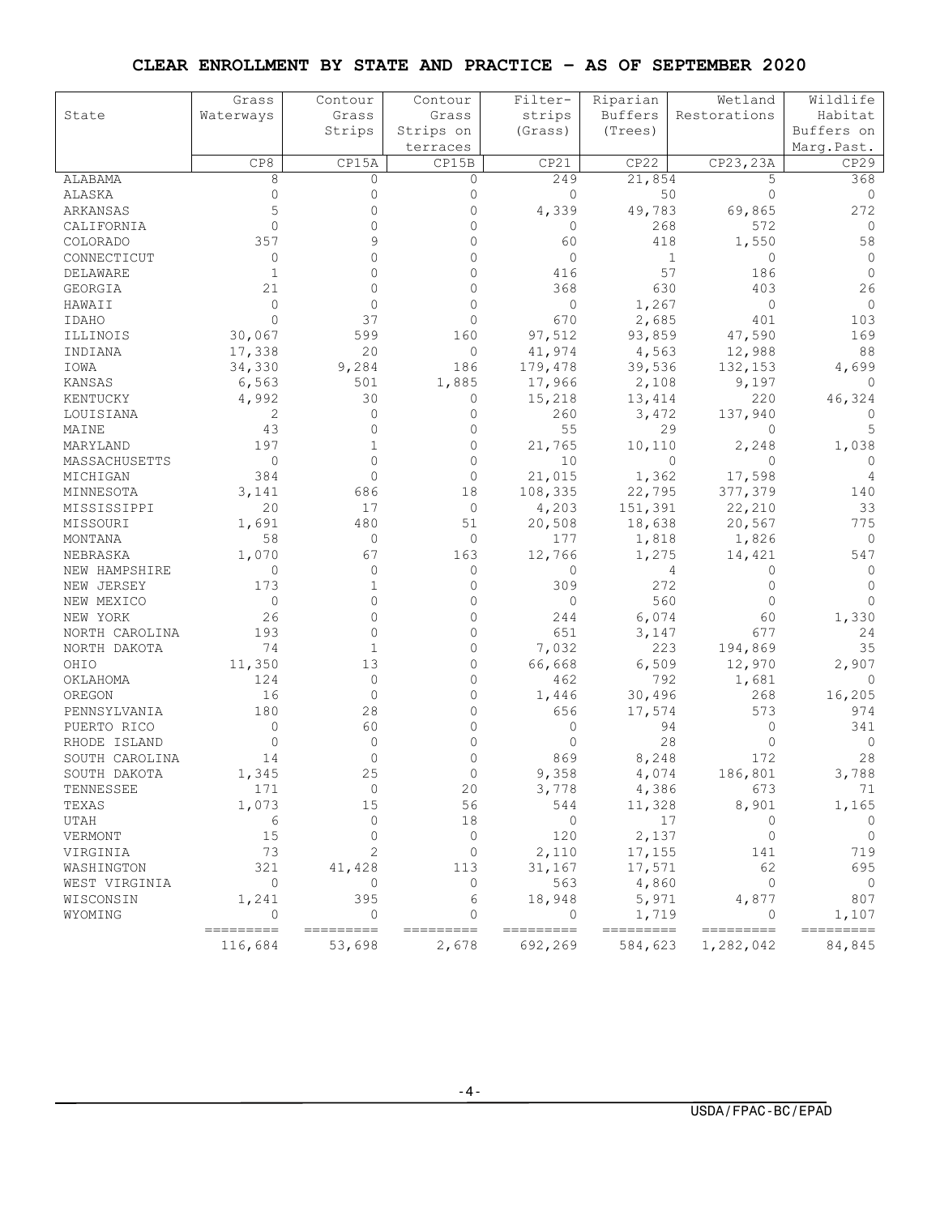## CLEAR ENROLLMENT BY STATE AND PRACTICE – AS OF SEPTEMBER 2020

| State | Grass Waterways | Contour Grass Strips | Contour Grass Strips on terraces | Filter-strips (Grass) | Riparian Buffers (Trees) | Wetland Restorations | Wildlife Habitat Buffers on Marg.Past. |
|---|---|---|---|---|---|---|---|
| | CP8 | CP15A | CP15B | CP21 | CP22 | CP23,23A | CP29 |
| ALABAMA | 8 | 0 | 0 | 249 | 21,854 | 5 | 368 |
| ALASKA | 0 | 0 | 0 | 0 | 50 | 0 | 0 |
| ARKANSAS | 5 | 0 | 0 | 4,339 | 49,783 | 69,865 | 272 |
| CALIFORNIA | 0 | 0 | 0 | 0 | 268 | 572 | 0 |
| COLORADO | 357 | 9 | 0 | 60 | 418 | 1,550 | 58 |
| CONNECTICUT | 0 | 0 | 0 | 0 | 1 | 0 | 0 |
| DELAWARE | 1 | 0 | 0 | 416 | 57 | 186 | 0 |
| GEORGIA | 21 | 0 | 0 | 368 | 630 | 403 | 26 |
| HAWAII | 0 | 0 | 0 | 0 | 1,267 | 0 | 0 |
| IDAHO | 0 | 37 | 0 | 670 | 2,685 | 401 | 103 |
| ILLINOIS | 30,067 | 599 | 160 | 97,512 | 93,859 | 47,590 | 169 |
| INDIANA | 17,338 | 20 | 0 | 41,974 | 4,563 | 12,988 | 88 |
| IOWA | 34,330 | 9,284 | 186 | 179,478 | 39,536 | 132,153 | 4,699 |
| KANSAS | 6,563 | 501 | 1,885 | 17,966 | 2,108 | 9,197 | 0 |
| KENTUCKY | 4,992 | 30 | 0 | 15,218 | 13,414 | 220 | 46,324 |
| LOUISIANA | 2 | 0 | 0 | 260 | 3,472 | 137,940 | 0 |
| MAINE | 43 | 0 | 0 | 55 | 29 | 0 | 5 |
| MARYLAND | 197 | 1 | 0 | 21,765 | 10,110 | 2,248 | 1,038 |
| MASSACHUSETTS | 0 | 0 | 0 | 10 | 0 | 0 | 0 |
| MICHIGAN | 384 | 0 | 0 | 21,015 | 1,362 | 17,598 | 4 |
| MINNESOTA | 3,141 | 686 | 18 | 108,335 | 22,795 | 377,379 | 140 |
| MISSISSIPPI | 20 | 17 | 0 | 4,203 | 151,391 | 22,210 | 33 |
| MISSOURI | 1,691 | 480 | 51 | 20,508 | 18,638 | 20,567 | 775 |
| MONTANA | 58 | 0 | 0 | 177 | 1,818 | 1,826 | 0 |
| NEBRASKA | 1,070 | 67 | 163 | 12,766 | 1,275 | 14,421 | 547 |
| NEW HAMPSHIRE | 0 | 0 | 0 | 0 | 4 | 0 | 0 |
| NEW JERSEY | 173 | 1 | 0 | 309 | 272 | 0 | 0 |
| NEW MEXICO | 0 | 0 | 0 | 0 | 560 | 0 | 0 |
| NEW YORK | 26 | 0 | 0 | 244 | 6,074 | 60 | 1,330 |
| NORTH CAROLINA | 193 | 0 | 0 | 651 | 3,147 | 677 | 24 |
| NORTH DAKOTA | 74 | 1 | 0 | 7,032 | 223 | 194,869 | 35 |
| OHIO | 11,350 | 13 | 0 | 66,668 | 6,509 | 12,970 | 2,907 |
| OKLAHOMA | 124 | 0 | 0 | 462 | 792 | 1,681 | 0 |
| OREGON | 16 | 0 | 0 | 1,446 | 30,496 | 268 | 16,205 |
| PENNSYLVANIA | 180 | 28 | 0 | 656 | 17,574 | 573 | 974 |
| PUERTO RICO | 0 | 60 | 0 | 0 | 94 | 0 | 341 |
| RHODE ISLAND | 0 | 0 | 0 | 0 | 28 | 0 | 0 |
| SOUTH CAROLINA | 14 | 0 | 0 | 869 | 8,248 | 172 | 28 |
| SOUTH DAKOTA | 1,345 | 25 | 0 | 9,358 | 4,074 | 186,801 | 3,788 |
| TENNESSEE | 171 | 0 | 20 | 3,778 | 4,386 | 673 | 71 |
| TEXAS | 1,073 | 15 | 56 | 544 | 11,328 | 8,901 | 1,165 |
| UTAH | 6 | 0 | 18 | 0 | 17 | 0 | 0 |
| VERMONT | 15 | 0 | 0 | 120 | 2,137 | 0 | 0 |
| VIRGINIA | 73 | 2 | 0 | 2,110 | 17,155 | 141 | 719 |
| WASHINGTON | 321 | 41,428 | 113 | 31,167 | 17,571 | 62 | 695 |
| WEST VIRGINIA | 0 | 0 | 0 | 563 | 4,860 | 0 | 0 |
| WISCONSIN | 1,241 | 395 | 6 | 18,948 | 5,971 | 4,877 | 807 |
| WYOMING | 0 | 0 | 0 | 0 | 1,719 | 0 | 1,107 |
| | 116,684 | 53,698 | 2,678 | 692,269 | 584,623 | 1,282,042 | 84,845 |

USDA/FPAC-BC/EPAD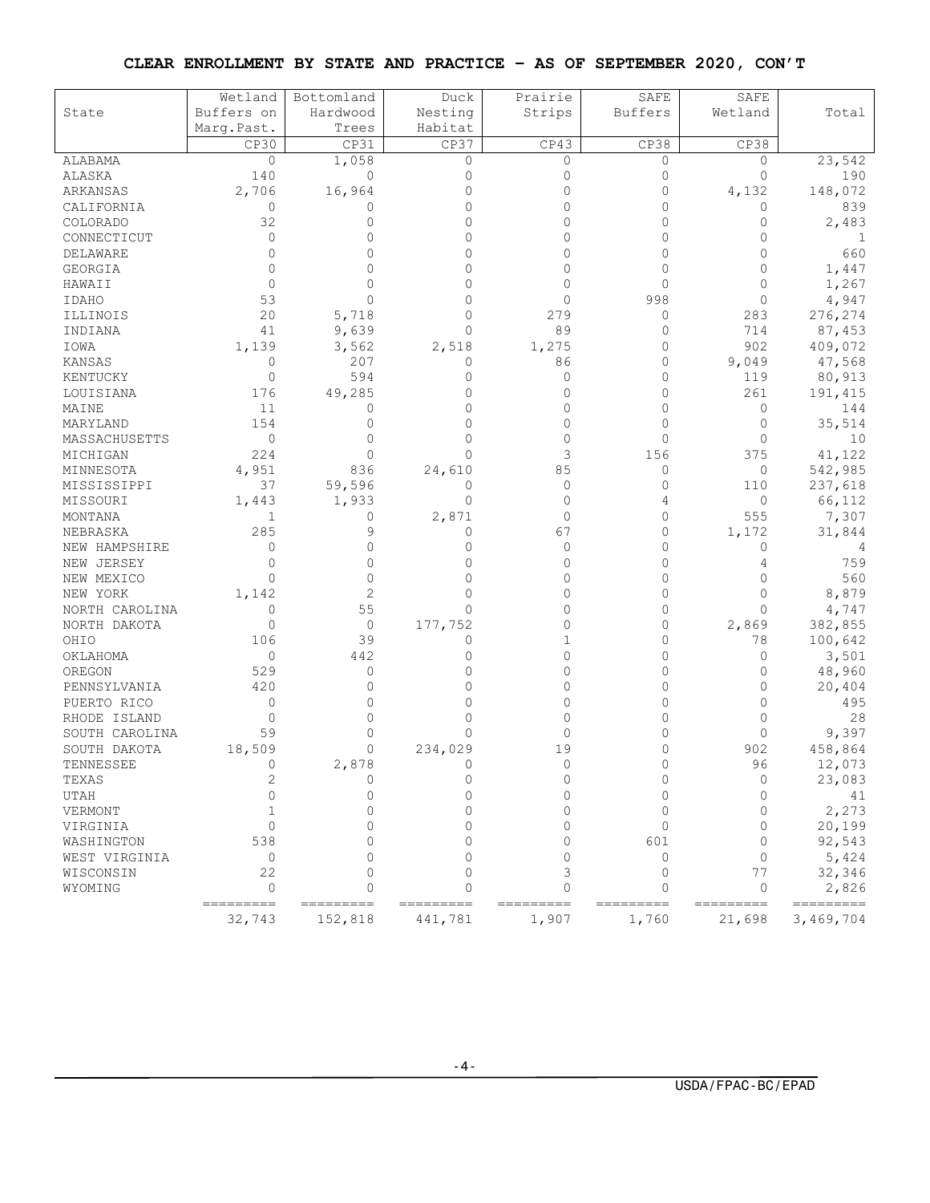## CLEAR ENROLLMENT BY STATE AND PRACTICE – AS OF SEPTEMBER 2020, CON'T

| State | Wetland Buffers on Marg.Past. | Bottomland Hardwood Trees | Duck Nesting Habitat | Prairie Strips | SAFE Buffers | SAFE Wetland | Total |
|---|---|---|---|---|---|---|---|
| | CP30 | CP31 | CP37 | CP43 | CP38 | CP38 | |
| ALABAMA | 0 | 1,058 | 0 | 0 | 0 | 0 | 23,542 |
| ALASKA | 140 | 0 | 0 | 0 | 0 | 0 | 190 |
| ARKANSAS | 2,706 | 16,964 | 0 | 0 | 0 | 4,132 | 148,072 |
| CALIFORNIA | 0 | 0 | 0 | 0 | 0 | 0 | 839 |
| COLORADO | 32 | 0 | 0 | 0 | 0 | 0 | 2,483 |
| CONNECTICUT | 0 | 0 | 0 | 0 | 0 | 0 | 1 |
| DELAWARE | 0 | 0 | 0 | 0 | 0 | 0 | 660 |
| GEORGIA | 0 | 0 | 0 | 0 | 0 | 0 | 1,447 |
| HAWAII | 0 | 0 | 0 | 0 | 0 | 0 | 1,267 |
| IDAHO | 53 | 0 | 0 | 0 | 998 | 0 | 4,947 |
| ILLINOIS | 20 | 5,718 | 0 | 279 | 0 | 283 | 276,274 |
| INDIANA | 41 | 9,639 | 0 | 89 | 0 | 714 | 87,453 |
| IOWA | 1,139 | 3,562 | 2,518 | 1,275 | 0 | 902 | 409,072 |
| KANSAS | 0 | 207 | 0 | 86 | 0 | 9,049 | 47,568 |
| KENTUCKY | 0 | 594 | 0 | 0 | 0 | 119 | 80,913 |
| LOUISIANA | 176 | 49,285 | 0 | 0 | 0 | 261 | 191,415 |
| MAINE | 11 | 0 | 0 | 0 | 0 | 0 | 144 |
| MARYLAND | 154 | 0 | 0 | 0 | 0 | 0 | 35,514 |
| MASSACHUSETTS | 0 | 0 | 0 | 0 | 0 | 0 | 10 |
| MICHIGAN | 224 | 0 | 0 | 3 | 156 | 375 | 41,122 |
| MINNESOTA | 4,951 | 836 | 24,610 | 85 | 0 | 0 | 542,985 |
| MISSISSIPPI | 37 | 59,596 | 0 | 0 | 0 | 110 | 237,618 |
| MISSOURI | 1,443 | 1,933 | 0 | 0 | 4 | 0 | 66,112 |
| MONTANA | 1 | 0 | 2,871 | 0 | 0 | 555 | 7,307 |
| NEBRASKA | 285 | 9 | 0 | 67 | 0 | 1,172 | 31,844 |
| NEW HAMPSHIRE | 0 | 0 | 0 | 0 | 0 | 0 | 4 |
| NEW JERSEY | 0 | 0 | 0 | 0 | 0 | 4 | 759 |
| NEW MEXICO | 0 | 0 | 0 | 0 | 0 | 0 | 560 |
| NEW YORK | 1,142 | 2 | 0 | 0 | 0 | 0 | 8,879 |
| NORTH CAROLINA | 0 | 55 | 0 | 0 | 0 | 0 | 4,747 |
| NORTH DAKOTA | 0 | 0 | 177,752 | 0 | 0 | 2,869 | 382,855 |
| OHIO | 106 | 39 | 0 | 1 | 0 | 78 | 100,642 |
| OKLAHOMA | 0 | 442 | 0 | 0 | 0 | 0 | 3,501 |
| OREGON | 529 | 0 | 0 | 0 | 0 | 0 | 48,960 |
| PENNSYLVANIA | 420 | 0 | 0 | 0 | 0 | 0 | 20,404 |
| PUERTO RICO | 0 | 0 | 0 | 0 | 0 | 0 | 495 |
| RHODE ISLAND | 0 | 0 | 0 | 0 | 0 | 0 | 28 |
| SOUTH CAROLINA | 59 | 0 | 0 | 0 | 0 | 0 | 9,397 |
| SOUTH DAKOTA | 18,509 | 0 | 234,029 | 19 | 0 | 902 | 458,864 |
| TENNESSEE | 0 | 2,878 | 0 | 0 | 0 | 96 | 12,073 |
| TEXAS | 2 | 0 | 0 | 0 | 0 | 0 | 23,083 |
| UTAH | 0 | 0 | 0 | 0 | 0 | 0 | 41 |
| VERMONT | 1 | 0 | 0 | 0 | 0 | 0 | 2,273 |
| VIRGINIA | 0 | 0 | 0 | 0 | 0 | 0 | 20,199 |
| WASHINGTON | 538 | 0 | 0 | 0 | 601 | 0 | 92,543 |
| WEST VIRGINIA | 0 | 0 | 0 | 0 | 0 | 0 | 5,424 |
| WISCONSIN | 22 | 0 | 0 | 3 | 0 | 77 | 32,346 |
| WYOMING | 0 | 0 | 0 | 0 | 0 | 0 | 2,826 |
| | 32,743 | 152,818 | 441,781 | 1,907 | 1,760 | 21,698 | 3,469,704 |

USDA/FPAC-BC/EPAD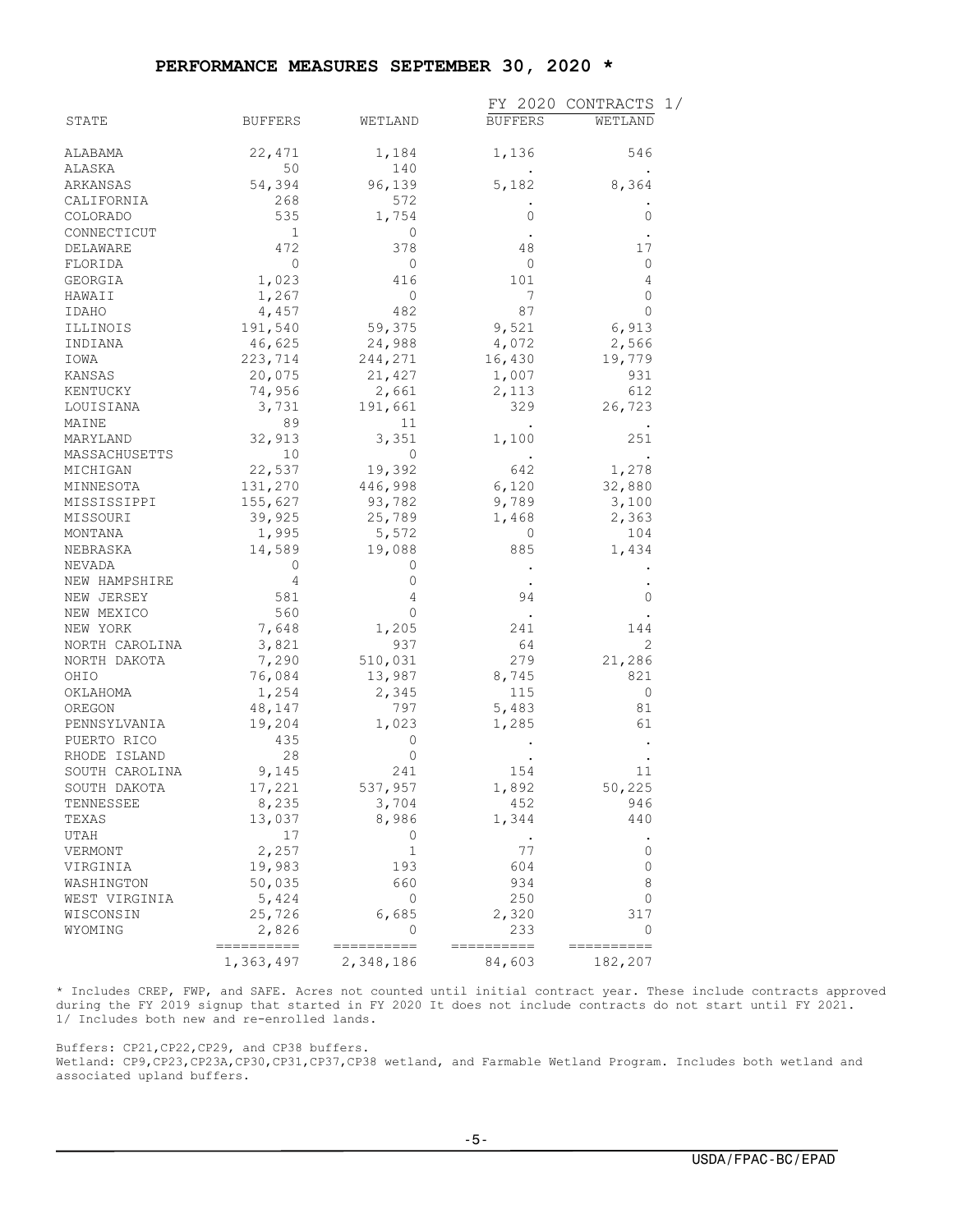## PERFORMANCE MEASURES SEPTEMBER 30, 2020 *

| STATE | BUFFERS | WETLAND | FY 2020 CONTRACTS 1/ BUFFERS | FY 2020 CONTRACTS 1/ WETLAND |
|---|---|---|---|---|
| ALABAMA | 22,471 | 1,184 | 1,136 | 546 |
| ALASKA | 50 | 140 | . | . |
| ARKANSAS | 54,394 | 96,139 | 5,182 | 8,364 |
| CALIFORNIA | 268 | 572 | . | . |
| COLORADO | 535 | 1,754 | 0 | 0 |
| CONNECTICUT | 1 | 0 | . | . |
| DELAWARE | 472 | 378 | 48 | 17 |
| FLORIDA | 0 | 0 | 0 | 0 |
| GEORGIA | 1,023 | 416 | 101 | 4 |
| HAWAII | 1,267 | 0 | 7 | 0 |
| IDAHO | 4,457 | 482 | 87 | 0 |
| ILLINOIS | 191,540 | 59,375 | 9,521 | 6,913 |
| INDIANA | 46,625 | 24,988 | 4,072 | 2,566 |
| IOWA | 223,714 | 244,271 | 16,430 | 19,779 |
| KANSAS | 20,075 | 21,427 | 1,007 | 931 |
| KENTUCKY | 74,956 | 2,661 | 2,113 | 612 |
| LOUISIANA | 3,731 | 191,661 | 329 | 26,723 |
| MAINE | 89 | 11 | . | . |
| MARYLAND | 32,913 | 3,351 | 1,100 | 251 |
| MASSACHUSETTS | 10 | 0 | . | . |
| MICHIGAN | 22,537 | 19,392 | 642 | 1,278 |
| MINNESOTA | 131,270 | 446,998 | 6,120 | 32,880 |
| MISSISSIPPI | 155,627 | 93,782 | 9,789 | 3,100 |
| MISSOURI | 39,925 | 25,789 | 1,468 | 2,363 |
| MONTANA | 1,995 | 5,572 | 0 | 104 |
| NEBRASKA | 14,589 | 19,088 | 885 | 1,434 |
| NEVADA | 0 | 0 | . | . |
| NEW HAMPSHIRE | 4 | 0 | . | . |
| NEW JERSEY | 581 | 4 | 94 | 0 |
| NEW MEXICO | 560 | 0 | . | . |
| NEW YORK | 7,648 | 1,205 | 241 | 144 |
| NORTH CAROLINA | 3,821 | 937 | 64 | 2 |
| NORTH DAKOTA | 7,290 | 510,031 | 279 | 21,286 |
| OHIO | 76,084 | 13,987 | 8,745 | 821 |
| OKLAHOMA | 1,254 | 2,345 | 115 | 0 |
| OREGON | 48,147 | 797 | 5,483 | 81 |
| PENNSYLVANIA | 19,204 | 1,023 | 1,285 | 61 |
| PUERTO RICO | 435 | 0 | . | . |
| RHODE ISLAND | 28 | 0 | . | . |
| SOUTH CAROLINA | 9,145 | 241 | 154 | 11 |
| SOUTH DAKOTA | 17,221 | 537,957 | 1,892 | 50,225 |
| TENNESSEE | 8,235 | 3,704 | 452 | 946 |
| TEXAS | 13,037 | 8,986 | 1,344 | 440 |
| UTAH | 17 | 0 | . | . |
| VERMONT | 2,257 | 1 | 77 | 0 |
| VIRGINIA | 19,983 | 193 | 604 | 0 |
| WASHINGTON | 50,035 | 660 | 934 | 8 |
| WEST VIRGINIA | 5,424 | 0 | 250 | 0 |
| WISCONSIN | 25,726 | 6,685 | 2,320 | 317 |
| WYOMING | 2,826 | 0 | 233 | 0 |
| | 1,363,497 | 2,348,186 | 84,603 | 182,207 |

* Includes CREP, FWP, and SAFE. Acres not counted until initial contract year. These include contracts approved during the FY 2019 signup that started in FY 2020 It does not include contracts do not start until FY 2021.
1/ Includes both new and re-enrolled lands.

Buffers: CP21,CP22,CP29, and CP38 buffers.
Wetland: CP9,CP23,CP23A,CP30,CP31,CP37,CP38 wetland, and Farmable Wetland Program. Includes both wetland and associated upland buffers.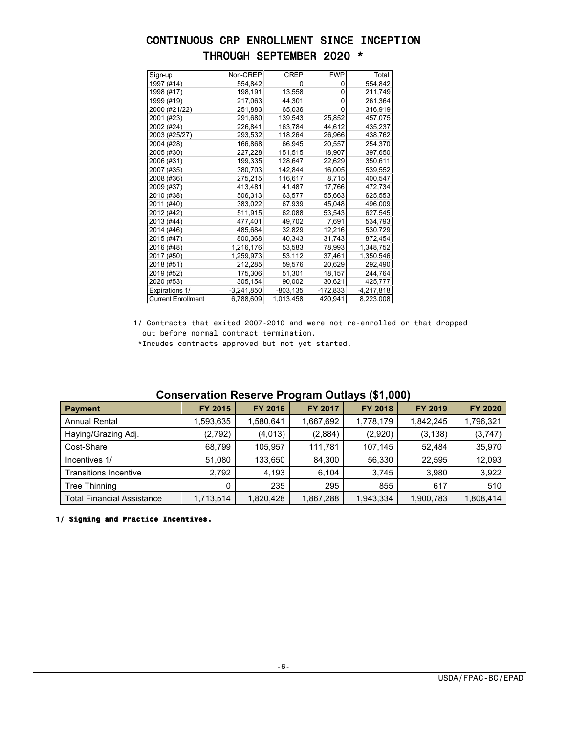# CONTINUOUS CRP ENROLLMENT SINCE INCEPTION THROUGH SEPTEMBER 2020 *

| Sign-up | Non-CREP | CREP | FWP | Total |
|---|---|---|---|---|
| 1997 (#14) | 554,842 | 0 | 0 | 554,842 |
| 1998 (#17) | 198,191 | 13,558 | 0 | 211,749 |
| 1999 (#19) | 217,063 | 44,301 | 0 | 261,364 |
| 2000 (#21/22) | 251,883 | 65,036 | 0 | 316,919 |
| 2001 (#23) | 291,680 | 139,543 | 25,852 | 457,075 |
| 2002 (#24) | 226,841 | 163,784 | 44,612 | 435,237 |
| 2003 (#25/27) | 293,532 | 118,264 | 26,966 | 438,762 |
| 2004 (#28) | 166,868 | 66,945 | 20,557 | 254,370 |
| 2005 (#30) | 227,228 | 151,515 | 18,907 | 397,650 |
| 2006 (#31) | 199,335 | 128,647 | 22,629 | 350,611 |
| 2007 (#35) | 380,703 | 142,844 | 16,005 | 539,552 |
| 2008 (#36) | 275,215 | 116,617 | 8,715 | 400,547 |
| 2009 (#37) | 413,481 | 41,487 | 17,766 | 472,734 |
| 2010 (#38) | 506,313 | 63,577 | 55,663 | 625,553 |
| 2011 (#40) | 383,022 | 67,939 | 45,048 | 496,009 |
| 2012 (#42) | 511,915 | 62,088 | 53,543 | 627,545 |
| 2013 (#44) | 477,401 | 49,702 | 7,691 | 534,793 |
| 2014 (#46) | 485,684 | 32,829 | 12,216 | 530,729 |
| 2015 (#47) | 800,368 | 40,343 | 31,743 | 872,454 |
| 2016 (#48) | 1,216,176 | 53,583 | 78,993 | 1,348,752 |
| 2017 (#50) | 1,259,973 | 53,112 | 37,461 | 1,350,546 |
| 2018 (#51) | 212,285 | 59,576 | 20,629 | 292,490 |
| 2019 (#52) | 175,306 | 51,301 | 18,157 | 244,764 |
| 2020 (#53) | 305,154 | 90,002 | 30,621 | 425,777 |
| Expirations 1/ | -3,241,850 | -803,135 | -172,833 | -4,217,818 |
| Current Enrollment | 6,788,609 | 1,013,458 | 420,941 | 8,223,008 |

1/ Contracts that exited 2007-2010 and were not re-enrolled or that dropped out before normal contract termination.

*Incudes contracts approved but not yet started.

## Conservation Reserve Program Outlays ($1,000)

| Payment | FY 2015 | FY 2016 | FY 2017 | FY 2018 | FY 2019 | FY 2020 |
|---|---|---|---|---|---|---|
| Annual Rental | 1,593,635 | 1,580,641 | 1,667,692 | 1,778,179 | 1,842,245 | 1,796,321 |
| Haying/Grazing Adj. | (2,792) | (4,013) | (2,884) | (2,920) | (3,138) | (3,747) |
| Cost-Share | 68,799 | 105,957 | 111,781 | 107,145 | 52,484 | 35,970 |
| Incentives 1/ | 51,080 | 133,650 | 84,300 | 56,330 | 22,595 | 12,093 |
| Transitions Incentive | 2,792 | 4,193 | 6,104 | 3,745 | 3,980 | 3,922 |
| Tree Thinning | 0 | 235 | 295 | 855 | 617 | 510 |
| Total Financial Assistance | 1,713,514 | 1,820,428 | 1,867,288 | 1,943,334 | 1,900,783 | 1,808,414 |

**1/ Signing and Practice Incentives.**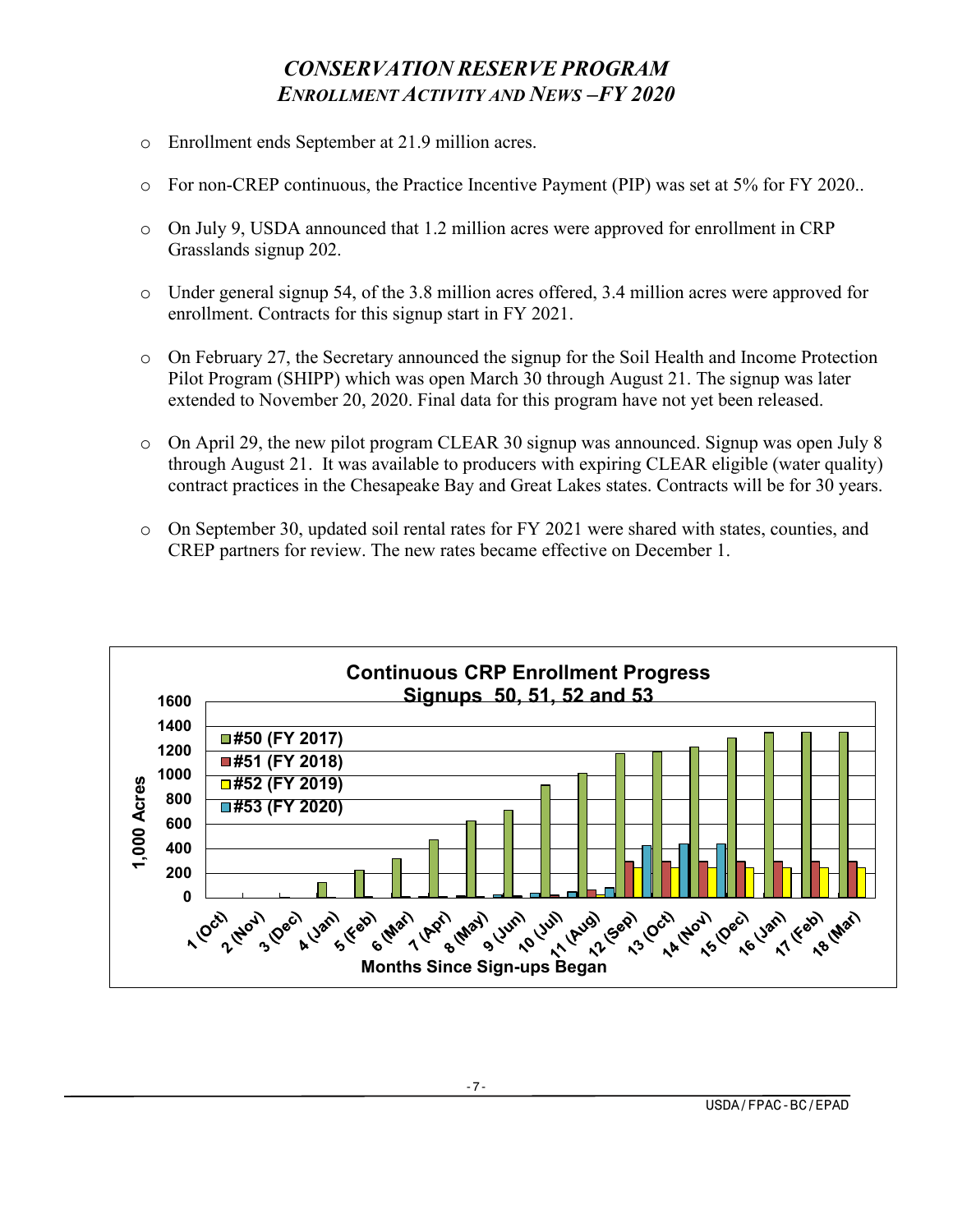# *CONSERVATION RESERVE PROGRAM*
## *ENROLLMENT ACTIVITY AND NEWS –FY 2020*

- Enrollment ends September at 21.9 million acres.
- For non-CREP continuous, the Practice Incentive Payment (PIP) was set at 5% for FY 2020..
- On July 9, USDA announced that 1.2 million acres were approved for enrollment in CRP Grasslands signup 202.
- Under general signup 54, of the 3.8 million acres offered, 3.4 million acres were approved for enrollment. Contracts for this signup start in FY 2021.
- On February 27, the Secretary announced the signup for the Soil Health and Income Protection Pilot Program (SHIPP) which was open March 30 through August 21. The signup was later extended to November 20, 2020. Final data for this program have not yet been released.
- On April 29, the new pilot program CLEAR 30 signup was announced. Signup was open July 8 through August 21. It was available to producers with expiring CLEAR eligible (water quality) contract practices in the Chesapeake Bay and Great Lakes states. Contracts will be for 30 years.
- On September 30, updated soil rental rates for FY 2021 were shared with states, counties, and CREP partners for review. The new rates became effective on December 1.

**Continuous CRP Enrollment Progress Signups 50, 51, 52 and 53**

Legend: #50 (FY 2017), #51 (FY 2018), #52 (FY 2019), #53 (FY 2020)

Y-axis: 1,000 Acres (0–1600)

X-axis: Months Since Sign-ups Began — 1 (Oct), 2 (Nov), 3 (Dec), 4 (Jan), 5 (Feb), 6 (Mar), 7 (Apr), 8 (May), 9 (Jun), 10 (Jul), 11 (Aug), 12 (Sep), 13 (Oct), 14 (Nov), 15 (Dec), 16 (Jan), 17 (Feb), 18 (Mar)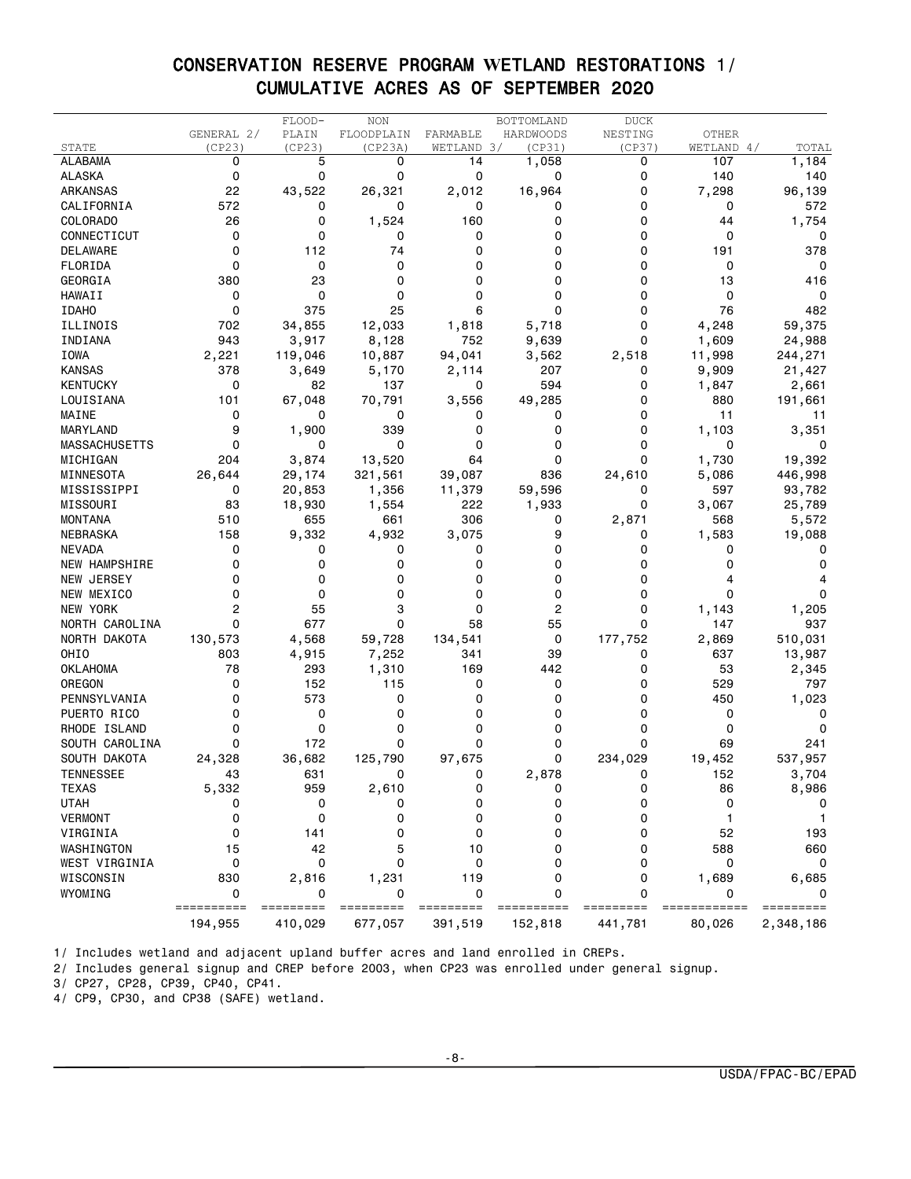# CONSERVATION RESERVE PROGRAM WETLAND RESTORATIONS 1/
## CUMULATIVE ACRES AS OF SEPTEMBER 2020

| STATE | GENERAL 2/ (CP23) | FLOOD-PLAIN (CP23) | NON FLOODPLAIN (CP23A) | FARMABLE WETLAND 3/ | BOTTOMLAND HARDWOODS (CP31) | DUCK NESTING (CP37) | OTHER WETLAND 4/ | TOTAL |
|---|---|---|---|---|---|---|---|---|
| ALABAMA | 0 | 5 | 0 | 14 | 1,058 | 0 | 107 | 1,184 |
| ALASKA | 0 | 0 | 0 | 0 | 0 | 0 | 140 | 140 |
| ARKANSAS | 22 | 43,522 | 26,321 | 2,012 | 16,964 | 0 | 7,298 | 96,139 |
| CALIFORNIA | 572 | 0 | 0 | 0 | 0 | 0 | 0 | 572 |
| COLORADO | 26 | 0 | 1,524 | 160 | 0 | 0 | 44 | 1,754 |
| CONNECTICUT | 0 | 0 | 0 | 0 | 0 | 0 | 0 | 0 |
| DELAWARE | 0 | 112 | 74 | 0 | 0 | 0 | 191 | 378 |
| FLORIDA | 0 | 0 | 0 | 0 | 0 | 0 | 0 | 0 |
| GEORGIA | 380 | 23 | 0 | 0 | 0 | 0 | 13 | 416 |
| HAWAII | 0 | 0 | 0 | 0 | 0 | 0 | 0 | 0 |
| IDAHO | 0 | 375 | 25 | 6 | 0 | 0 | 76 | 482 |
| ILLINOIS | 702 | 34,855 | 12,033 | 1,818 | 5,718 | 0 | 4,248 | 59,375 |
| INDIANA | 943 | 3,917 | 8,128 | 752 | 9,639 | 0 | 1,609 | 24,988 |
| IOWA | 2,221 | 119,046 | 10,887 | 94,041 | 3,562 | 2,518 | 11,998 | 244,271 |
| KANSAS | 378 | 3,649 | 5,170 | 2,114 | 207 | 0 | 9,909 | 21,427 |
| KENTUCKY | 0 | 82 | 137 | 0 | 594 | 0 | 1,847 | 2,661 |
| LOUISIANA | 101 | 67,048 | 70,791 | 3,556 | 49,285 | 0 | 880 | 191,661 |
| MAINE | 0 | 0 | 0 | 0 | 0 | 0 | 11 | 11 |
| MARYLAND | 9 | 1,900 | 339 | 0 | 0 | 0 | 1,103 | 3,351 |
| MASSACHUSETTS | 0 | 0 | 0 | 0 | 0 | 0 | 0 | 0 |
| MICHIGAN | 204 | 3,874 | 13,520 | 64 | 0 | 0 | 1,730 | 19,392 |
| MINNESOTA | 26,644 | 29,174 | 321,561 | 39,087 | 836 | 24,610 | 5,086 | 446,998 |
| MISSISSIPPI | 0 | 20,853 | 1,356 | 11,379 | 59,596 | 0 | 597 | 93,782 |
| MISSOURI | 83 | 18,930 | 1,554 | 222 | 1,933 | 0 | 3,067 | 25,789 |
| MONTANA | 510 | 655 | 661 | 306 | 0 | 2,871 | 568 | 5,572 |
| NEBRASKA | 158 | 9,332 | 4,932 | 3,075 | 9 | 0 | 1,583 | 19,088 |
| NEVADA | 0 | 0 | 0 | 0 | 0 | 0 | 0 | 0 |
| NEW HAMPSHIRE | 0 | 0 | 0 | 0 | 0 | 0 | 0 | 0 |
| NEW JERSEY | 0 | 0 | 0 | 0 | 0 | 0 | 4 | 4 |
| NEW MEXICO | 0 | 0 | 0 | 0 | 0 | 0 | 0 | 0 |
| NEW YORK | 2 | 55 | 3 | 0 | 2 | 0 | 1,143 | 1,205 |
| NORTH CAROLINA | 0 | 677 | 0 | 58 | 55 | 0 | 147 | 937 |
| NORTH DAKOTA | 130,573 | 4,568 | 59,728 | 134,541 | 0 | 177,752 | 2,869 | 510,031 |
| OHIO | 803 | 4,915 | 7,252 | 341 | 39 | 0 | 637 | 13,987 |
| OKLAHOMA | 78 | 293 | 1,310 | 169 | 442 | 0 | 53 | 2,345 |
| OREGON | 0 | 152 | 115 | 0 | 0 | 0 | 529 | 797 |
| PENNSYLVANIA | 0 | 573 | 0 | 0 | 0 | 0 | 450 | 1,023 |
| PUERTO RICO | 0 | 0 | 0 | 0 | 0 | 0 | 0 | 0 |
| RHODE ISLAND | 0 | 0 | 0 | 0 | 0 | 0 | 0 | 0 |
| SOUTH CAROLINA | 0 | 172 | 0 | 0 | 0 | 0 | 69 | 241 |
| SOUTH DAKOTA | 24,328 | 36,682 | 125,790 | 97,675 | 0 | 234,029 | 19,452 | 537,957 |
| TENNESSEE | 43 | 631 | 0 | 0 | 2,878 | 0 | 152 | 3,704 |
| TEXAS | 5,332 | 959 | 2,610 | 0 | 0 | 0 | 86 | 8,986 |
| UTAH | 0 | 0 | 0 | 0 | 0 | 0 | 0 | 0 |
| VERMONT | 0 | 0 | 0 | 0 | 0 | 0 | 1 | 1 |
| VIRGINIA | 0 | 141 | 0 | 0 | 0 | 0 | 52 | 193 |
| WASHINGTON | 15 | 42 | 5 | 10 | 0 | 0 | 588 | 660 |
| WEST VIRGINIA | 0 | 0 | 0 | 0 | 0 | 0 | 0 | 0 |
| WISCONSIN | 830 | 2,816 | 1,231 | 119 | 0 | 0 | 1,689 | 6,685 |
| WYOMING | 0 | 0 | 0 | 0 | 0 | 0 | 0 | 0 |
| | 194,955 | 410,029 | 677,057 | 391,519 | 152,818 | 441,781 | 80,026 | 2,348,186 |

1/ Includes wetland and adjacent upland buffer acres and land enrolled in CREPs.

2/ Includes general signup and CREP before 2003, when CP23 was enrolled under general signup.

3/ CP27, CP28, CP39, CP40, CP41.

4/ CP9, CP30, and CP38 (SAFE) wetland.

USDA/FPAC-BC/EPAD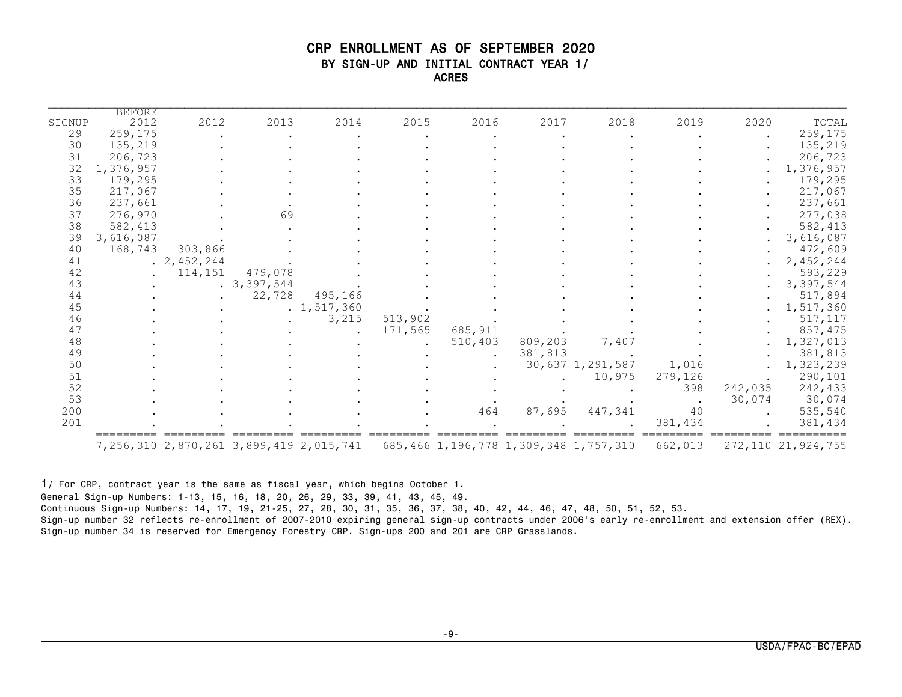# CRP ENROLLMENT AS OF SEPTEMBER 2020

## BY SIGN-UP AND INITIAL CONTRACT YEAR 1/

### ACRES

| SIGNUP | BEFORE 2012 | 2012 | 2013 | 2014 | 2015 | 2016 | 2017 | 2018 | 2019 | 2020 | TOTAL |
|---|---|---|---|---|---|---|---|---|---|---|---|
| 29 | 259,175 | . | . | . | . | . | . | . | . | . | 259,175 |
| 30 | 135,219 | . | . | . | . | . | . | . | . | . | 135,219 |
| 31 | 206,723 | . | . | . | . | . | . | . | . | . | 206,723 |
| 32 | 1,376,957 | . | . | . | . | . | . | . | . | . | 1,376,957 |
| 33 | 179,295 | . | . | . | . | . | . | . | . | . | 179,295 |
| 35 | 217,067 | . | . | . | . | . | . | . | . | . | 217,067 |
| 36 | 237,661 | . | . | . | . | . | . | . | . | . | 237,661 |
| 37 | 276,970 | . | 69 | . | . | . | . | . | . | . | 277,038 |
| 38 | 582,413 | . | . | . | . | . | . | . | . | . | 582,413 |
| 39 | 3,616,087 | . | . | . | . | . | . | . | . | . | 3,616,087 |
| 40 | 168,743 | 303,866 | . | . | . | . | . | . | . | . | 472,609 |
| 41 | . | 2,452,244 | . | . | . | . | . | . | . | . | 2,452,244 |
| 42 | . | 114,151 | 479,078 | . | . | . | . | . | . | . | 593,229 |
| 43 | . | . | 3,397,544 | . | . | . | . | . | . | . | 3,397,544 |
| 44 | . | . | 22,728 | 495,166 | . | . | . | . | . | . | 517,894 |
| 45 | . | . | . | 1,517,360 | . | . | . | . | . | . | 1,517,360 |
| 46 | . | . | . | 3,215 | 513,902 | . | . | . | . | . | 517,117 |
| 47 | . | . | . | . | 171,565 | 685,911 | . | . | . | . | 857,475 |
| 48 | . | . | . | . | . | 510,403 | 809,203 | 7,407 | . | . | 1,327,013 |
| 49 | . | . | . | . | . | . | 381,813 | . | . | . | 381,813 |
| 50 | . | . | . | . | . | . | 30,637 | 1,291,587 | 1,016 | . | 1,323,239 |
| 51 | . | . | . | . | . | . | . | 10,975 | 279,126 | . | 290,101 |
| 52 | . | . | . | . | . | . | . | . | 398 | 242,035 | 242,433 |
| 53 | . | . | . | . | . | . | . | . | . | 30,074 | 30,074 |
| 200 | . | . | . | . | . | 464 | 87,695 | 447,341 | 40 | . | 535,540 |
| 201 | . | . | . | . | . | . | . | . | 381,434 | . | 381,434 |
| | 7,256,310 | 2,870,261 | 3,899,419 | 2,015,741 | 685,466 | 1,196,778 | 1,309,348 | 1,757,310 | 662,013 | 272,110 | 21,924,755 |

1/ For CRP, contract year is the same as fiscal year, which begins October 1.

General Sign-up Numbers: 1-13, 15, 16, 18, 20, 26, 29, 33, 39, 41, 43, 45, 49.

Continuous Sign-up Numbers: 14, 17, 19, 21-25, 27, 28, 30, 31, 35, 36, 37, 38, 40, 42, 44, 46, 47, 48, 50, 51, 52, 53.

Sign-up number 32 reflects re-enrollment of 2007-2010 expiring general sign-up contracts under 2006's early re-enrollment and extension offer (REX).

Sign-up number 34 is reserved for Emergency Forestry CRP. Sign-ups 200 and 201 are CRP Grasslands.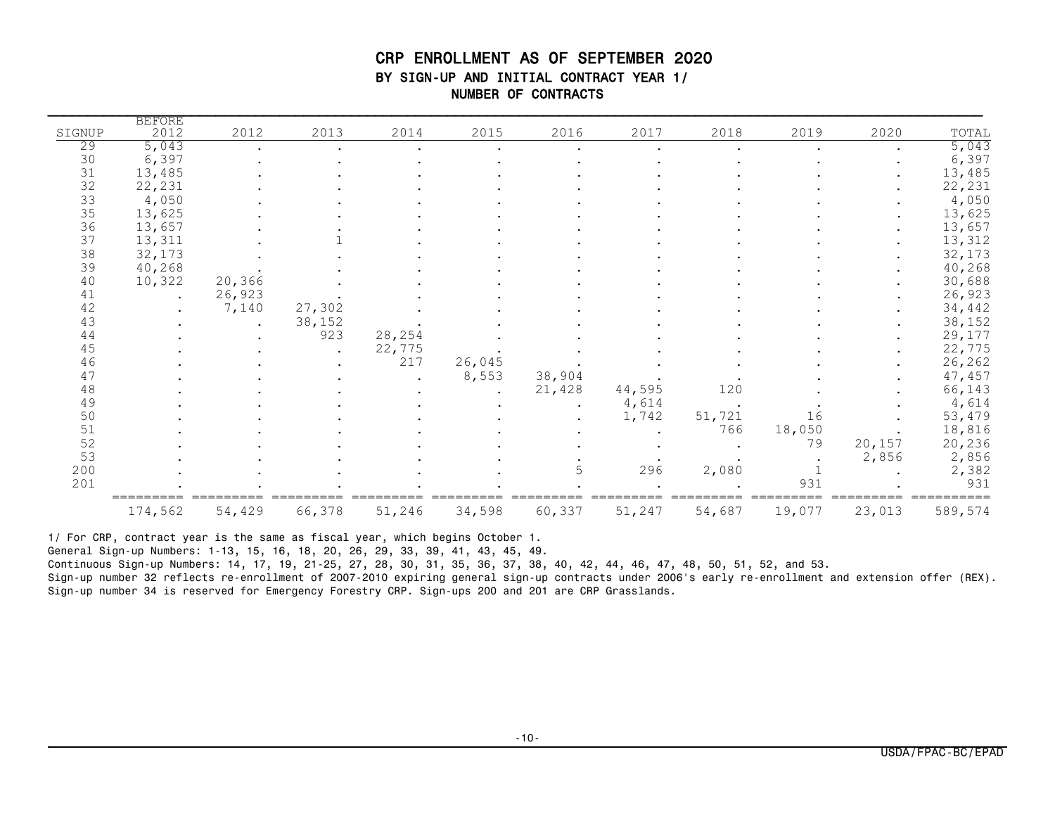# CRP ENROLLMENT AS OF SEPTEMBER 2020

## BY SIGN-UP AND INITIAL CONTRACT YEAR 1/

### NUMBER OF CONTRACTS

| SIGNUP | BEFORE 2012 | 2012 | 2013 | 2014 | 2015 | 2016 | 2017 | 2018 | 2019 | 2020 | TOTAL |
|---|---|---|---|---|---|---|---|---|---|---|---|
| 29 | 5,043 | . | . | . | . | . | . | . | . | . | 5,043 |
| 30 | 6,397 | . | . | . | . | . | . | . | . | . | 6,397 |
| 31 | 13,485 | . | . | . | . | . | . | . | . | . | 13,485 |
| 32 | 22,231 | . | . | . | . | . | . | . | . | . | 22,231 |
| 33 | 4,050 | . | . | . | . | . | . | . | . | . | 4,050 |
| 35 | 13,625 | . | . | . | . | . | . | . | . | . | 13,625 |
| 36 | 13,657 | . | . | . | . | . | . | . | . | . | 13,657 |
| 37 | 13,311 | . | 1 | . | . | . | . | . | . | . | 13,312 |
| 38 | 32,173 | . | . | . | . | . | . | . | . | . | 32,173 |
| 39 | 40,268 | . | . | . | . | . | . | . | . | . | 40,268 |
| 40 | 10,322 | 20,366 | . | . | . | . | . | . | . | . | 30,688 |
| 41 | . | 26,923 | . | . | . | . | . | . | . | . | 26,923 |
| 42 | . | 7,140 | 27,302 | . | . | . | . | . | . | . | 34,442 |
| 43 | . | . | 38,152 | . | . | . | . | . | . | . | 38,152 |
| 44 | . | . | 923 | 28,254 | . | . | . | . | . | . | 29,177 |
| 45 | . | . | . | 22,775 | . | . | . | . | . | . | 22,775 |
| 46 | . | . | . | 217 | 26,045 | . | . | . | . | . | 26,262 |
| 47 | . | . | . | . | 8,553 | 38,904 | . | . | . | . | 47,457 |
| 48 | . | . | . | . | . | 21,428 | 44,595 | 120 | . | . | 66,143 |
| 49 | . | . | . | . | . | . | 4,614 | . | . | . | 4,614 |
| 50 | . | . | . | . | . | . | 1,742 | 51,721 | 16 | . | 53,479 |
| 51 | . | . | . | . | . | . | . | 766 | 18,050 | . | 18,816 |
| 52 | . | . | . | . | . | . | . | . | 79 | 20,157 | 20,236 |
| 53 | . | . | . | . | . | . | . | . | . | 2,856 | 2,856 |
| 200 | . | . | . | . | . | 5 | 296 | 2,080 | 1 | . | 2,382 |
| 201 | . | . | . | . | . | . | . | . | 931 | . | 931 |
| | 174,562 | 54,429 | 66,378 | 51,246 | 34,598 | 60,337 | 51,247 | 54,687 | 19,077 | 23,013 | 589,574 |

1/ For CRP, contract year is the same as fiscal year, which begins October 1.

General Sign-up Numbers: 1-13, 15, 16, 18, 20, 26, 29, 33, 39, 41, 43, 45, 49.

Continuous Sign-up Numbers: 14, 17, 19, 21-25, 27, 28, 30, 31, 35, 36, 37, 38, 40, 42, 44, 46, 47, 48, 50, 51, 52, and 53.

Sign-up number 32 reflects re-enrollment of 2007-2010 expiring general sign-up contracts under 2006's early re-enrollment and extension offer (REX).

Sign-up number 34 is reserved for Emergency Forestry CRP. Sign-ups 200 and 201 are CRP Grasslands.

USDA/FPAC-BC/EPAD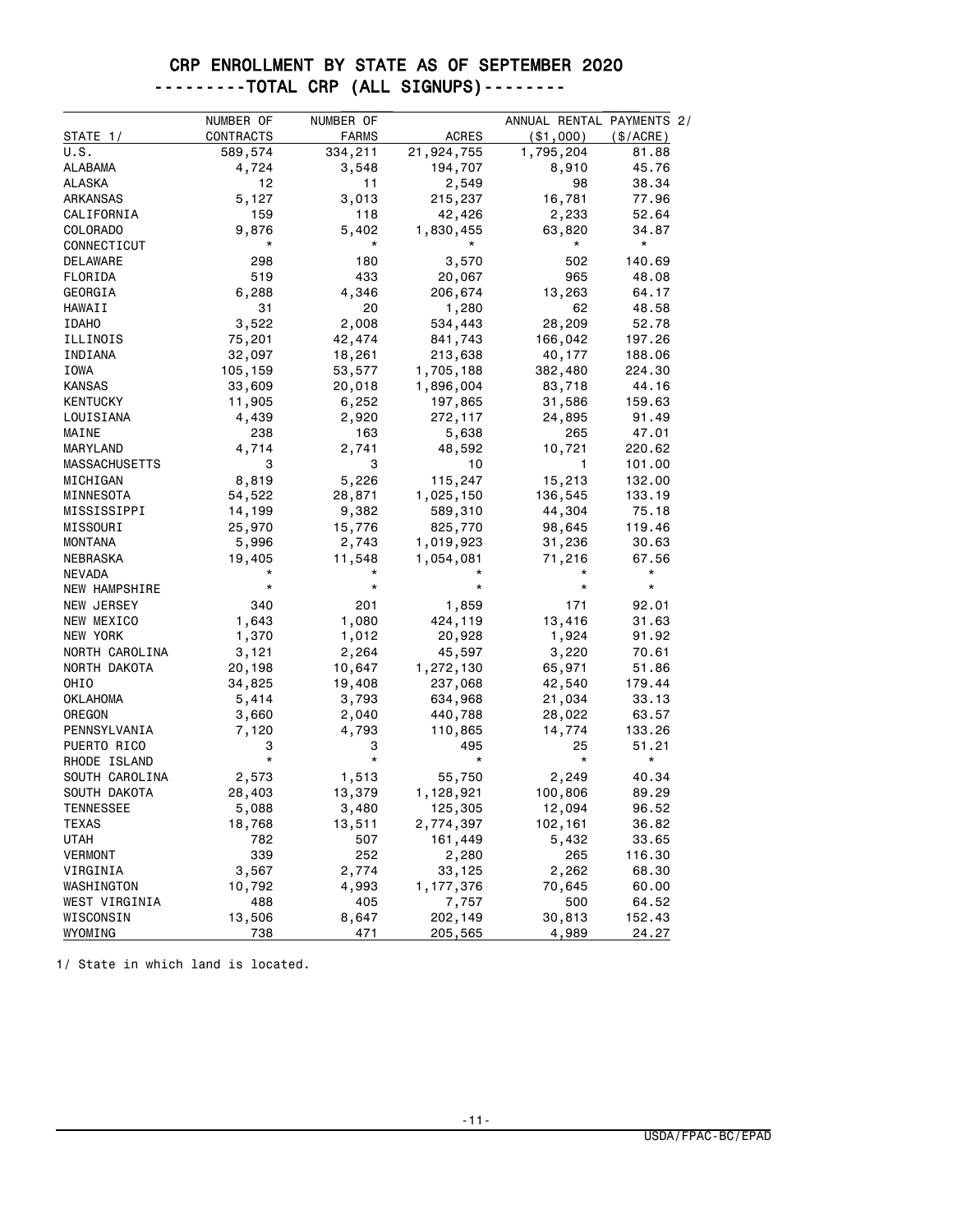# CRP ENROLLMENT BY STATE AS OF SEPTEMBER 2020

## ---------TOTAL CRP (ALL SIGNUPS)--------

| STATE 1/ | NUMBER OF CONTRACTS | NUMBER OF FARMS | ACRES | ANNUAL RENTAL PAYMENTS 2/ ($1,000) | ($/ACRE) |
|---|---|---|---|---|---|
| U.S. | 589,574 | 334,211 | 21,924,755 | 1,795,204 | 81.88 |
| ALABAMA | 4,724 | 3,548 | 194,707 | 8,910 | 45.76 |
| ALASKA | 12 | 11 | 2,549 | 98 | 38.34 |
| ARKANSAS | 5,127 | 3,013 | 215,237 | 16,781 | 77.96 |
| CALIFORNIA | 159 | 118 | 42,426 | 2,233 | 52.64 |
| COLORADO | 9,876 | 5,402 | 1,830,455 | 63,820 | 34.87 |
| CONNECTICUT | * | * | * | * | * |
| DELAWARE | 298 | 180 | 3,570 | 502 | 140.69 |
| FLORIDA | 519 | 433 | 20,067 | 965 | 48.08 |
| GEORGIA | 6,288 | 4,346 | 206,674 | 13,263 | 64.17 |
| HAWAII | 31 | 20 | 1,280 | 62 | 48.58 |
| IDAHO | 3,522 | 2,008 | 534,443 | 28,209 | 52.78 |
| ILLINOIS | 75,201 | 42,474 | 841,743 | 166,042 | 197.26 |
| INDIANA | 32,097 | 18,261 | 213,638 | 40,177 | 188.06 |
| IOWA | 105,159 | 53,577 | 1,705,188 | 382,480 | 224.30 |
| KANSAS | 33,609 | 20,018 | 1,896,004 | 83,718 | 44.16 |
| KENTUCKY | 11,905 | 6,252 | 197,865 | 31,586 | 159.63 |
| LOUISIANA | 4,439 | 2,920 | 272,117 | 24,895 | 91.49 |
| MAINE | 238 | 163 | 5,638 | 265 | 47.01 |
| MARYLAND | 4,714 | 2,741 | 48,592 | 10,721 | 220.62 |
| MASSACHUSETTS | 3 | 3 | 10 | 1 | 101.00 |
| MICHIGAN | 8,819 | 5,226 | 115,247 | 15,213 | 132.00 |
| MINNESOTA | 54,522 | 28,871 | 1,025,150 | 136,545 | 133.19 |
| MISSISSIPPI | 14,199 | 9,382 | 589,310 | 44,304 | 75.18 |
| MISSOURI | 25,970 | 15,776 | 825,770 | 98,645 | 119.46 |
| MONTANA | 5,996 | 2,743 | 1,019,923 | 31,236 | 30.63 |
| NEBRASKA | 19,405 | 11,548 | 1,054,081 | 71,216 | 67.56 |
| NEVADA | * | * | * | * | * |
| NEW HAMPSHIRE | * | * | * | * | * |
| NEW JERSEY | 340 | 201 | 1,859 | 171 | 92.01 |
| NEW MEXICO | 1,643 | 1,080 | 424,119 | 13,416 | 31.63 |
| NEW YORK | 1,370 | 1,012 | 20,928 | 1,924 | 91.92 |
| NORTH CAROLINA | 3,121 | 2,264 | 45,597 | 3,220 | 70.61 |
| NORTH DAKOTA | 20,198 | 10,647 | 1,272,130 | 65,971 | 51.86 |
| OHIO | 34,825 | 19,408 | 237,068 | 42,540 | 179.44 |
| OKLAHOMA | 5,414 | 3,793 | 634,968 | 21,034 | 33.13 |
| OREGON | 3,660 | 2,040 | 440,788 | 28,022 | 63.57 |
| PENNSYLVANIA | 7,120 | 4,793 | 110,865 | 14,774 | 133.26 |
| PUERTO RICO | 3 | 3 | 495 | 25 | 51.21 |
| RHODE ISLAND | * | * | * | * | * |
| SOUTH CAROLINA | 2,573 | 1,513 | 55,750 | 2,249 | 40.34 |
| SOUTH DAKOTA | 28,403 | 13,379 | 1,128,921 | 100,806 | 89.29 |
| TENNESSEE | 5,088 | 3,480 | 125,305 | 12,094 | 96.52 |
| TEXAS | 18,768 | 13,511 | 2,774,397 | 102,161 | 36.82 |
| UTAH | 782 | 507 | 161,449 | 5,432 | 33.65 |
| VERMONT | 339 | 252 | 2,280 | 265 | 116.30 |
| VIRGINIA | 3,567 | 2,774 | 33,125 | 2,262 | 68.30 |
| WASHINGTON | 10,792 | 4,993 | 1,177,376 | 70,645 | 60.00 |
| WEST VIRGINIA | 488 | 405 | 7,757 | 500 | 64.52 |
| WISCONSIN | 13,506 | 8,647 | 202,149 | 30,813 | 152.43 |
| WYOMING | 738 | 471 | 205,565 | 4,989 | 24.27 |

1/ State in which land is located.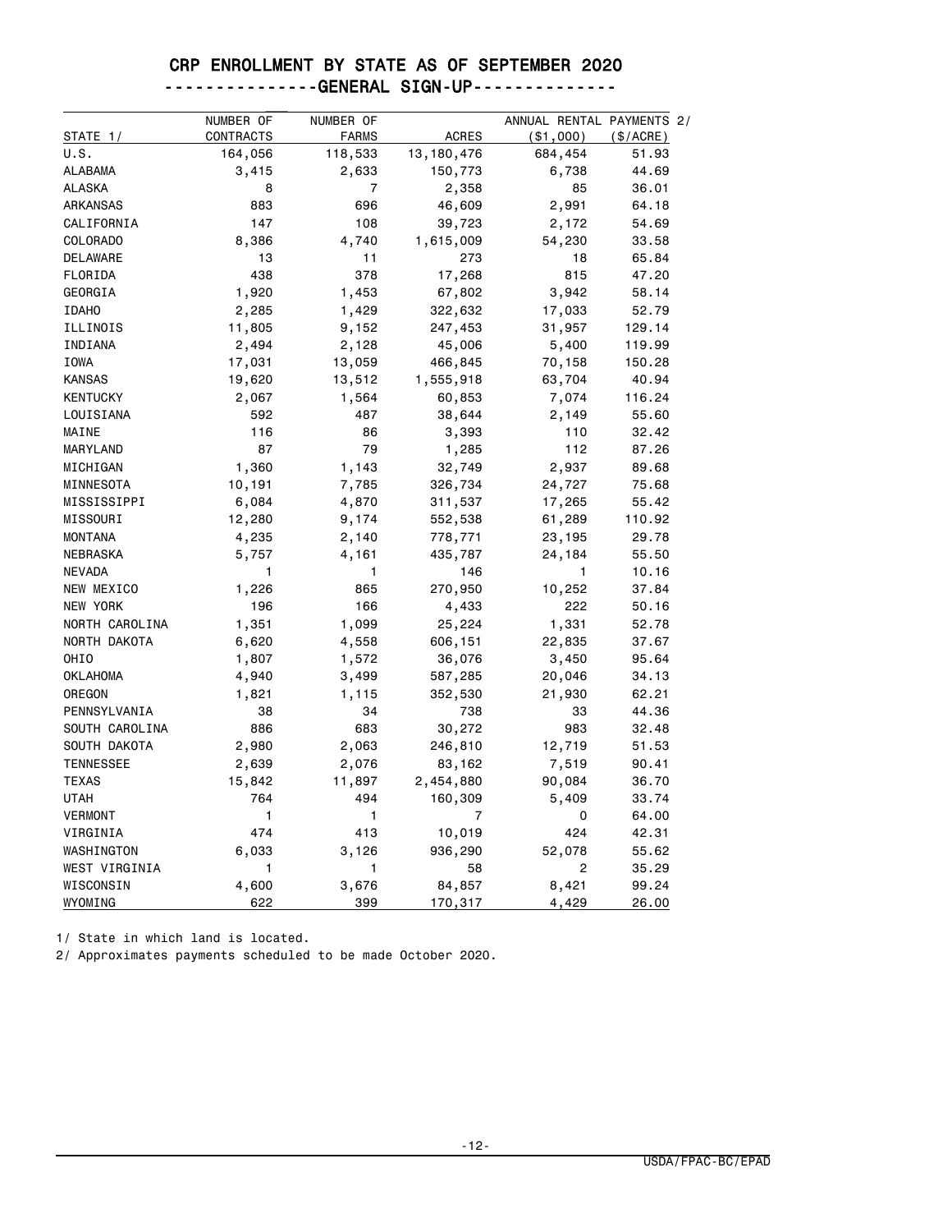# CRP ENROLLMENT BY STATE AS OF SEPTEMBER 2020

## --------------GENERAL SIGN-UP-------------

| STATE 1/ | NUMBER OF CONTRACTS | NUMBER OF FARMS | ACRES | ANNUAL RENTAL PAYMENTS 2/ ($1,000) | ($/ACRE) |
|---|---|---|---|---|---|
| U.S. | 164,056 | 118,533 | 13,180,476 | 684,454 | 51.93 |
| ALABAMA | 3,415 | 2,633 | 150,773 | 6,738 | 44.69 |
| ALASKA | 8 | 7 | 2,358 | 85 | 36.01 |
| ARKANSAS | 883 | 696 | 46,609 | 2,991 | 64.18 |
| CALIFORNIA | 147 | 108 | 39,723 | 2,172 | 54.69 |
| COLORADO | 8,386 | 4,740 | 1,615,009 | 54,230 | 33.58 |
| DELAWARE | 13 | 11 | 273 | 18 | 65.84 |
| FLORIDA | 438 | 378 | 17,268 | 815 | 47.20 |
| GEORGIA | 1,920 | 1,453 | 67,802 | 3,942 | 58.14 |
| IDAHO | 2,285 | 1,429 | 322,632 | 17,033 | 52.79 |
| ILLINOIS | 11,805 | 9,152 | 247,453 | 31,957 | 129.14 |
| INDIANA | 2,494 | 2,128 | 45,006 | 5,400 | 119.99 |
| IOWA | 17,031 | 13,059 | 466,845 | 70,158 | 150.28 |
| KANSAS | 19,620 | 13,512 | 1,555,918 | 63,704 | 40.94 |
| KENTUCKY | 2,067 | 1,564 | 60,853 | 7,074 | 116.24 |
| LOUISIANA | 592 | 487 | 38,644 | 2,149 | 55.60 |
| MAINE | 116 | 86 | 3,393 | 110 | 32.42 |
| MARYLAND | 87 | 79 | 1,285 | 112 | 87.26 |
| MICHIGAN | 1,360 | 1,143 | 32,749 | 2,937 | 89.68 |
| MINNESOTA | 10,191 | 7,785 | 326,734 | 24,727 | 75.68 |
| MISSISSIPPI | 6,084 | 4,870 | 311,537 | 17,265 | 55.42 |
| MISSOURI | 12,280 | 9,174 | 552,538 | 61,289 | 110.92 |
| MONTANA | 4,235 | 2,140 | 778,771 | 23,195 | 29.78 |
| NEBRASKA | 5,757 | 4,161 | 435,787 | 24,184 | 55.50 |
| NEVADA | 1 | 1 | 146 | 1 | 10.16 |
| NEW MEXICO | 1,226 | 865 | 270,950 | 10,252 | 37.84 |
| NEW YORK | 196 | 166 | 4,433 | 222 | 50.16 |
| NORTH CAROLINA | 1,351 | 1,099 | 25,224 | 1,331 | 52.78 |
| NORTH DAKOTA | 6,620 | 4,558 | 606,151 | 22,835 | 37.67 |
| OHIO | 1,807 | 1,572 | 36,076 | 3,450 | 95.64 |
| OKLAHOMA | 4,940 | 3,499 | 587,285 | 20,046 | 34.13 |
| OREGON | 1,821 | 1,115 | 352,530 | 21,930 | 62.21 |
| PENNSYLVANIA | 38 | 34 | 738 | 33 | 44.36 |
| SOUTH CAROLINA | 886 | 683 | 30,272 | 983 | 32.48 |
| SOUTH DAKOTA | 2,980 | 2,063 | 246,810 | 12,719 | 51.53 |
| TENNESSEE | 2,639 | 2,076 | 83,162 | 7,519 | 90.41 |
| TEXAS | 15,842 | 11,897 | 2,454,880 | 90,084 | 36.70 |
| UTAH | 764 | 494 | 160,309 | 5,409 | 33.74 |
| VERMONT | 1 | 1 | 7 | 0 | 64.00 |
| VIRGINIA | 474 | 413 | 10,019 | 424 | 42.31 |
| WASHINGTON | 6,033 | 3,126 | 936,290 | 52,078 | 55.62 |
| WEST VIRGINIA | 1 | 1 | 58 | 2 | 35.29 |
| WISCONSIN | 4,600 | 3,676 | 84,857 | 8,421 | 99.24 |
| WYOMING | 622 | 399 | 170,317 | 4,429 | 26.00 |

1/ State in which land is located.

2/ Approximates payments scheduled to be made October 2020.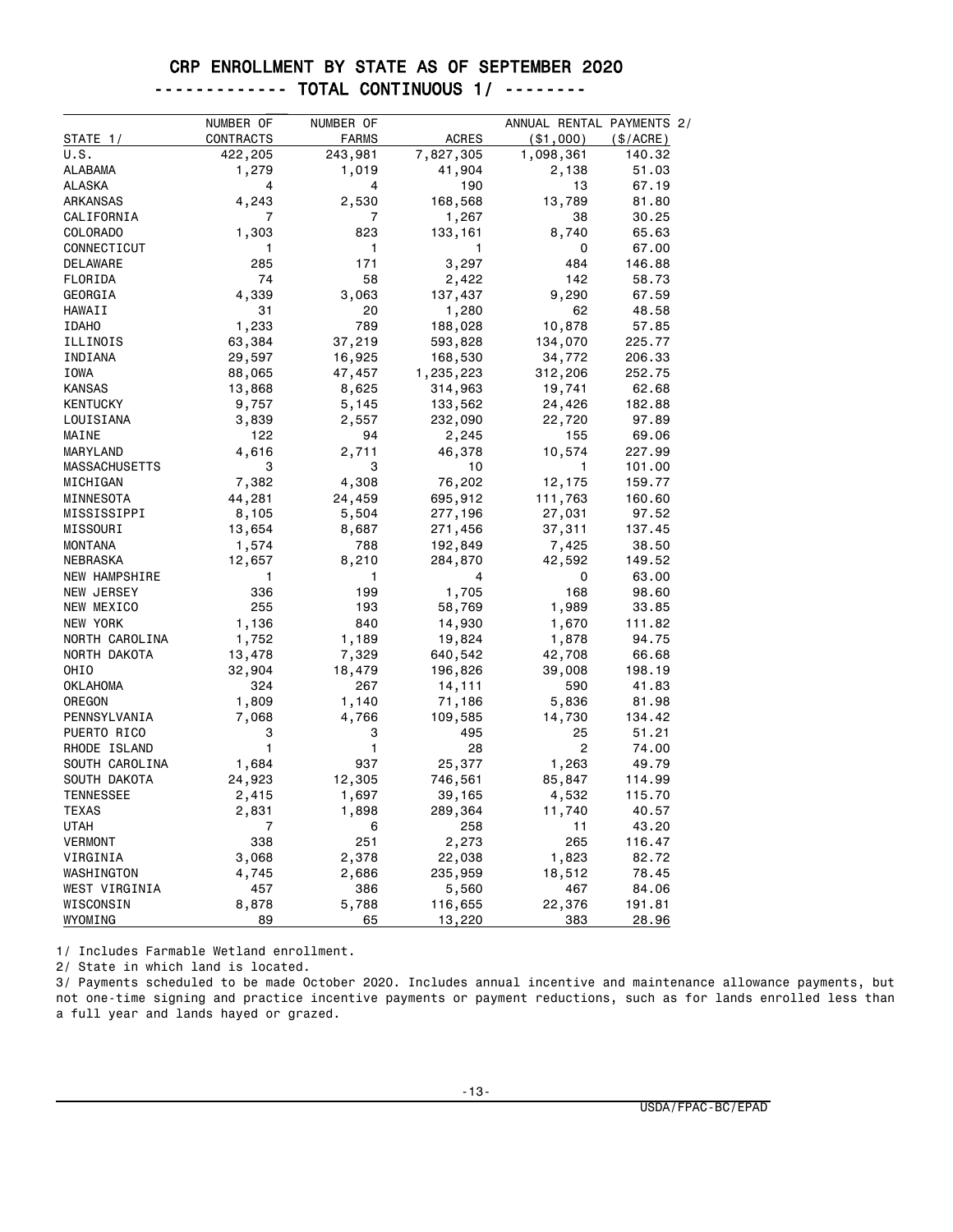# CRP ENROLLMENT BY STATE AS OF SEPTEMBER 2020

## ------------- TOTAL CONTINUOUS 1/ --------

| STATE 1/ | NUMBER OF CONTRACTS | NUMBER OF FARMS | ACRES | ANNUAL RENTAL PAYMENTS 2/ ($1,000) | ($/ACRE) |
|---|---|---|---|---|---|
| U.S. | 422,205 | 243,981 | 7,827,305 | 1,098,361 | 140.32 |
| ALABAMA | 1,279 | 1,019 | 41,904 | 2,138 | 51.03 |
| ALASKA | 4 | 4 | 190 | 13 | 67.19 |
| ARKANSAS | 4,243 | 2,530 | 168,568 | 13,789 | 81.80 |
| CALIFORNIA | 7 | 7 | 1,267 | 38 | 30.25 |
| COLORADO | 1,303 | 823 | 133,161 | 8,740 | 65.63 |
| CONNECTICUT | 1 | 1 | 1 | 0 | 67.00 |
| DELAWARE | 285 | 171 | 3,297 | 484 | 146.88 |
| FLORIDA | 74 | 58 | 2,422 | 142 | 58.73 |
| GEORGIA | 4,339 | 3,063 | 137,437 | 9,290 | 67.59 |
| HAWAII | 31 | 20 | 1,280 | 62 | 48.58 |
| IDAHO | 1,233 | 789 | 188,028 | 10,878 | 57.85 |
| ILLINOIS | 63,384 | 37,219 | 593,828 | 134,070 | 225.77 |
| INDIANA | 29,597 | 16,925 | 168,530 | 34,772 | 206.33 |
| IOWA | 88,065 | 47,457 | 1,235,223 | 312,206 | 252.75 |
| KANSAS | 13,868 | 8,625 | 314,963 | 19,741 | 62.68 |
| KENTUCKY | 9,757 | 5,145 | 133,562 | 24,426 | 182.88 |
| LOUISIANA | 3,839 | 2,557 | 232,090 | 22,720 | 97.89 |
| MAINE | 122 | 94 | 2,245 | 155 | 69.06 |
| MARYLAND | 4,616 | 2,711 | 46,378 | 10,574 | 227.99 |
| MASSACHUSETTS | 3 | 3 | 10 | 1 | 101.00 |
| MICHIGAN | 7,382 | 4,308 | 76,202 | 12,175 | 159.77 |
| MINNESOTA | 44,281 | 24,459 | 695,912 | 111,763 | 160.60 |
| MISSISSIPPI | 8,105 | 5,504 | 277,196 | 27,031 | 97.52 |
| MISSOURI | 13,654 | 8,687 | 271,456 | 37,311 | 137.45 |
| MONTANA | 1,574 | 788 | 192,849 | 7,425 | 38.50 |
| NEBRASKA | 12,657 | 8,210 | 284,870 | 42,592 | 149.52 |
| NEW HAMPSHIRE | 1 | 1 | 4 | 0 | 63.00 |
| NEW JERSEY | 336 | 199 | 1,705 | 168 | 98.60 |
| NEW MEXICO | 255 | 193 | 58,769 | 1,989 | 33.85 |
| NEW YORK | 1,136 | 840 | 14,930 | 1,670 | 111.82 |
| NORTH CAROLINA | 1,752 | 1,189 | 19,824 | 1,878 | 94.75 |
| NORTH DAKOTA | 13,478 | 7,329 | 640,542 | 42,708 | 66.68 |
| OHIO | 32,904 | 18,479 | 196,826 | 39,008 | 198.19 |
| OKLAHOMA | 324 | 267 | 14,111 | 590 | 41.83 |
| OREGON | 1,809 | 1,140 | 71,186 | 5,836 | 81.98 |
| PENNSYLVANIA | 7,068 | 4,766 | 109,585 | 14,730 | 134.42 |
| PUERTO RICO | 3 | 3 | 495 | 25 | 51.21 |
| RHODE ISLAND | 1 | 1 | 28 | 2 | 74.00 |
| SOUTH CAROLINA | 1,684 | 937 | 25,377 | 1,263 | 49.79 |
| SOUTH DAKOTA | 24,923 | 12,305 | 746,561 | 85,847 | 114.99 |
| TENNESSEE | 2,415 | 1,697 | 39,165 | 4,532 | 115.70 |
| TEXAS | 2,831 | 1,898 | 289,364 | 11,740 | 40.57 |
| UTAH | 7 | 6 | 258 | 11 | 43.20 |
| VERMONT | 338 | 251 | 2,273 | 265 | 116.47 |
| VIRGINIA | 3,068 | 2,378 | 22,038 | 1,823 | 82.72 |
| WASHINGTON | 4,745 | 2,686 | 235,959 | 18,512 | 78.45 |
| WEST VIRGINIA | 457 | 386 | 5,560 | 467 | 84.06 |
| WISCONSIN | 8,878 | 5,788 | 116,655 | 22,376 | 191.81 |
| WYOMING | 89 | 65 | 13,220 | 383 | 28.96 |

1/ Includes Farmable Wetland enrollment.

2/ State in which land is located.

3/ Payments scheduled to be made October 2020. Includes annual incentive and maintenance allowance payments, but not one-time signing and practice incentive payments or payment reductions, such as for lands enrolled less than a full year and lands hayed or grazed.

USDA/FPAC-BC/EPAD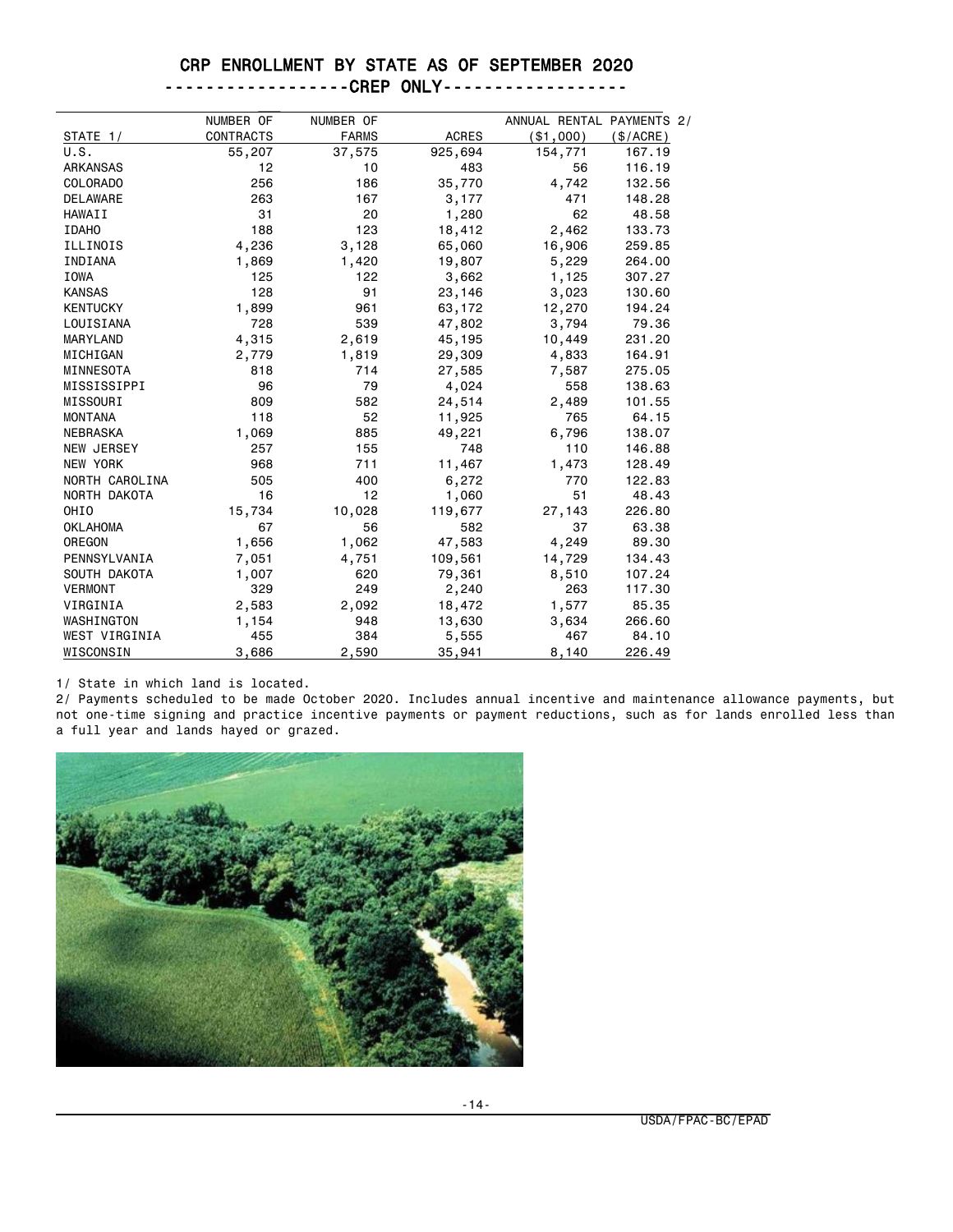# CRP ENROLLMENT BY STATE AS OF SEPTEMBER 2020

## ------------------CREP ONLY------------------

| STATE 1/ | NUMBER OF CONTRACTS | NUMBER OF FARMS | ACRES | ANNUAL RENTAL PAYMENTS 2/ ($1,000) | ($/ACRE) |
|---|---|---|---|---|---|
| U.S. | 55,207 | 37,575 | 925,694 | 154,771 | 167.19 |
| ARKANSAS | 12 | 10 | 483 | 56 | 116.19 |
| COLORADO | 256 | 186 | 35,770 | 4,742 | 132.56 |
| DELAWARE | 263 | 167 | 3,177 | 471 | 148.28 |
| HAWAII | 31 | 20 | 1,280 | 62 | 48.58 |
| IDAHO | 188 | 123 | 18,412 | 2,462 | 133.73 |
| ILLINOIS | 4,236 | 3,128 | 65,060 | 16,906 | 259.85 |
| INDIANA | 1,869 | 1,420 | 19,807 | 5,229 | 264.00 |
| IOWA | 125 | 122 | 3,662 | 1,125 | 307.27 |
| KANSAS | 128 | 91 | 23,146 | 3,023 | 130.60 |
| KENTUCKY | 1,899 | 961 | 63,172 | 12,270 | 194.24 |
| LOUISIANA | 728 | 539 | 47,802 | 3,794 | 79.36 |
| MARYLAND | 4,315 | 2,619 | 45,195 | 10,449 | 231.20 |
| MICHIGAN | 2,779 | 1,819 | 29,309 | 4,833 | 164.91 |
| MINNESOTA | 818 | 714 | 27,585 | 7,587 | 275.05 |
| MISSISSIPPI | 96 | 79 | 4,024 | 558 | 138.63 |
| MISSOURI | 809 | 582 | 24,514 | 2,489 | 101.55 |
| MONTANA | 118 | 52 | 11,925 | 765 | 64.15 |
| NEBRASKA | 1,069 | 885 | 49,221 | 6,796 | 138.07 |
| NEW JERSEY | 257 | 155 | 748 | 110 | 146.88 |
| NEW YORK | 968 | 711 | 11,467 | 1,473 | 128.49 |
| NORTH CAROLINA | 505 | 400 | 6,272 | 770 | 122.83 |
| NORTH DAKOTA | 16 | 12 | 1,060 | 51 | 48.43 |
| OHIO | 15,734 | 10,028 | 119,677 | 27,143 | 226.80 |
| OKLAHOMA | 67 | 56 | 582 | 37 | 63.38 |
| OREGON | 1,656 | 1,062 | 47,583 | 4,249 | 89.30 |
| PENNSYLVANIA | 7,051 | 4,751 | 109,561 | 14,729 | 134.43 |
| SOUTH DAKOTA | 1,007 | 620 | 79,361 | 8,510 | 107.24 |
| VERMONT | 329 | 249 | 2,240 | 263 | 117.30 |
| VIRGINIA | 2,583 | 2,092 | 18,472 | 1,577 | 85.35 |
| WASHINGTON | 1,154 | 948 | 13,630 | 3,634 | 266.60 |
| WEST VIRGINIA | 455 | 384 | 5,555 | 467 | 84.10 |
| WISCONSIN | 3,686 | 2,590 | 35,941 | 8,140 | 226.49 |

1/ State in which land is located.

2/ Payments scheduled to be made October 2020. Includes annual incentive and maintenance allowance payments, but not one-time signing and practice incentive payments or payment reductions, such as for lands enrolled less than a full year and lands hayed or grazed.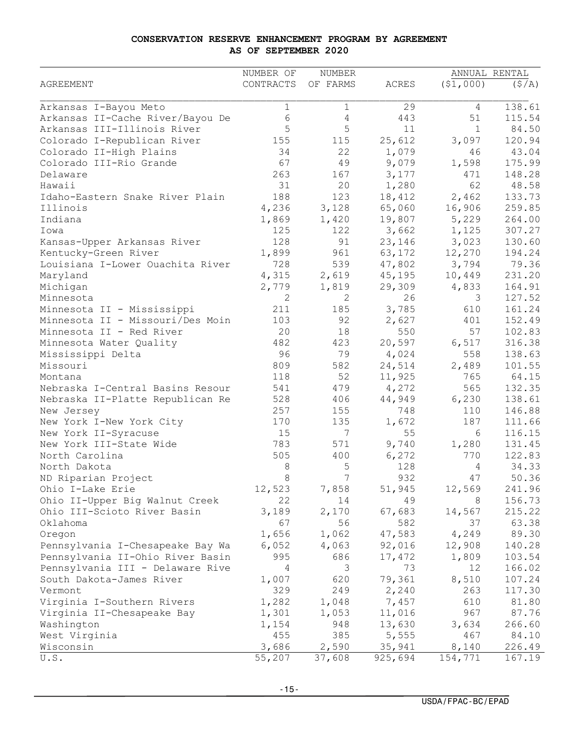# CONSERVATION RESERVE ENHANCEMENT PROGRAM BY AGREEMENT
## AS OF SEPTEMBER 2020

| AGREEMENT | NUMBER OF CONTRACTS | NUMBER OF FARMS | ACRES | ANNUAL RENTAL ($1,000) | ANNUAL RENTAL ($/A) |
|---|---|---|---|---|---|
| Arkansas I-Bayou Meto | 1 | 1 | 29 | 4 | 138.61 |
| Arkansas II-Cache River/Bayou De | 6 | 4 | 443 | 51 | 115.54 |
| Arkansas III-Illinois River | 5 | 5 | 11 | 1 | 84.50 |
| Colorado I-Republican River | 155 | 115 | 25,612 | 3,097 | 120.94 |
| Colorado II-High Plains | 34 | 22 | 1,079 | 46 | 43.04 |
| Colorado III-Rio Grande | 67 | 49 | 9,079 | 1,598 | 175.99 |
| Delaware | 263 | 167 | 3,177 | 471 | 148.28 |
| Hawaii | 31 | 20 | 1,280 | 62 | 48.58 |
| Idaho-Eastern Snake River Plain | 188 | 123 | 18,412 | 2,462 | 133.73 |
| Illinois | 4,236 | 3,128 | 65,060 | 16,906 | 259.85 |
| Indiana | 1,869 | 1,420 | 19,807 | 5,229 | 264.00 |
| Iowa | 125 | 122 | 3,662 | 1,125 | 307.27 |
| Kansas-Upper Arkansas River | 128 | 91 | 23,146 | 3,023 | 130.60 |
| Kentucky-Green River | 1,899 | 961 | 63,172 | 12,270 | 194.24 |
| Louisiana I-Lower Ouachita River | 728 | 539 | 47,802 | 3,794 | 79.36 |
| Maryland | 4,315 | 2,619 | 45,195 | 10,449 | 231.20 |
| Michigan | 2,779 | 1,819 | 29,309 | 4,833 | 164.91 |
| Minnesota | 2 | 2 | 26 | 3 | 127.52 |
| Minnesota II - Mississippi | 211 | 185 | 3,785 | 610 | 161.24 |
| Minnesota II - Missouri/Des Moin | 103 | 92 | 2,627 | 401 | 152.49 |
| Minnesota II - Red River | 20 | 18 | 550 | 57 | 102.83 |
| Minnesota Water Quality | 482 | 423 | 20,597 | 6,517 | 316.38 |
| Mississippi Delta | 96 | 79 | 4,024 | 558 | 138.63 |
| Missouri | 809 | 582 | 24,514 | 2,489 | 101.55 |
| Montana | 118 | 52 | 11,925 | 765 | 64.15 |
| Nebraska I-Central Basins Resour | 541 | 479 | 4,272 | 565 | 132.35 |
| Nebraska II-Platte Republican Re | 528 | 406 | 44,949 | 6,230 | 138.61 |
| New Jersey | 257 | 155 | 748 | 110 | 146.88 |
| New York I-New York City | 170 | 135 | 1,672 | 187 | 111.66 |
| New York II-Syracuse | 15 | 7 | 55 | 6 | 116.15 |
| New York III-State Wide | 783 | 571 | 9,740 | 1,280 | 131.45 |
| North Carolina | 505 | 400 | 6,272 | 770 | 122.83 |
| North Dakota | 8 | 5 | 128 | 4 | 34.33 |
| ND Riparian Project | 8 | 7 | 932 | 47 | 50.36 |
| Ohio I-Lake Erie | 12,523 | 7,858 | 51,945 | 12,569 | 241.96 |
| Ohio II-Upper Big Walnut Creek | 22 | 14 | 49 | 8 | 156.73 |
| Ohio III-Scioto River Basin | 3,189 | 2,170 | 67,683 | 14,567 | 215.22 |
| Oklahoma | 67 | 56 | 582 | 37 | 63.38 |
| Oregon | 1,656 | 1,062 | 47,583 | 4,249 | 89.30 |
| Pennsylvania I-Chesapeake Bay Wa | 6,052 | 4,063 | 92,016 | 12,908 | 140.28 |
| Pennsylvania II-Ohio River Basin | 995 | 686 | 17,472 | 1,809 | 103.54 |
| Pennsylvania III - Delaware Rive | 4 | 3 | 73 | 12 | 166.02 |
| South Dakota-James River | 1,007 | 620 | 79,361 | 8,510 | 107.24 |
| Vermont | 329 | 249 | 2,240 | 263 | 117.30 |
| Virginia I-Southern Rivers | 1,282 | 1,048 | 7,457 | 610 | 81.80 |
| Virginia II-Chesapeake Bay | 1,301 | 1,053 | 11,016 | 967 | 87.76 |
| Washington | 1,154 | 948 | 13,630 | 3,634 | 266.60 |
| West Virginia | 455 | 385 | 5,555 | 467 | 84.10 |
| Wisconsin | 3,686 | 2,590 | 35,941 | 8,140 | 226.49 |
| U.S. | 55,207 | 37,608 | 925,694 | 154,771 | 167.19 |

USDA/FPAC-BC/EPAD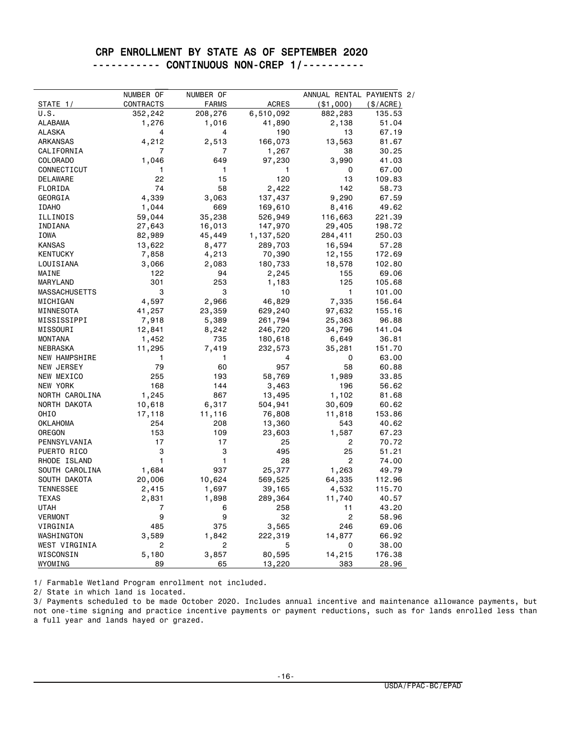# CRP ENROLLMENT BY STATE AS OF SEPTEMBER 2020

## ---------- CONTINUOUS NON-CREP 1/----------

| STATE 1/ | NUMBER OF CONTRACTS | NUMBER OF FARMS | ACRES | ANNUAL RENTAL PAYMENTS 2/ ($1,000) | ($/ACRE) |
|---|---|---|---|---|---|
| U.S. | 352,242 | 208,276 | 6,510,092 | 882,283 | 135.53 |
| ALABAMA | 1,276 | 1,016 | 41,890 | 2,138 | 51.04 |
| ALASKA | 4 | 4 | 190 | 13 | 67.19 |
| ARKANSAS | 4,212 | 2,513 | 166,073 | 13,563 | 81.67 |
| CALIFORNIA | 7 | 7 | 1,267 | 38 | 30.25 |
| COLORADO | 1,046 | 649 | 97,230 | 3,990 | 41.03 |
| CONNECTICUT | 1 | 1 | 1 | 0 | 67.00 |
| DELAWARE | 22 | 15 | 120 | 13 | 109.83 |
| FLORIDA | 74 | 58 | 2,422 | 142 | 58.73 |
| GEORGIA | 4,339 | 3,063 | 137,437 | 9,290 | 67.59 |
| IDAHO | 1,044 | 669 | 169,610 | 8,416 | 49.62 |
| ILLINOIS | 59,044 | 35,238 | 526,949 | 116,663 | 221.39 |
| INDIANA | 27,643 | 16,013 | 147,970 | 29,405 | 198.72 |
| IOWA | 82,989 | 45,449 | 1,137,520 | 284,411 | 250.03 |
| KANSAS | 13,622 | 8,477 | 289,703 | 16,594 | 57.28 |
| KENTUCKY | 7,858 | 4,213 | 70,390 | 12,155 | 172.69 |
| LOUISIANA | 3,066 | 2,083 | 180,733 | 18,578 | 102.80 |
| MAINE | 122 | 94 | 2,245 | 155 | 69.06 |
| MARYLAND | 301 | 253 | 1,183 | 125 | 105.68 |
| MASSACHUSETTS | 3 | 3 | 10 | 1 | 101.00 |
| MICHIGAN | 4,597 | 2,966 | 46,829 | 7,335 | 156.64 |
| MINNESOTA | 41,257 | 23,359 | 629,240 | 97,632 | 155.16 |
| MISSISSIPPI | 7,918 | 5,389 | 261,794 | 25,363 | 96.88 |
| MISSOURI | 12,841 | 8,242 | 246,720 | 34,796 | 141.04 |
| MONTANA | 1,452 | 735 | 180,618 | 6,649 | 36.81 |
| NEBRASKA | 11,295 | 7,419 | 232,573 | 35,281 | 151.70 |
| NEW HAMPSHIRE | 1 | 1 | 4 | 0 | 63.00 |
| NEW JERSEY | 79 | 60 | 957 | 58 | 60.88 |
| NEW MEXICO | 255 | 193 | 58,769 | 1,989 | 33.85 |
| NEW YORK | 168 | 144 | 3,463 | 196 | 56.62 |
| NORTH CAROLINA | 1,245 | 867 | 13,495 | 1,102 | 81.68 |
| NORTH DAKOTA | 10,618 | 6,317 | 504,941 | 30,609 | 60.62 |
| OHIO | 17,118 | 11,116 | 76,808 | 11,818 | 153.86 |
| OKLAHOMA | 254 | 208 | 13,360 | 543 | 40.62 |
| OREGON | 153 | 109 | 23,603 | 1,587 | 67.23 |
| PENNSYLVANIA | 17 | 17 | 25 | 2 | 70.72 |
| PUERTO RICO | 3 | 3 | 495 | 25 | 51.21 |
| RHODE ISLAND | 1 | 1 | 28 | 2 | 74.00 |
| SOUTH CAROLINA | 1,684 | 937 | 25,377 | 1,263 | 49.79 |
| SOUTH DAKOTA | 20,006 | 10,624 | 569,525 | 64,335 | 112.96 |
| TENNESSEE | 2,415 | 1,697 | 39,165 | 4,532 | 115.70 |
| TEXAS | 2,831 | 1,898 | 289,364 | 11,740 | 40.57 |
| UTAH | 7 | 6 | 258 | 11 | 43.20 |
| VERMONT | 9 | 9 | 32 | 2 | 58.96 |
| VIRGINIA | 485 | 375 | 3,565 | 246 | 69.06 |
| WASHINGTON | 3,589 | 1,842 | 222,319 | 14,877 | 66.92 |
| WEST VIRGINIA | 2 | 2 | 5 | 0 | 38.00 |
| WISCONSIN | 5,180 | 3,857 | 80,595 | 14,215 | 176.38 |
| WYOMING | 89 | 65 | 13,220 | 383 | 28.96 |

1/ Farmable Wetland Program enrollment not included.

2/ State in which land is located.

3/ Payments scheduled to be made October 2020. Includes annual incentive and maintenance allowance payments, but not one-time signing and practice incentive payments or payment reductions, such as for lands enrolled less than a full year and lands hayed or grazed.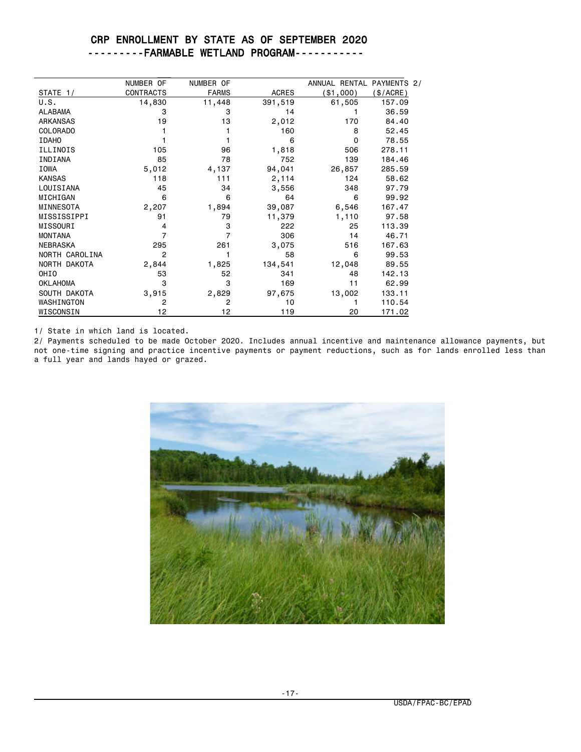# CRP ENROLLMENT BY STATE AS OF SEPTEMBER 2020
## ---------FARMABLE WETLAND PROGRAM-----------

| STATE 1/ | NUMBER OF CONTRACTS | NUMBER OF FARMS | ACRES | ANNUAL RENTAL PAYMENTS 2/ ($1,000) | ($/ACRE) |
|---|---|---|---|---|---|
| U.S. | 14,830 | 11,448 | 391,519 | 61,505 | 157.09 |
| ALABAMA | 3 | 3 | 14 | 1 | 36.59 |
| ARKANSAS | 19 | 13 | 2,012 | 170 | 84.40 |
| COLORADO | 1 | 1 | 160 | 8 | 52.45 |
| IDAHO | 1 | 1 | 6 | 0 | 78.55 |
| ILLINOIS | 105 | 96 | 1,818 | 506 | 278.11 |
| INDIANA | 85 | 78 | 752 | 139 | 184.46 |
| IOWA | 5,012 | 4,137 | 94,041 | 26,857 | 285.59 |
| KANSAS | 118 | 111 | 2,114 | 124 | 58.62 |
| LOUISIANA | 45 | 34 | 3,556 | 348 | 97.79 |
| MICHIGAN | 6 | 6 | 64 | 6 | 99.92 |
| MINNESOTA | 2,207 | 1,894 | 39,087 | 6,546 | 167.47 |
| MISSISSIPPI | 91 | 79 | 11,379 | 1,110 | 97.58 |
| MISSOURI | 4 | 3 | 222 | 25 | 113.39 |
| MONTANA | 7 | 7 | 306 | 14 | 46.71 |
| NEBRASKA | 295 | 261 | 3,075 | 516 | 167.63 |
| NORTH CAROLINA | 2 | 1 | 58 | 6 | 99.53 |
| NORTH DAKOTA | 2,844 | 1,825 | 134,541 | 12,048 | 89.55 |
| OHIO | 53 | 52 | 341 | 48 | 142.13 |
| OKLAHOMA | 3 | 3 | 169 | 11 | 62.99 |
| SOUTH DAKOTA | 3,915 | 2,829 | 97,675 | 13,002 | 133.11 |
| WASHINGTON | 2 | 2 | 10 | 1 | 110.54 |
| WISCONSIN | 12 | 12 | 119 | 20 | 171.02 |

1/ State in which land is located.

2/ Payments scheduled to be made October 2020. Includes annual incentive and maintenance allowance payments, but not one-time signing and practice incentive payments or payment reductions, such as for lands enrolled less than a full year and lands hayed or grazed.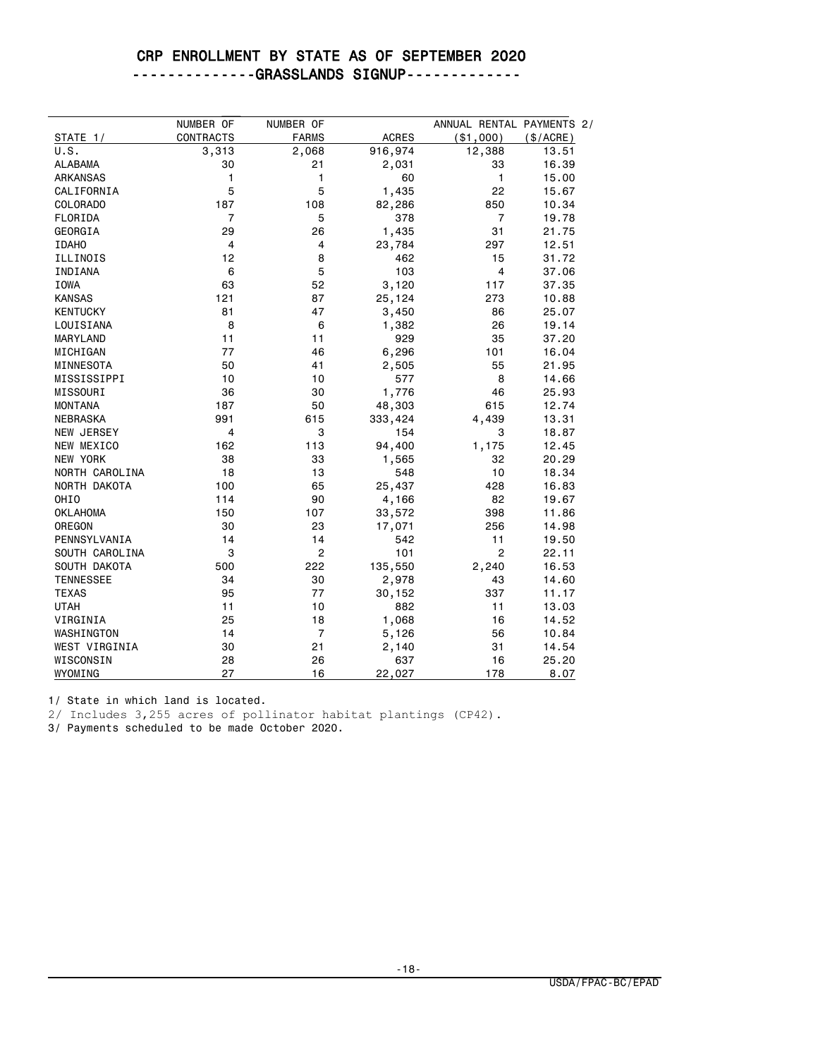# CRP ENROLLMENT BY STATE AS OF SEPTEMBER 2020

## -------------GRASSLANDS SIGNUP------------

| STATE 1/ | NUMBER OF CONTRACTS | NUMBER OF FARMS | ACRES | ANNUAL RENTAL PAYMENTS 2/ ($1,000) | ($/ACRE) |
|---|---|---|---|---|---|
| U.S. | 3,313 | 2,068 | 916,974 | 12,388 | 13.51 |
| ALABAMA | 30 | 21 | 2,031 | 33 | 16.39 |
| ARKANSAS | 1 | 1 | 60 | 1 | 15.00 |
| CALIFORNIA | 5 | 5 | 1,435 | 22 | 15.67 |
| COLORADO | 187 | 108 | 82,286 | 850 | 10.34 |
| FLORIDA | 7 | 5 | 378 | 7 | 19.78 |
| GEORGIA | 29 | 26 | 1,435 | 31 | 21.75 |
| IDAHO | 4 | 4 | 23,784 | 297 | 12.51 |
| ILLINOIS | 12 | 8 | 462 | 15 | 31.72 |
| INDIANA | 6 | 5 | 103 | 4 | 37.06 |
| IOWA | 63 | 52 | 3,120 | 117 | 37.35 |
| KANSAS | 121 | 87 | 25,124 | 273 | 10.88 |
| KENTUCKY | 81 | 47 | 3,450 | 86 | 25.07 |
| LOUISIANA | 8 | 6 | 1,382 | 26 | 19.14 |
| MARYLAND | 11 | 11 | 929 | 35 | 37.20 |
| MICHIGAN | 77 | 46 | 6,296 | 101 | 16.04 |
| MINNESOTA | 50 | 41 | 2,505 | 55 | 21.95 |
| MISSISSIPPI | 10 | 10 | 577 | 8 | 14.66 |
| MISSOURI | 36 | 30 | 1,776 | 46 | 25.93 |
| MONTANA | 187 | 50 | 48,303 | 615 | 12.74 |
| NEBRASKA | 991 | 615 | 333,424 | 4,439 | 13.31 |
| NEW JERSEY | 4 | 3 | 154 | 3 | 18.87 |
| NEW MEXICO | 162 | 113 | 94,400 | 1,175 | 12.45 |
| NEW YORK | 38 | 33 | 1,565 | 32 | 20.29 |
| NORTH CAROLINA | 18 | 13 | 548 | 10 | 18.34 |
| NORTH DAKOTA | 100 | 65 | 25,437 | 428 | 16.83 |
| OHIO | 114 | 90 | 4,166 | 82 | 19.67 |
| OKLAHOMA | 150 | 107 | 33,572 | 398 | 11.86 |
| OREGON | 30 | 23 | 17,071 | 256 | 14.98 |
| PENNSYLVANIA | 14 | 14 | 542 | 11 | 19.50 |
| SOUTH CAROLINA | 3 | 2 | 101 | 2 | 22.11 |
| SOUTH DAKOTA | 500 | 222 | 135,550 | 2,240 | 16.53 |
| TENNESSEE | 34 | 30 | 2,978 | 43 | 14.60 |
| TEXAS | 95 | 77 | 30,152 | 337 | 11.17 |
| UTAH | 11 | 10 | 882 | 11 | 13.03 |
| VIRGINIA | 25 | 18 | 1,068 | 16 | 14.52 |
| WASHINGTON | 14 | 7 | 5,126 | 56 | 10.84 |
| WEST VIRGINIA | 30 | 21 | 2,140 | 31 | 14.54 |
| WISCONSIN | 28 | 26 | 637 | 16 | 25.20 |
| WYOMING | 27 | 16 | 22,027 | 178 | 8.07 |

1/ State in which land is located.

2/ Includes 3,255 acres of pollinator habitat plantings (CP42).

3/ Payments scheduled to be made October 2020.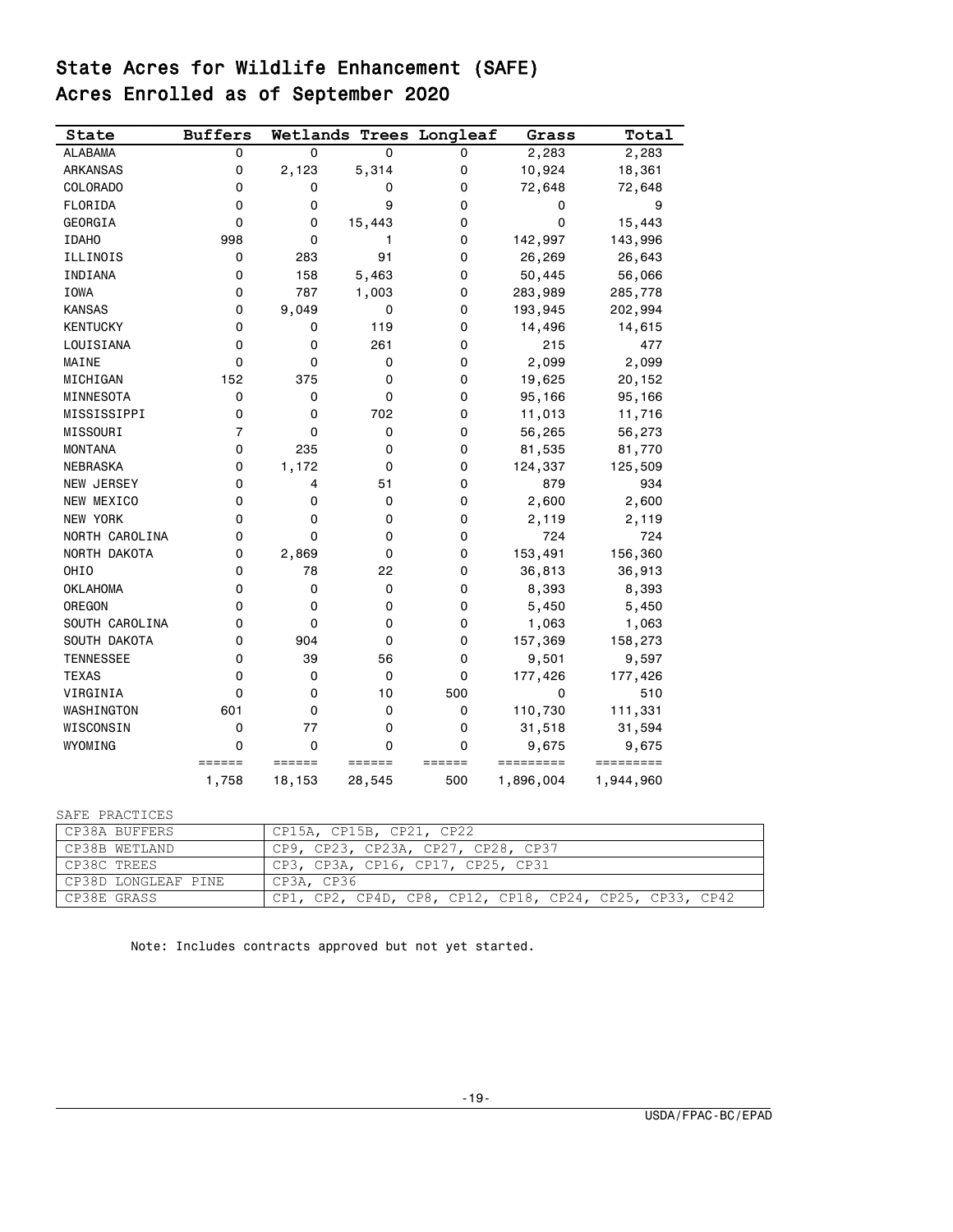# State Acres for Wildlife Enhancement (SAFE)
# Acres Enrolled as of September 2020

| State | Buffers | Wetlands | Trees | Longleaf | Grass | Total |
|---|---|---|---|---|---|---|
| ALABAMA | 0 | 0 | 0 | 0 | 2,283 | 2,283 |
| ARKANSAS | 0 | 2,123 | 5,314 | 0 | 10,924 | 18,361 |
| COLORADO | 0 | 0 | 0 | 0 | 72,648 | 72,648 |
| FLORIDA | 0 | 0 | 9 | 0 | 0 | 9 |
| GEORGIA | 0 | 0 | 15,443 | 0 | 0 | 15,443 |
| IDAHO | 998 | 0 | 1 | 0 | 142,997 | 143,996 |
| ILLINOIS | 0 | 283 | 91 | 0 | 26,269 | 26,643 |
| INDIANA | 0 | 158 | 5,463 | 0 | 50,445 | 56,066 |
| IOWA | 0 | 787 | 1,003 | 0 | 283,989 | 285,778 |
| KANSAS | 0 | 9,049 | 0 | 0 | 193,945 | 202,994 |
| KENTUCKY | 0 | 0 | 119 | 0 | 14,496 | 14,615 |
| LOUISIANA | 0 | 0 | 261 | 0 | 215 | 477 |
| MAINE | 0 | 0 | 0 | 0 | 2,099 | 2,099 |
| MICHIGAN | 152 | 375 | 0 | 0 | 19,625 | 20,152 |
| MINNESOTA | 0 | 0 | 0 | 0 | 95,166 | 95,166 |
| MISSISSIPPI | 0 | 0 | 702 | 0 | 11,013 | 11,716 |
| MISSOURI | 7 | 0 | 0 | 0 | 56,265 | 56,273 |
| MONTANA | 0 | 235 | 0 | 0 | 81,535 | 81,770 |
| NEBRASKA | 0 | 1,172 | 0 | 0 | 124,337 | 125,509 |
| NEW JERSEY | 0 | 4 | 51 | 0 | 879 | 934 |
| NEW MEXICO | 0 | 0 | 0 | 0 | 2,600 | 2,600 |
| NEW YORK | 0 | 0 | 0 | 0 | 2,119 | 2,119 |
| NORTH CAROLINA | 0 | 0 | 0 | 0 | 724 | 724 |
| NORTH DAKOTA | 0 | 2,869 | 0 | 0 | 153,491 | 156,360 |
| OHIO | 0 | 78 | 22 | 0 | 36,813 | 36,913 |
| OKLAHOMA | 0 | 0 | 0 | 0 | 8,393 | 8,393 |
| OREGON | 0 | 0 | 0 | 0 | 5,450 | 5,450 |
| SOUTH CAROLINA | 0 | 0 | 0 | 0 | 1,063 | 1,063 |
| SOUTH DAKOTA | 0 | 904 | 0 | 0 | 157,369 | 158,273 |
| TENNESSEE | 0 | 39 | 56 | 0 | 9,501 | 9,597 |
| TEXAS | 0 | 0 | 0 | 0 | 177,426 | 177,426 |
| VIRGINIA | 0 | 0 | 10 | 500 | 0 | 510 |
| WASHINGTON | 601 | 0 | 0 | 0 | 110,730 | 111,331 |
| WISCONSIN | 0 | 77 | 0 | 0 | 31,518 | 31,594 |
| WYOMING | 0 | 0 | 0 | 0 | 9,675 | 9,675 |
| | 1,758 | 18,153 | 28,545 | 500 | 1,896,004 | 1,944,960 |

SAFE PRACTICES

| | |
|---|---|
| CP38A BUFFERS | CP15A, CP15B, CP21, CP22 |
| CP38B WETLAND | CP9, CP23, CP23A, CP27, CP28, CP37 |
| CP38C TREES | CP3, CP3A, CP16, CP17, CP25, CP31 |
| CP38D LONGLEAF PINE | CP3A, CP36 |
| CP38E GRASS | CP1, CP2, CP4D, CP8, CP12, CP18, CP24, CP25, CP33, CP42 |

Note: Includes contracts approved but not yet started.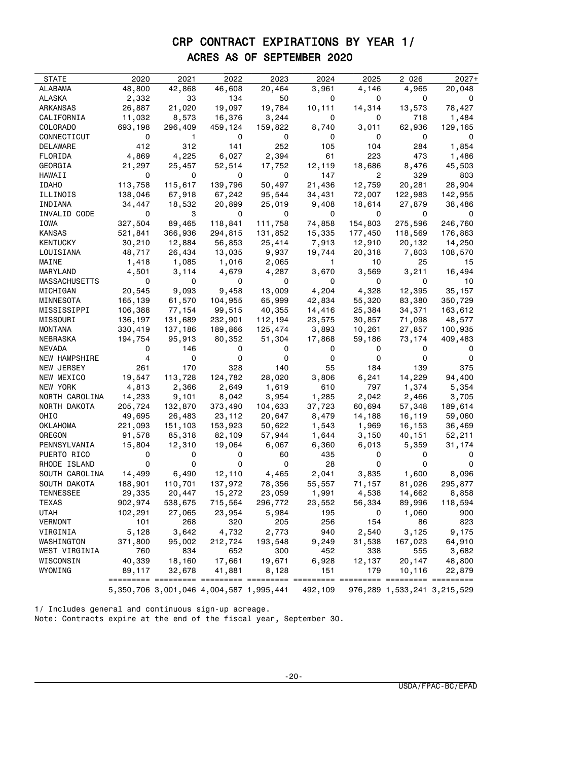# CRP CONTRACT EXPIRATIONS BY YEAR 1/

## ACRES AS OF SEPTEMBER 2020

| STATE | 2020 | 2021 | 2022 | 2023 | 2024 | 2025 | 2 026 | 2027+ |
|---|---|---|---|---|---|---|---|---|
| ALABAMA | 48,800 | 42,868 | 46,608 | 20,464 | 3,961 | 4,146 | 4,965 | 20,048 |
| ALASKA | 2,332 | 33 | 134 | 50 | 0 | 0 | 0 | 0 |
| ARKANSAS | 26,887 | 21,020 | 19,097 | 19,784 | 10,111 | 14,314 | 13,573 | 78,427 |
| CALIFORNIA | 11,032 | 8,573 | 16,376 | 3,244 | 0 | 0 | 718 | 1,484 |
| COLORADO | 693,198 | 296,409 | 459,124 | 159,822 | 8,740 | 3,011 | 62,936 | 129,165 |
| CONNECTICUT | 0 | 1 | 0 | 0 | 0 | 0 | 0 | 0 |
| DELAWARE | 412 | 312 | 141 | 252 | 105 | 104 | 284 | 1,854 |
| FLORIDA | 4,869 | 4,225 | 6,027 | 2,394 | 61 | 223 | 473 | 1,486 |
| GEORGIA | 21,297 | 25,457 | 52,514 | 17,752 | 12,119 | 18,686 | 8,476 | 45,503 |
| HAWAII | 0 | 0 | 0 | 0 | 147 | 2 | 329 | 803 |
| IDAHO | 113,758 | 115,617 | 139,796 | 50,497 | 21,436 | 12,759 | 20,281 | 28,904 |
| ILLINOIS | 138,046 | 67,918 | 67,242 | 95,544 | 34,431 | 72,007 | 122,983 | 142,955 |
| INDIANA | 34,447 | 18,532 | 20,899 | 25,019 | 9,408 | 18,614 | 27,879 | 38,486 |
| INVALID CODE | 0 | 3 | 0 | 0 | 0 | 0 | 0 | 0 |
| IOWA | 327,504 | 89,465 | 118,841 | 111,758 | 74,858 | 154,803 | 275,596 | 246,760 |
| KANSAS | 521,841 | 366,936 | 294,815 | 131,852 | 15,335 | 177,450 | 118,569 | 176,863 |
| KENTUCKY | 30,210 | 12,884 | 56,853 | 25,414 | 7,913 | 12,910 | 20,132 | 14,250 |
| LOUISIANA | 48,717 | 26,434 | 13,035 | 9,937 | 19,744 | 20,318 | 7,803 | 108,570 |
| MAINE | 1,418 | 1,085 | 1,016 | 2,065 | 1 | 10 | 25 | 15 |
| MARYLAND | 4,501 | 3,114 | 4,679 | 4,287 | 3,670 | 3,569 | 3,211 | 16,494 |
| MASSACHUSETTS | 0 | 0 | 0 | 0 | 0 | 0 | 0 | 10 |
| MICHIGAN | 20,545 | 9,093 | 9,458 | 13,009 | 4,204 | 4,328 | 12,395 | 35,157 |
| MINNESOTA | 165,139 | 61,570 | 104,955 | 65,999 | 42,834 | 55,320 | 83,380 | 350,729 |
| MISSISSIPPI | 106,388 | 77,154 | 99,515 | 40,355 | 14,416 | 25,384 | 34,371 | 163,612 |
| MISSOURI | 136,197 | 131,689 | 232,901 | 112,194 | 23,575 | 30,857 | 71,098 | 48,577 |
| MONTANA | 330,419 | 137,186 | 189,866 | 125,474 | 3,893 | 10,261 | 27,857 | 100,935 |
| NEBRASKA | 194,754 | 95,913 | 80,352 | 51,304 | 17,868 | 59,186 | 73,174 | 409,483 |
| NEVADA | 0 | 146 | 0 | 0 | 0 | 0 | 0 | 0 |
| NEW HAMPSHIRE | 4 | 0 | 0 | 0 | 0 | 0 | 0 | 0 |
| NEW JERSEY | 261 | 170 | 328 | 140 | 55 | 184 | 139 | 375 |
| NEW MEXICO | 19,547 | 113,728 | 124,782 | 28,020 | 3,806 | 6,241 | 14,229 | 94,400 |
| NEW YORK | 4,813 | 2,366 | 2,649 | 1,619 | 610 | 797 | 1,374 | 5,354 |
| NORTH CAROLINA | 14,233 | 9,101 | 8,042 | 3,954 | 1,285 | 2,042 | 2,466 | 3,705 |
| NORTH DAKOTA | 205,724 | 132,870 | 373,490 | 104,633 | 37,723 | 60,694 | 57,348 | 189,614 |
| OHIO | 49,695 | 26,483 | 23,112 | 20,647 | 8,479 | 14,188 | 16,119 | 59,060 |
| OKLAHOMA | 221,093 | 151,103 | 153,923 | 50,622 | 1,543 | 1,969 | 16,153 | 36,469 |
| OREGON | 91,578 | 85,318 | 82,109 | 57,944 | 1,644 | 3,150 | 40,151 | 52,211 |
| PENNSYLVANIA | 15,804 | 12,310 | 19,064 | 6,067 | 6,360 | 6,013 | 5,359 | 31,174 |
| PUERTO RICO | 0 | 0 | 0 | 60 | 435 | 0 | 0 | 0 |
| RHODE ISLAND | 0 | 0 | 0 | 0 | 28 | 0 | 0 | 0 |
| SOUTH CAROLINA | 14,499 | 6,490 | 12,110 | 4,465 | 2,041 | 3,835 | 1,600 | 8,096 |
| SOUTH DAKOTA | 188,901 | 110,701 | 137,972 | 78,356 | 55,557 | 71,157 | 81,026 | 295,877 |
| TENNESSEE | 29,335 | 20,447 | 15,272 | 23,059 | 1,991 | 4,538 | 14,662 | 8,858 |
| TEXAS | 902,974 | 538,675 | 715,564 | 296,772 | 23,552 | 56,334 | 89,996 | 118,594 |
| UTAH | 102,291 | 27,065 | 23,954 | 5,984 | 195 | 0 | 1,060 | 900 |
| VERMONT | 101 | 268 | 320 | 205 | 256 | 154 | 86 | 823 |
| VIRGINIA | 5,128 | 3,642 | 4,732 | 2,773 | 940 | 2,540 | 3,125 | 9,175 |
| WASHINGTON | 371,800 | 95,002 | 212,724 | 193,548 | 9,249 | 31,538 | 167,023 | 64,910 |
| WEST VIRGINIA | 760 | 834 | 652 | 300 | 452 | 338 | 555 | 3,682 |
| WISCONSIN | 40,339 | 18,160 | 17,661 | 19,671 | 6,928 | 12,137 | 20,147 | 48,800 |
| WYOMING | 89,117 | 32,678 | 41,881 | 8,128 | 151 | 179 | 10,116 | 22,879 |
| | 5,350,706 | 3,001,046 | 4,004,587 | 1,995,441 | 492,109 | 976,289 | 1,533,241 | 3,215,529 |

1/ Includes general and continuous sign-up acreage.
Note: Contracts expire at the end of the fiscal year, September 30.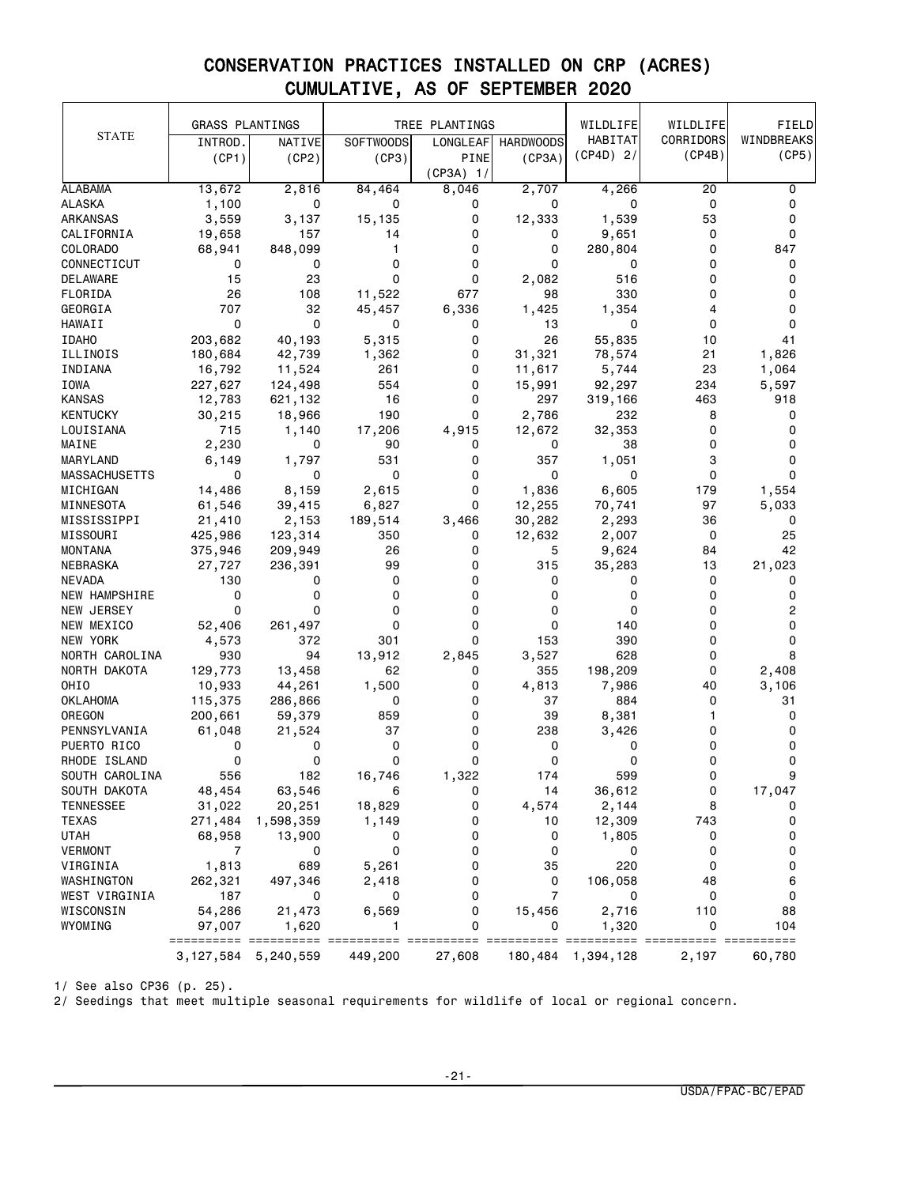# CONSERVATION PRACTICES INSTALLED ON CRP (ACRES)
## CUMULATIVE, AS OF SEPTEMBER 2020

| STATE | GRASS PLANTINGS | | TREE PLANTINGS | | | WILDLIFE HABITAT | WILDLIFE CORRIDORS | FIELD WINDBREAKS |
|---|---|---|---|---|---|---|---|---|
| | INTROD. (CP1) | NATIVE (CP2) | SOFTWOODS (CP3) | LONGLEAF PINE (CP3A) 1/ | HARDWOODS (CP3A) | (CP4D) 2/ | (CP4B) | (CP5) |
| ALABAMA | 13,672 | 2,816 | 84,464 | 8,046 | 2,707 | 4,266 | 20 | 0 |
| ALASKA | 1,100 | 0 | 0 | 0 | 0 | 0 | 0 | 0 |
| ARKANSAS | 3,559 | 3,137 | 15,135 | 0 | 12,333 | 1,539 | 53 | 0 |
| CALIFORNIA | 19,658 | 157 | 14 | 0 | 0 | 9,651 | 0 | 0 |
| COLORADO | 68,941 | 848,099 | 1 | 0 | 0 | 280,804 | 0 | 847 |
| CONNECTICUT | 0 | 0 | 0 | 0 | 0 | 0 | 0 | 0 |
| DELAWARE | 15 | 23 | 0 | 0 | 2,082 | 516 | 0 | 0 |
| FLORIDA | 26 | 108 | 11,522 | 677 | 98 | 330 | 0 | 0 |
| GEORGIA | 707 | 32 | 45,457 | 6,336 | 1,425 | 1,354 | 4 | 0 |
| HAWAII | 0 | 0 | 0 | 0 | 13 | 0 | 0 | 0 |
| IDAHO | 203,682 | 40,193 | 5,315 | 0 | 26 | 55,835 | 10 | 41 |
| ILLINOIS | 180,684 | 42,739 | 1,362 | 0 | 31,321 | 78,574 | 21 | 1,826 |
| INDIANA | 16,792 | 11,524 | 261 | 0 | 11,617 | 5,744 | 23 | 1,064 |
| IOWA | 227,627 | 124,498 | 554 | 0 | 15,991 | 92,297 | 234 | 5,597 |
| KANSAS | 12,783 | 621,132 | 16 | 0 | 297 | 319,166 | 463 | 918 |
| KENTUCKY | 30,215 | 18,966 | 190 | 0 | 2,786 | 232 | 8 | 0 |
| LOUISIANA | 715 | 1,140 | 17,206 | 4,915 | 12,672 | 32,353 | 0 | 0 |
| MAINE | 2,230 | 0 | 90 | 0 | 0 | 38 | 0 | 0 |
| MARYLAND | 6,149 | 1,797 | 531 | 0 | 357 | 1,051 | 3 | 0 |
| MASSACHUSETTS | 0 | 0 | 0 | 0 | 0 | 0 | 0 | 0 |
| MICHIGAN | 14,486 | 8,159 | 2,615 | 0 | 1,836 | 6,605 | 179 | 1,554 |
| MINNESOTA | 61,546 | 39,415 | 6,827 | 0 | 12,255 | 70,741 | 97 | 5,033 |
| MISSISSIPPI | 21,410 | 2,153 | 189,514 | 3,466 | 30,282 | 2,293 | 36 | 0 |
| MISSOURI | 425,986 | 123,314 | 350 | 0 | 12,632 | 2,007 | 0 | 25 |
| MONTANA | 375,946 | 209,949 | 26 | 0 | 5 | 9,624 | 84 | 42 |
| NEBRASKA | 27,727 | 236,391 | 99 | 0 | 315 | 35,283 | 13 | 21,023 |
| NEVADA | 130 | 0 | 0 | 0 | 0 | 0 | 0 | 0 |
| NEW HAMPSHIRE | 0 | 0 | 0 | 0 | 0 | 0 | 0 | 0 |
| NEW JERSEY | 0 | 0 | 0 | 0 | 0 | 0 | 0 | 2 |
| NEW MEXICO | 52,406 | 261,497 | 0 | 0 | 0 | 140 | 0 | 0 |
| NEW YORK | 4,573 | 372 | 301 | 0 | 153 | 390 | 0 | 0 |
| NORTH CAROLINA | 930 | 94 | 13,912 | 2,845 | 3,527 | 628 | 0 | 8 |
| NORTH DAKOTA | 129,773 | 13,458 | 62 | 0 | 355 | 198,209 | 0 | 2,408 |
| OHIO | 10,933 | 44,261 | 1,500 | 0 | 4,813 | 7,986 | 40 | 3,106 |
| OKLAHOMA | 115,375 | 286,866 | 0 | 0 | 37 | 884 | 0 | 31 |
| OREGON | 200,661 | 59,379 | 859 | 0 | 39 | 8,381 | 1 | 0 |
| PENNSYLVANIA | 61,048 | 21,524 | 37 | 0 | 238 | 3,426 | 0 | 0 |
| PUERTO RICO | 0 | 0 | 0 | 0 | 0 | 0 | 0 | 0 |
| RHODE ISLAND | 0 | 0 | 0 | 0 | 0 | 0 | 0 | 0 |
| SOUTH CAROLINA | 556 | 182 | 16,746 | 1,322 | 174 | 599 | 0 | 9 |
| SOUTH DAKOTA | 48,454 | 63,546 | 6 | 0 | 14 | 36,612 | 0 | 17,047 |
| TENNESSEE | 31,022 | 20,251 | 18,829 | 0 | 4,574 | 2,144 | 8 | 0 |
| TEXAS | 271,484 | 1,598,359 | 1,149 | 0 | 10 | 12,309 | 743 | 0 |
| UTAH | 68,958 | 13,900 | 0 | 0 | 0 | 1,805 | 0 | 0 |
| VERMONT | 7 | 0 | 0 | 0 | 0 | 0 | 0 | 0 |
| VIRGINIA | 1,813 | 689 | 5,261 | 0 | 35 | 220 | 0 | 0 |
| WASHINGTON | 262,321 | 497,346 | 2,418 | 0 | 0 | 106,058 | 48 | 6 |
| WEST VIRGINIA | 187 | 0 | 0 | 0 | 7 | 0 | 0 | 0 |
| WISCONSIN | 54,286 | 21,473 | 6,569 | 0 | 15,456 | 2,716 | 110 | 88 |
| WYOMING | 97,007 | 1,620 | 1 | 0 | 0 | 1,320 | 0 | 104 |
| | 3,127,584 | 5,240,559 | 449,200 | 27,608 | 180,484 | 1,394,128 | 2,197 | 60,780 |

1/ See also CP36 (p. 25).

2/ Seedings that meet multiple seasonal requirements for wildlife of local or regional concern.

USDA/FPAC-BC/EPAD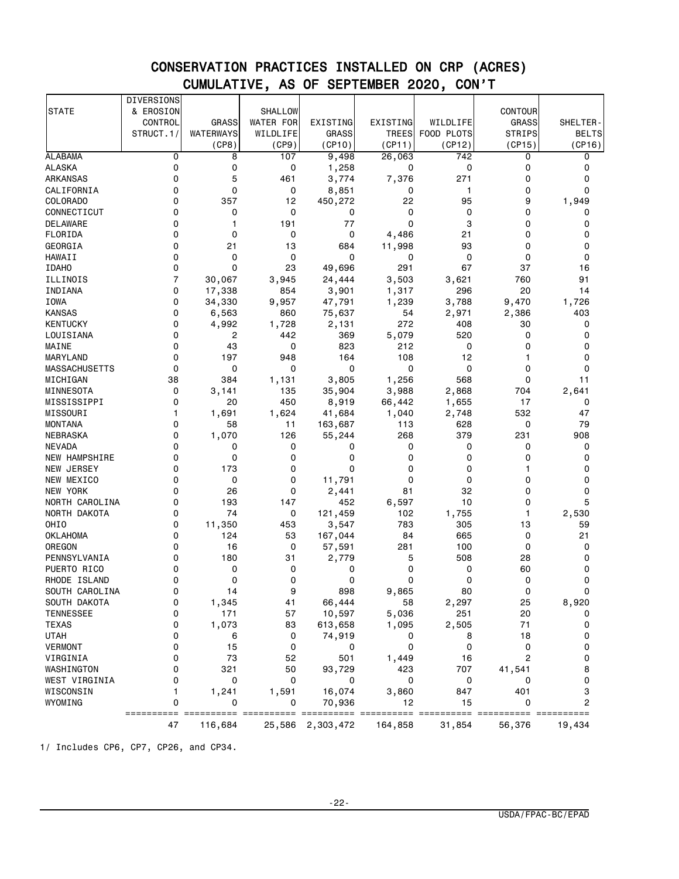# CONSERVATION PRACTICES INSTALLED ON CRP (ACRES)
## CUMULATIVE, AS OF SEPTEMBER 2020, CON'T

| STATE | DIVERSIONS & EROSION CONTROL STRUCT.1/ | GRASS WATERWAYS (CP8) | SHALLOW WATER FOR WILDLIFE (CP9) | EXISTING GRASS (CP10) | EXISTING TREES (CP11) | WILDLIFE FOOD PLOTS (CP12) | CONTOUR GRASS STRIPS (CP15) | SHELTER-BELTS (CP16) |
|---|---|---|---|---|---|---|---|---|
| ALABAMA | 0 | 8 | 107 | 9,498 | 26,063 | 742 | 0 | 0 |
| ALASKA | 0 | 0 | 0 | 1,258 | 0 | 0 | 0 | 0 |
| ARKANSAS | 0 | 5 | 461 | 3,774 | 7,376 | 271 | 0 | 0 |
| CALIFORNIA | 0 | 0 | 0 | 8,851 | 0 | 1 | 0 | 0 |
| COLORADO | 0 | 357 | 12 | 450,272 | 22 | 95 | 9 | 1,949 |
| CONNECTICUT | 0 | 0 | 0 | 0 | 0 | 0 | 0 | 0 |
| DELAWARE | 0 | 1 | 191 | 77 | 0 | 3 | 0 | 0 |
| FLORIDA | 0 | 0 | 0 | 0 | 4,486 | 21 | 0 | 0 |
| GEORGIA | 0 | 21 | 13 | 684 | 11,998 | 93 | 0 | 0 |
| HAWAII | 0 | 0 | 0 | 0 | 0 | 0 | 0 | 0 |
| IDAHO | 0 | 0 | 23 | 49,696 | 291 | 67 | 37 | 16 |
| ILLINOIS | 7 | 30,067 | 3,945 | 24,444 | 3,503 | 3,621 | 760 | 91 |
| INDIANA | 0 | 17,338 | 854 | 3,901 | 1,317 | 296 | 20 | 14 |
| IOWA | 0 | 34,330 | 9,957 | 47,791 | 1,239 | 3,788 | 9,470 | 1,726 |
| KANSAS | 0 | 6,563 | 860 | 75,637 | 54 | 2,971 | 2,386 | 403 |
| KENTUCKY | 0 | 4,992 | 1,728 | 2,131 | 272 | 408 | 30 | 0 |
| LOUISIANA | 0 | 2 | 442 | 369 | 5,079 | 520 | 0 | 0 |
| MAINE | 0 | 43 | 0 | 823 | 212 | 0 | 0 | 0 |
| MARYLAND | 0 | 197 | 948 | 164 | 108 | 12 | 1 | 0 |
| MASSACHUSETTS | 0 | 0 | 0 | 0 | 0 | 0 | 0 | 0 |
| MICHIGAN | 38 | 384 | 1,131 | 3,805 | 1,256 | 568 | 0 | 11 |
| MINNESOTA | 0 | 3,141 | 135 | 35,904 | 3,988 | 2,868 | 704 | 2,641 |
| MISSISSIPPI | 0 | 20 | 450 | 8,919 | 66,442 | 1,655 | 17 | 0 |
| MISSOURI | 1 | 1,691 | 1,624 | 41,684 | 1,040 | 2,748 | 532 | 47 |
| MONTANA | 0 | 58 | 11 | 163,687 | 113 | 628 | 0 | 79 |
| NEBRASKA | 0 | 1,070 | 126 | 55,244 | 268 | 379 | 231 | 908 |
| NEVADA | 0 | 0 | 0 | 0 | 0 | 0 | 0 | 0 |
| NEW HAMPSHIRE | 0 | 0 | 0 | 0 | 0 | 0 | 0 | 0 |
| NEW JERSEY | 0 | 173 | 0 | 0 | 0 | 0 | 1 | 0 |
| NEW MEXICO | 0 | 0 | 0 | 11,791 | 0 | 0 | 0 | 0 |
| NEW YORK | 0 | 26 | 0 | 2,441 | 81 | 32 | 0 | 0 |
| NORTH CAROLINA | 0 | 193 | 147 | 452 | 6,597 | 10 | 0 | 5 |
| NORTH DAKOTA | 0 | 74 | 0 | 121,459 | 102 | 1,755 | 1 | 2,530 |
| OHIO | 0 | 11,350 | 453 | 3,547 | 783 | 305 | 13 | 59 |
| OKLAHOMA | 0 | 124 | 53 | 167,044 | 84 | 665 | 0 | 21 |
| OREGON | 0 | 16 | 0 | 57,591 | 281 | 100 | 0 | 0 |
| PENNSYLVANIA | 0 | 180 | 31 | 2,779 | 5 | 508 | 28 | 0 |
| PUERTO RICO | 0 | 0 | 0 | 0 | 0 | 0 | 60 | 0 |
| RHODE ISLAND | 0 | 0 | 0 | 0 | 0 | 0 | 0 | 0 |
| SOUTH CAROLINA | 0 | 14 | 9 | 898 | 9,865 | 80 | 0 | 0 |
| SOUTH DAKOTA | 0 | 1,345 | 41 | 66,444 | 58 | 2,297 | 25 | 8,920 |
| TENNESSEE | 0 | 171 | 57 | 10,597 | 5,036 | 251 | 20 | 0 |
| TEXAS | 0 | 1,073 | 83 | 613,658 | 1,095 | 2,505 | 71 | 0 |
| UTAH | 0 | 6 | 0 | 74,919 | 0 | 8 | 18 | 0 |
| VERMONT | 0 | 15 | 0 | 0 | 0 | 0 | 0 | 0 |
| VIRGINIA | 0 | 73 | 52 | 501 | 1,449 | 16 | 2 | 0 |
| WASHINGTON | 0 | 321 | 50 | 93,729 | 423 | 707 | 41,541 | 8 |
| WEST VIRGINIA | 0 | 0 | 0 | 0 | 0 | 0 | 0 | 0 |
| WISCONSIN | 1 | 1,241 | 1,591 | 16,074 | 3,860 | 847 | 401 | 3 |
| WYOMING | 0 | 0 | 0 | 70,936 | 12 | 15 | 0 | 2 |
| | 47 | 116,684 | 25,586 | 2,303,472 | 164,858 | 31,854 | 56,376 | 19,434 |

1/ Includes CP6, CP7, CP26, and CP34.

USDA/FPAC-BC/EPAD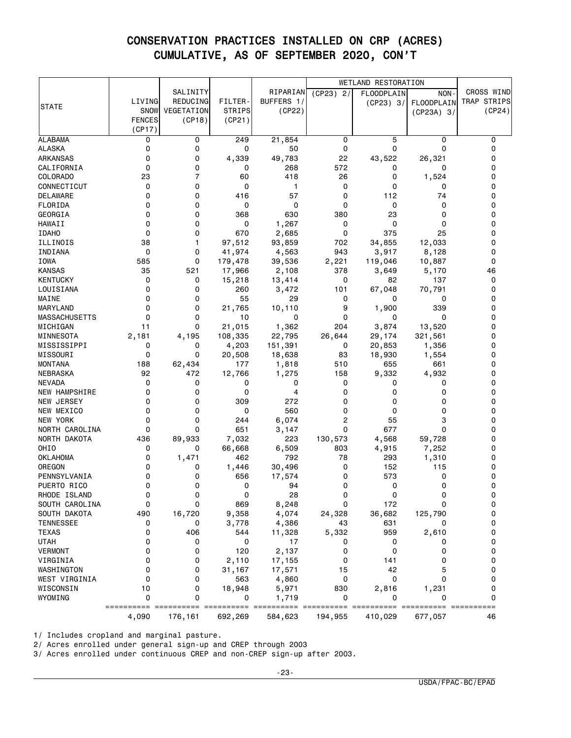# CONSERVATION PRACTICES INSTALLED ON CRP (ACRES) CUMULATIVE, AS OF SEPTEMBER 2020, CON'T

| STATE | LIVING SNOW FENCES (CP17) | SALINITY REDUCING VEGETATION (CP18) | FILTER-STRIPS (CP21) | RIPARIAN BUFFERS 1/ (CP22) | WETLAND RESTORATION (CP23) 2/ | WETLAND RESTORATION FLOODPLAIN (CP23) 3/ | WETLAND RESTORATION NON-FLOODPLAIN (CP23A) 3/ | CROSS WIND TRAP STRIPS (CP24) |
|---|---|---|---|---|---|---|---|---|
| ALABAMA | 0 | 0 | 249 | 21,854 | 0 | 5 | 0 | 0 |
| ALASKA | 0 | 0 | 0 | 50 | 0 | 0 | 0 | 0 |
| ARKANSAS | 0 | 0 | 4,339 | 49,783 | 22 | 43,522 | 26,321 | 0 |
| CALIFORNIA | 0 | 0 | 0 | 268 | 572 | 0 | 0 | 0 |
| COLORADO | 23 | 7 | 60 | 418 | 26 | 0 | 1,524 | 0 |
| CONNECTICUT | 0 | 0 | 0 | 1 | 0 | 0 | 0 | 0 |
| DELAWARE | 0 | 0 | 416 | 57 | 0 | 112 | 74 | 0 |
| FLORIDA | 0 | 0 | 0 | 0 | 0 | 0 | 0 | 0 |
| GEORGIA | 0 | 0 | 368 | 630 | 380 | 23 | 0 | 0 |
| HAWAII | 0 | 0 | 0 | 1,267 | 0 | 0 | 0 | 0 |
| IDAHO | 0 | 0 | 670 | 2,685 | 0 | 375 | 25 | 0 |
| ILLINOIS | 38 | 1 | 97,512 | 93,859 | 702 | 34,855 | 12,033 | 0 |
| INDIANA | 0 | 0 | 41,974 | 4,563 | 943 | 3,917 | 8,128 | 0 |
| IOWA | 585 | 0 | 179,478 | 39,536 | 2,221 | 119,046 | 10,887 | 0 |
| KANSAS | 35 | 521 | 17,966 | 2,108 | 378 | 3,649 | 5,170 | 46 |
| KENTUCKY | 0 | 0 | 15,218 | 13,414 | 0 | 82 | 137 | 0 |
| LOUISIANA | 0 | 0 | 260 | 3,472 | 101 | 67,048 | 70,791 | 0 |
| MAINE | 0 | 0 | 55 | 29 | 0 | 0 | 0 | 0 |
| MARYLAND | 0 | 0 | 21,765 | 10,110 | 9 | 1,900 | 339 | 0 |
| MASSACHUSETTS | 0 | 0 | 10 | 0 | 0 | 0 | 0 | 0 |
| MICHIGAN | 11 | 0 | 21,015 | 1,362 | 204 | 3,874 | 13,520 | 0 |
| MINNESOTA | 2,181 | 4,195 | 108,335 | 22,795 | 26,644 | 29,174 | 321,561 | 0 |
| MISSISSIPPI | 0 | 0 | 4,203 | 151,391 | 0 | 20,853 | 1,356 | 0 |
| MISSOURI | 0 | 0 | 20,508 | 18,638 | 83 | 18,930 | 1,554 | 0 |
| MONTANA | 188 | 62,434 | 177 | 1,818 | 510 | 655 | 661 | 0 |
| NEBRASKA | 92 | 472 | 12,766 | 1,275 | 158 | 9,332 | 4,932 | 0 |
| NEVADA | 0 | 0 | 0 | 0 | 0 | 0 | 0 | 0 |
| NEW HAMPSHIRE | 0 | 0 | 0 | 4 | 0 | 0 | 0 | 0 |
| NEW JERSEY | 0 | 0 | 309 | 272 | 0 | 0 | 0 | 0 |
| NEW MEXICO | 0 | 0 | 0 | 560 | 0 | 0 | 0 | 0 |
| NEW YORK | 0 | 0 | 244 | 6,074 | 2 | 55 | 3 | 0 |
| NORTH CAROLINA | 0 | 0 | 651 | 3,147 | 0 | 677 | 0 | 0 |
| NORTH DAKOTA | 436 | 89,933 | 7,032 | 223 | 130,573 | 4,568 | 59,728 | 0 |
| OHIO | 0 | 0 | 66,668 | 6,509 | 803 | 4,915 | 7,252 | 0 |
| OKLAHOMA | 0 | 1,471 | 462 | 792 | 78 | 293 | 1,310 | 0 |
| OREGON | 0 | 0 | 1,446 | 30,496 | 0 | 152 | 115 | 0 |
| PENNSYLVANIA | 0 | 0 | 656 | 17,574 | 0 | 573 | 0 | 0 |
| PUERTO RICO | 0 | 0 | 0 | 94 | 0 | 0 | 0 | 0 |
| RHODE ISLAND | 0 | 0 | 0 | 28 | 0 | 0 | 0 | 0 |
| SOUTH CAROLINA | 0 | 0 | 869 | 8,248 | 0 | 172 | 0 | 0 |
| SOUTH DAKOTA | 490 | 16,720 | 9,358 | 4,074 | 24,328 | 36,682 | 125,790 | 0 |
| TENNESSEE | 0 | 0 | 3,778 | 4,386 | 43 | 631 | 0 | 0 |
| TEXAS | 0 | 406 | 544 | 11,328 | 5,332 | 959 | 2,610 | 0 |
| UTAH | 0 | 0 | 0 | 17 | 0 | 0 | 0 | 0 |
| VERMONT | 0 | 0 | 120 | 2,137 | 0 | 0 | 0 | 0 |
| VIRGINIA | 0 | 0 | 2,110 | 17,155 | 0 | 141 | 0 | 0 |
| WASHINGTON | 0 | 0 | 31,167 | 17,571 | 15 | 42 | 5 | 0 |
| WEST VIRGINIA | 0 | 0 | 563 | 4,860 | 0 | 0 | 0 | 0 |
| WISCONSIN | 10 | 0 | 18,948 | 5,971 | 830 | 2,816 | 1,231 | 0 |
| WYOMING | 0 | 0 | 0 | 1,719 | 0 | 0 | 0 | 0 |
| | 4,090 | 176,161 | 692,269 | 584,623 | 194,955 | 410,029 | 677,057 | 46 |

1/ Includes cropland and marginal pasture.

2/ Acres enrolled under general sign-up and CREP through 2003

3/ Acres enrolled under continuous CREP and non-CREP sign-up after 2003.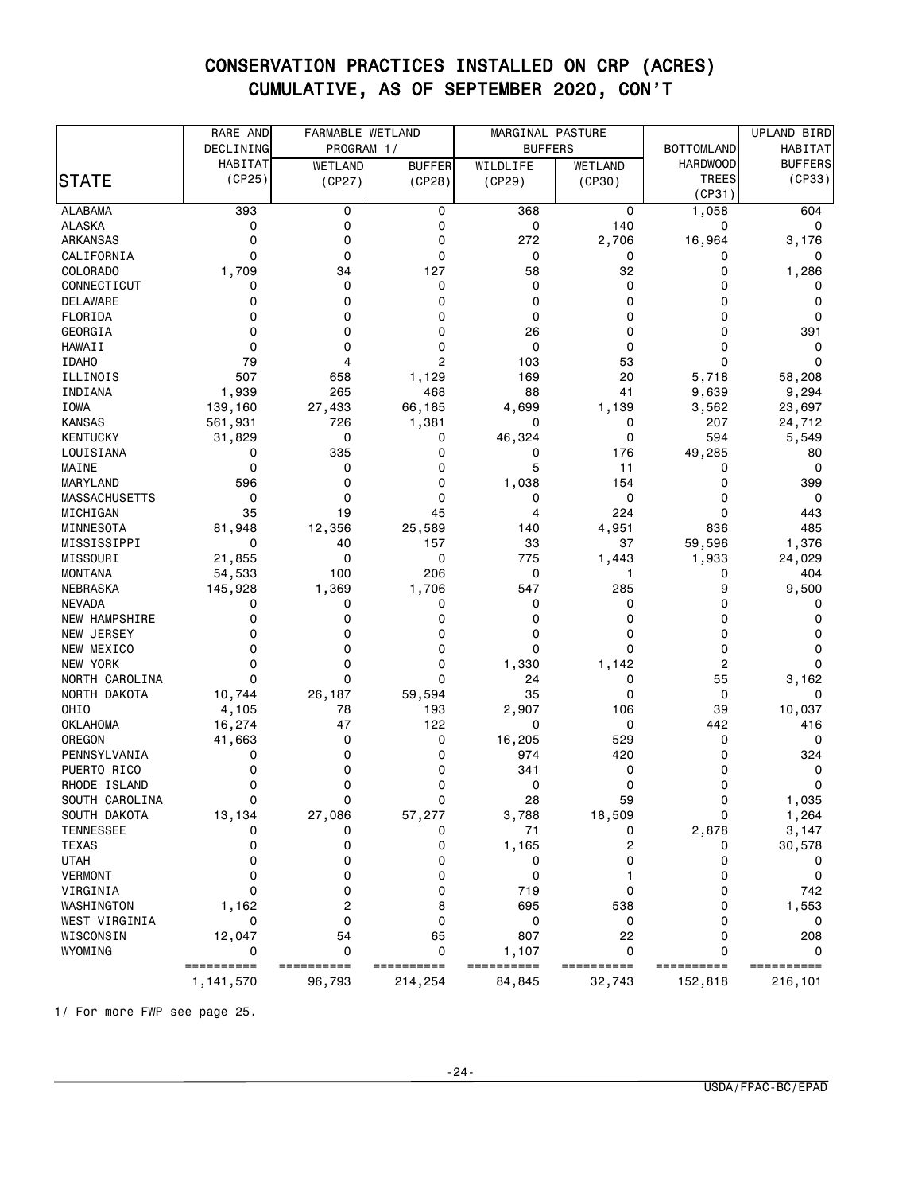# CONSERVATION PRACTICES INSTALLED ON CRP (ACRES) CUMULATIVE, AS OF SEPTEMBER 2020, CON'T

| STATE | RARE AND DECLINING HABITAT (CP25) | FARMABLE WETLAND PROGRAM 1/ | | MARGINAL PASTURE BUFFERS | | BOTTOMLAND HARDWOOD TREES (CP31) | UPLAND BIRD HABITAT BUFFERS (CP33) |
|---|---|---|---|---|---|---|---|
| | | WETLAND (CP27) | BUFFER (CP28) | WILDLIFE (CP29) | WETLAND (CP30) | | |
| ALABAMA | 393 | 0 | 0 | 368 | 0 | 1,058 | 604 |
| ALASKA | 0 | 0 | 0 | 0 | 140 | 0 | 0 |
| ARKANSAS | 0 | 0 | 0 | 272 | 2,706 | 16,964 | 3,176 |
| CALIFORNIA | 0 | 0 | 0 | 0 | 0 | 0 | 0 |
| COLORADO | 1,709 | 34 | 127 | 58 | 32 | 0 | 1,286 |
| CONNECTICUT | 0 | 0 | 0 | 0 | 0 | 0 | 0 |
| DELAWARE | 0 | 0 | 0 | 0 | 0 | 0 | 0 |
| FLORIDA | 0 | 0 | 0 | 0 | 0 | 0 | 0 |
| GEORGIA | 0 | 0 | 0 | 26 | 0 | 0 | 391 |
| HAWAII | 0 | 0 | 0 | 0 | 0 | 0 | 0 |
| IDAHO | 79 | 4 | 2 | 103 | 53 | 0 | 0 |
| ILLINOIS | 507 | 658 | 1,129 | 169 | 20 | 5,718 | 58,208 |
| INDIANA | 1,939 | 265 | 468 | 88 | 41 | 9,639 | 9,294 |
| IOWA | 139,160 | 27,433 | 66,185 | 4,699 | 1,139 | 3,562 | 23,697 |
| KANSAS | 561,931 | 726 | 1,381 | 0 | 0 | 207 | 24,712 |
| KENTUCKY | 31,829 | 0 | 0 | 46,324 | 0 | 594 | 5,549 |
| LOUISIANA | 0 | 335 | 0 | 0 | 176 | 49,285 | 80 |
| MAINE | 0 | 0 | 0 | 5 | 11 | 0 | 0 |
| MARYLAND | 596 | 0 | 0 | 1,038 | 154 | 0 | 399 |
| MASSACHUSETTS | 0 | 0 | 0 | 0 | 0 | 0 | 0 |
| MICHIGAN | 35 | 19 | 45 | 4 | 224 | 0 | 443 |
| MINNESOTA | 81,948 | 12,356 | 25,589 | 140 | 4,951 | 836 | 485 |
| MISSISSIPPI | 0 | 40 | 157 | 33 | 37 | 59,596 | 1,376 |
| MISSOURI | 21,855 | 0 | 0 | 775 | 1,443 | 1,933 | 24,029 |
| MONTANA | 54,533 | 100 | 206 | 0 | 1 | 0 | 404 |
| NEBRASKA | 145,928 | 1,369 | 1,706 | 547 | 285 | 9 | 9,500 |
| NEVADA | 0 | 0 | 0 | 0 | 0 | 0 | 0 |
| NEW HAMPSHIRE | 0 | 0 | 0 | 0 | 0 | 0 | 0 |
| NEW JERSEY | 0 | 0 | 0 | 0 | 0 | 0 | 0 |
| NEW MEXICO | 0 | 0 | 0 | 0 | 0 | 0 | 0 |
| NEW YORK | 0 | 0 | 0 | 1,330 | 1,142 | 2 | 0 |
| NORTH CAROLINA | 0 | 0 | 0 | 24 | 0 | 55 | 3,162 |
| NORTH DAKOTA | 10,744 | 26,187 | 59,594 | 35 | 0 | 0 | 0 |
| OHIO | 4,105 | 78 | 193 | 2,907 | 106 | 39 | 10,037 |
| OKLAHOMA | 16,274 | 47 | 122 | 0 | 0 | 442 | 416 |
| OREGON | 41,663 | 0 | 0 | 16,205 | 529 | 0 | 0 |
| PENNSYLVANIA | 0 | 0 | 0 | 974 | 420 | 0 | 324 |
| PUERTO RICO | 0 | 0 | 0 | 341 | 0 | 0 | 0 |
| RHODE ISLAND | 0 | 0 | 0 | 0 | 0 | 0 | 0 |
| SOUTH CAROLINA | 0 | 0 | 0 | 28 | 59 | 0 | 1,035 |
| SOUTH DAKOTA | 13,134 | 27,086 | 57,277 | 3,788 | 18,509 | 0 | 1,264 |
| TENNESSEE | 0 | 0 | 0 | 71 | 0 | 2,878 | 3,147 |
| TEXAS | 0 | 0 | 0 | 1,165 | 2 | 0 | 30,578 |
| UTAH | 0 | 0 | 0 | 0 | 0 | 0 | 0 |
| VERMONT | 0 | 0 | 0 | 0 | 1 | 0 | 0 |
| VIRGINIA | 0 | 0 | 0 | 719 | 0 | 0 | 742 |
| WASHINGTON | 1,162 | 2 | 8 | 695 | 538 | 0 | 1,553 |
| WEST VIRGINIA | 0 | 0 | 0 | 0 | 0 | 0 | 0 |
| WISCONSIN | 12,047 | 54 | 65 | 807 | 22 | 0 | 208 |
| WYOMING | 0 | 0 | 0 | 1,107 | 0 | 0 | 0 |
| | 1,141,570 | 96,793 | 214,254 | 84,845 | 32,743 | 152,818 | 216,101 |

1/ For more FWP see page 25.

USDA/FPAC-BC/EPAD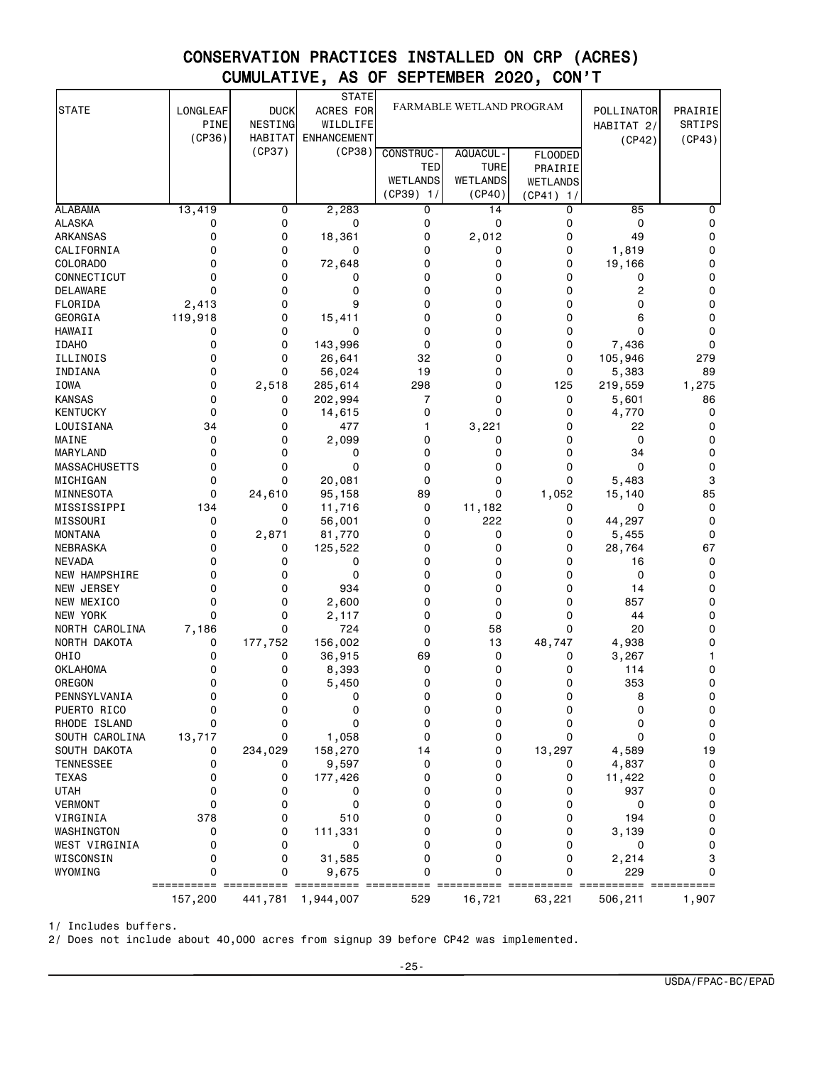# CONSERVATION PRACTICES INSTALLED ON CRP (ACRES)
## CUMULATIVE, AS OF SEPTEMBER 2020, CON'T

| STATE | LONGLEAF PINE (CP36) | DUCK NESTING HABITAT (CP37) | STATE ACRES FOR WILDLIFE ENHANCEMENT (CP38) | FARMABLE WETLAND PROGRAM | | | POLLINATOR HABITAT 2/ (CP42) | PRAIRIE SRTIPS (CP43) |
|---|---|---|---|---|---|---|---|---|
| | | | | CONSTRUC-TED WETLANDS (CP39) 1/ | AQUACUL-TURE WETLANDS (CP40) | FLOODED PRAIRIE WETLANDS (CP41) 1/ | | |
| ALABAMA | 13,419 | 0 | 2,283 | 0 | 14 | 0 | 85 | 0 |
| ALASKA | 0 | 0 | 0 | 0 | 0 | 0 | 0 | 0 |
| ARKANSAS | 0 | 0 | 18,361 | 0 | 2,012 | 0 | 49 | 0 |
| CALIFORNIA | 0 | 0 | 0 | 0 | 0 | 0 | 1,819 | 0 |
| COLORADO | 0 | 0 | 72,648 | 0 | 0 | 0 | 19,166 | 0 |
| CONNECTICUT | 0 | 0 | 0 | 0 | 0 | 0 | 0 | 0 |
| DELAWARE | 0 | 0 | 0 | 0 | 0 | 0 | 2 | 0 |
| FLORIDA | 2,413 | 0 | 9 | 0 | 0 | 0 | 0 | 0 |
| GEORGIA | 119,918 | 0 | 15,411 | 0 | 0 | 0 | 6 | 0 |
| HAWAII | 0 | 0 | 0 | 0 | 0 | 0 | 0 | 0 |
| IDAHO | 0 | 0 | 143,996 | 0 | 0 | 0 | 7,436 | 0 |
| ILLINOIS | 0 | 0 | 26,641 | 32 | 0 | 0 | 105,946 | 279 |
| INDIANA | 0 | 0 | 56,024 | 19 | 0 | 0 | 5,383 | 89 |
| IOWA | 0 | 2,518 | 285,614 | 298 | 0 | 125 | 219,559 | 1,275 |
| KANSAS | 0 | 0 | 202,994 | 7 | 0 | 0 | 5,601 | 86 |
| KENTUCKY | 0 | 0 | 14,615 | 0 | 0 | 0 | 4,770 | 0 |
| LOUISIANA | 34 | 0 | 477 | 1 | 3,221 | 0 | 22 | 0 |
| MAINE | 0 | 0 | 2,099 | 0 | 0 | 0 | 0 | 0 |
| MARYLAND | 0 | 0 | 0 | 0 | 0 | 0 | 34 | 0 |
| MASSACHUSETTS | 0 | 0 | 0 | 0 | 0 | 0 | 0 | 0 |
| MICHIGAN | 0 | 0 | 20,081 | 0 | 0 | 0 | 5,483 | 3 |
| MINNESOTA | 0 | 24,610 | 95,158 | 89 | 0 | 1,052 | 15,140 | 85 |
| MISSISSIPPI | 134 | 0 | 11,716 | 0 | 11,182 | 0 | 0 | 0 |
| MISSOURI | 0 | 0 | 56,001 | 0 | 222 | 0 | 44,297 | 0 |
| MONTANA | 0 | 2,871 | 81,770 | 0 | 0 | 0 | 5,455 | 0 |
| NEBRASKA | 0 | 0 | 125,522 | 0 | 0 | 0 | 28,764 | 67 |
| NEVADA | 0 | 0 | 0 | 0 | 0 | 0 | 16 | 0 |
| NEW HAMPSHIRE | 0 | 0 | 0 | 0 | 0 | 0 | 0 | 0 |
| NEW JERSEY | 0 | 0 | 934 | 0 | 0 | 0 | 14 | 0 |
| NEW MEXICO | 0 | 0 | 2,600 | 0 | 0 | 0 | 857 | 0 |
| NEW YORK | 0 | 0 | 2,117 | 0 | 0 | 0 | 44 | 0 |
| NORTH CAROLINA | 7,186 | 0 | 724 | 0 | 58 | 0 | 20 | 0 |
| NORTH DAKOTA | 0 | 177,752 | 156,002 | 0 | 13 | 48,747 | 4,938 | 0 |
| OHIO | 0 | 0 | 36,915 | 69 | 0 | 0 | 3,267 | 1 |
| OKLAHOMA | 0 | 0 | 8,393 | 0 | 0 | 0 | 114 | 0 |
| OREGON | 0 | 0 | 5,450 | 0 | 0 | 0 | 353 | 0 |
| PENNSYLVANIA | 0 | 0 | 0 | 0 | 0 | 0 | 8 | 0 |
| PUERTO RICO | 0 | 0 | 0 | 0 | 0 | 0 | 0 | 0 |
| RHODE ISLAND | 0 | 0 | 0 | 0 | 0 | 0 | 0 | 0 |
| SOUTH CAROLINA | 13,717 | 0 | 1,058 | 0 | 0 | 0 | 0 | 0 |
| SOUTH DAKOTA | 0 | 234,029 | 158,270 | 14 | 0 | 13,297 | 4,589 | 19 |
| TENNESSEE | 0 | 0 | 9,597 | 0 | 0 | 0 | 4,837 | 0 |
| TEXAS | 0 | 0 | 177,426 | 0 | 0 | 0 | 11,422 | 0 |
| UTAH | 0 | 0 | 0 | 0 | 0 | 0 | 937 | 0 |
| VERMONT | 0 | 0 | 0 | 0 | 0 | 0 | 0 | 0 |
| VIRGINIA | 378 | 0 | 510 | 0 | 0 | 0 | 194 | 0 |
| WASHINGTON | 0 | 0 | 111,331 | 0 | 0 | 0 | 3,139 | 0 |
| WEST VIRGINIA | 0 | 0 | 0 | 0 | 0 | 0 | 0 | 0 |
| WISCONSIN | 0 | 0 | 31,585 | 0 | 0 | 0 | 2,214 | 3 |
| WYOMING | 0 | 0 | 9,675 | 0 | 0 | 0 | 229 | 0 |
| | 157,200 | 441,781 | 1,944,007 | 529 | 16,721 | 63,221 | 506,211 | 1,907 |

1/ Includes buffers.

2/ Does not include about 40,000 acres from signup 39 before CP42 was implemented.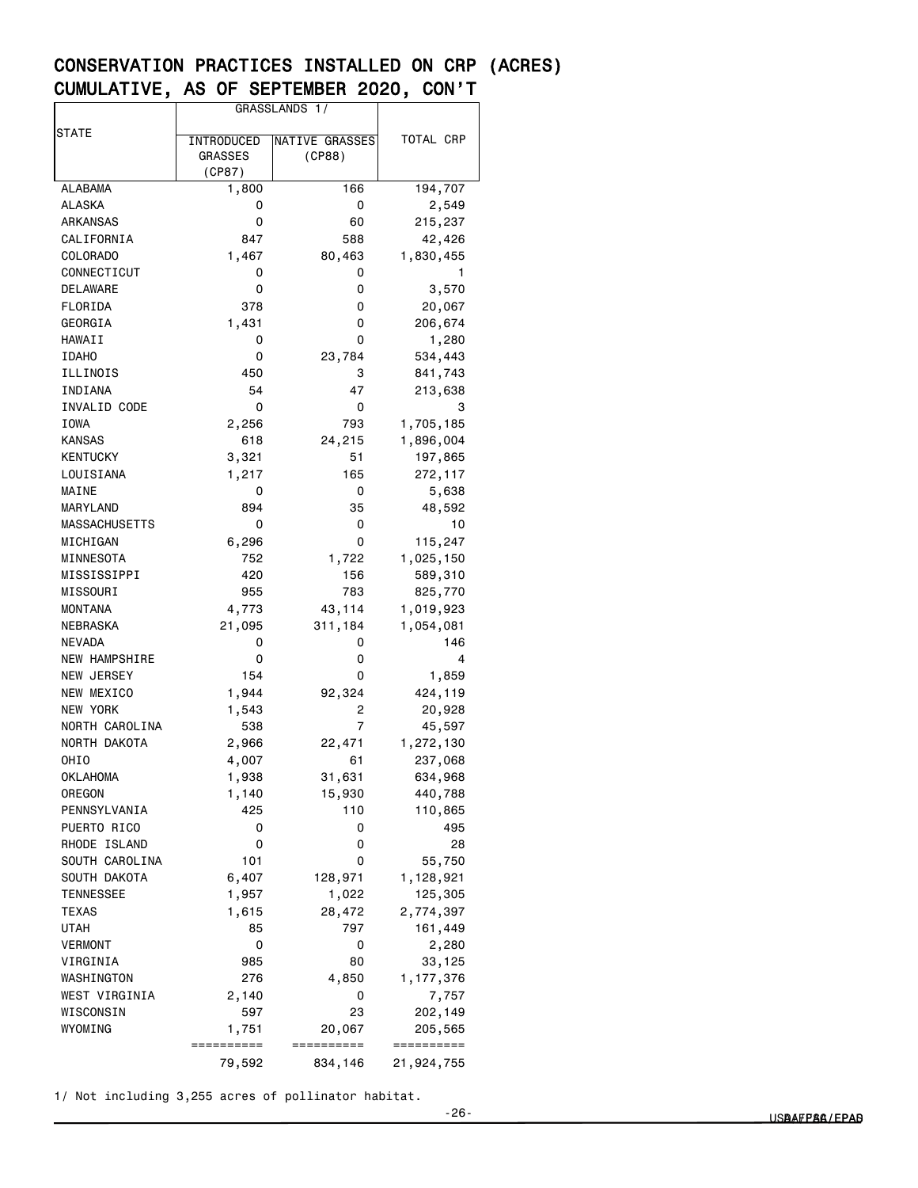# CONSERVATION PRACTICES INSTALLED ON CRP (ACRES)
# CUMULATIVE, AS OF SEPTEMBER 2020, CON'T

| STATE | GRASSLANDS 1/ | | TOTAL CRP |
|---|---|---|---|
| | INTRODUCED GRASSES (CP87) | NATIVE GRASSES (CP88) | |
| ALABAMA | 1,800 | 166 | 194,707 |
| ALASKA | 0 | 0 | 2,549 |
| ARKANSAS | 0 | 60 | 215,237 |
| CALIFORNIA | 847 | 588 | 42,426 |
| COLORADO | 1,467 | 80,463 | 1,830,455 |
| CONNECTICUT | 0 | 0 | 1 |
| DELAWARE | 0 | 0 | 3,570 |
| FLORIDA | 378 | 0 | 20,067 |
| GEORGIA | 1,431 | 0 | 206,674 |
| HAWAII | 0 | 0 | 1,280 |
| IDAHO | 0 | 23,784 | 534,443 |
| ILLINOIS | 450 | 3 | 841,743 |
| INDIANA | 54 | 47 | 213,638 |
| INVALID CODE | 0 | 0 | 3 |
| IOWA | 2,256 | 793 | 1,705,185 |
| KANSAS | 618 | 24,215 | 1,896,004 |
| KENTUCKY | 3,321 | 51 | 197,865 |
| LOUISIANA | 1,217 | 165 | 272,117 |
| MAINE | 0 | 0 | 5,638 |
| MARYLAND | 894 | 35 | 48,592 |
| MASSACHUSETTS | 0 | 0 | 10 |
| MICHIGAN | 6,296 | 0 | 115,247 |
| MINNESOTA | 752 | 1,722 | 1,025,150 |
| MISSISSIPPI | 420 | 156 | 589,310 |
| MISSOURI | 955 | 783 | 825,770 |
| MONTANA | 4,773 | 43,114 | 1,019,923 |
| NEBRASKA | 21,095 | 311,184 | 1,054,081 |
| NEVADA | 0 | 0 | 146 |
| NEW HAMPSHIRE | 0 | 0 | 4 |
| NEW JERSEY | 154 | 0 | 1,859 |
| NEW MEXICO | 1,944 | 92,324 | 424,119 |
| NEW YORK | 1,543 | 2 | 20,928 |
| NORTH CAROLINA | 538 | 7 | 45,597 |
| NORTH DAKOTA | 2,966 | 22,471 | 1,272,130 |
| OHIO | 4,007 | 61 | 237,068 |
| OKLAHOMA | 1,938 | 31,631 | 634,968 |
| OREGON | 1,140 | 15,930 | 440,788 |
| PENNSYLVANIA | 425 | 110 | 110,865 |
| PUERTO RICO | 0 | 0 | 495 |
| RHODE ISLAND | 0 | 0 | 28 |
| SOUTH CAROLINA | 101 | 0 | 55,750 |
| SOUTH DAKOTA | 6,407 | 128,971 | 1,128,921 |
| TENNESSEE | 1,957 | 1,022 | 125,305 |
| TEXAS | 1,615 | 28,472 | 2,774,397 |
| UTAH | 85 | 797 | 161,449 |
| VERMONT | 0 | 0 | 2,280 |
| VIRGINIA | 985 | 80 | 33,125 |
| WASHINGTON | 276 | 4,850 | 1,177,376 |
| WEST VIRGINIA | 2,140 | 0 | 7,757 |
| WISCONSIN | 597 | 23 | 202,149 |
| WYOMING | 1,751 | 20,067 | 205,565 |
| | 79,592 | 834,146 | 21,924,755 |

1/ Not including 3,255 acres of pollinator habitat.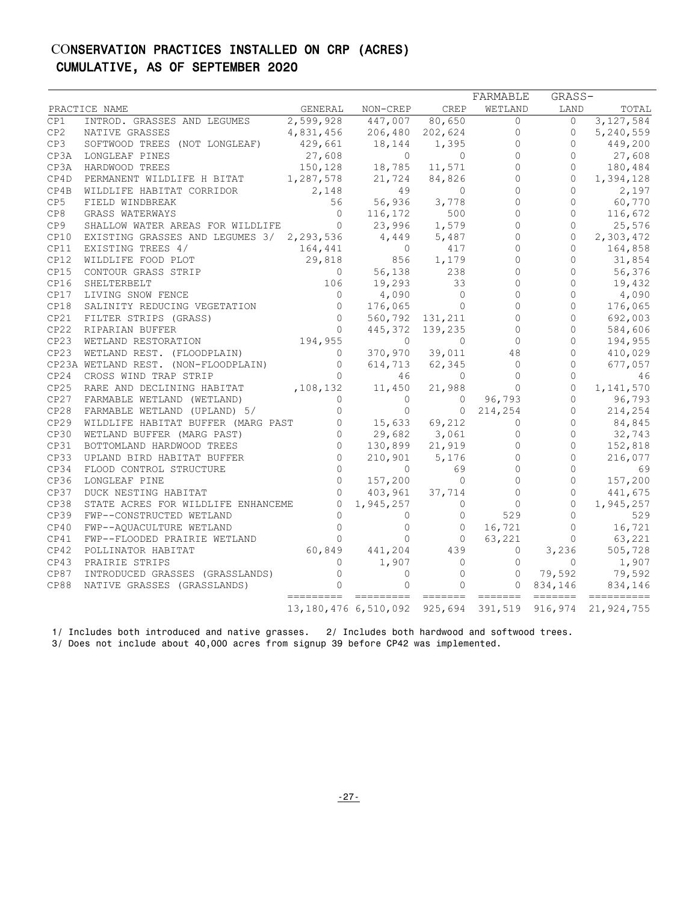# CONSERVATION PRACTICES INSTALLED ON CRP (ACRES)
## CUMULATIVE, AS OF SEPTEMBER 2020

| | PRACTICE NAME | GENERAL | NON-CREP | CREP | FARMABLE WETLAND | GRASS-LAND | TOTAL |
|---|---|---|---|---|---|---|---|
| CP1 | INTROD. GRASSES AND LEGUMES | 2,599,928 | 447,007 | 80,650 | 0 | 0 | 3,127,584 |
| CP2 | NATIVE GRASSES | 4,831,456 | 206,480 | 202,624 | 0 | 0 | 5,240,559 |
| CP3 | SOFTWOOD TREES (NOT LONGLEAF) | 429,661 | 18,144 | 1,395 | 0 | 0 | 449,200 |
| CP3A | LONGLEAF PINES | 27,608 | 0 | 0 | 0 | 0 | 27,608 |
| CP3A | HARDWOOD TREES | 150,128 | 18,785 | 11,571 | 0 | 0 | 180,484 |
| CP4D | PERMANENT WILDLIFE H BITAT | 1,287,578 | 21,724 | 84,826 | 0 | 0 | 1,394,128 |
| CP4B | WILDLIFE HABITAT CORRIDOR | 2,148 | 49 | 0 | 0 | 0 | 2,197 |
| CP5 | FIELD WINDBREAK | 56 | 56,936 | 3,778 | 0 | 0 | 60,770 |
| CP8 | GRASS WATERWAYS | 0 | 116,172 | 500 | 0 | 0 | 116,672 |
| CP9 | SHALLOW WATER AREAS FOR WILDLIFE | 0 | 23,996 | 1,579 | 0 | 0 | 25,576 |
| CP10 | EXISTING GRASSES AND LEGUMES 3/ | 2,293,536 | 4,449 | 5,487 | 0 | 0 | 2,303,472 |
| CP11 | EXISTING TREES 4/ | 164,441 | 0 | 417 | 0 | 0 | 164,858 |
| CP12 | WILDLIFE FOOD PLOT | 29,818 | 856 | 1,179 | 0 | 0 | 31,854 |
| CP15 | CONTOUR GRASS STRIP | 0 | 56,138 | 238 | 0 | 0 | 56,376 |
| CP16 | SHELTERBELT | 106 | 19,293 | 33 | 0 | 0 | 19,432 |
| CP17 | LIVING SNOW FENCE | 0 | 4,090 | 0 | 0 | 0 | 4,090 |
| CP18 | SALINITY REDUCING VEGETATION | 0 | 176,065 | 0 | 0 | 0 | 176,065 |
| CP21 | FILTER STRIPS (GRASS) | 0 | 560,792 | 131,211 | 0 | 0 | 692,003 |
| CP22 | RIPARIAN BUFFER | 0 | 445,372 | 139,235 | 0 | 0 | 584,606 |
| CP23 | WETLAND RESTORATION | 194,955 | 0 | 0 | 0 | 0 | 194,955 |
| CP23 | WETLAND REST. (FLOODPLAIN) | 0 | 370,970 | 39,011 | 48 | 0 | 410,029 |
| CP23A | WETLAND REST. (NON-FLOODPLAIN) | 0 | 614,713 | 62,345 | 0 | 0 | 677,057 |
| CP24 | CROSS WIND TRAP STRIP | 0 | 46 | 0 | 0 | 0 | 46 |
| CP25 | RARE AND DECLINING HABITAT | ,108,132 | 11,450 | 21,988 | 0 | 0 | 1,141,570 |
| CP27 | FARMABLE WETLAND (WETLAND) | 0 | 0 | 0 | 96,793 | 0 | 96,793 |
| CP28 | FARMABLE WETLAND (UPLAND) 5/ | 0 | 0 | 0 | 214,254 | 0 | 214,254 |
| CP29 | WILDLIFE HABITAT BUFFER (MARG PAST | 0 | 15,633 | 69,212 | 0 | 0 | 84,845 |
| CP30 | WETLAND BUFFER (MARG PAST) | 0 | 29,682 | 3,061 | 0 | 0 | 32,743 |
| CP31 | BOTTOMLAND HARDWOOD TREES | 0 | 130,899 | 21,919 | 0 | 0 | 152,818 |
| CP33 | UPLAND BIRD HABITAT BUFFER | 0 | 210,901 | 5,176 | 0 | 0 | 216,077 |
| CP34 | FLOOD CONTROL STRUCTURE | 0 | 0 | 69 | 0 | 0 | 69 |
| CP36 | LONGLEAF PINE | 0 | 157,200 | 0 | 0 | 0 | 157,200 |
| CP37 | DUCK NESTING HABITAT | 0 | 403,961 | 37,714 | 0 | 0 | 441,675 |
| CP38 | STATE ACRES FOR WILDLIFE ENHANCEME | 0 | 1,945,257 | 0 | 0 | 0 | 1,945,257 |
| CP39 | FWP--CONSTRUCTED WETLAND | 0 | 0 | 0 | 529 | 0 | 529 |
| CP40 | FWP--AQUACULTURE WETLAND | 0 | 0 | 0 | 16,721 | 0 | 16,721 |
| CP41 | FWP--FLOODED PRAIRIE WETLAND | 0 | 0 | 0 | 63,221 | 0 | 63,221 |
| CP42 | POLLINATOR HABITAT | 60,849 | 441,204 | 439 | 0 | 3,236 | 505,728 |
| CP43 | PRAIRIE STRIPS | 0 | 1,907 | 0 | 0 | 0 | 1,907 |
| CP87 | INTRODUCED GRASSES (GRASSLANDS) | 0 | 0 | 0 | 0 | 79,592 | 79,592 |
| CP88 | NATIVE GRASSES (GRASSLANDS) | 0 | 0 | 0 | 0 | 834,146 | 834,146 |
| | | 13,180,476 | 6,510,092 | 925,694 | 391,519 | 916,974 | 21,924,755 |

1/ Includes both introduced and native grasses. 2/ Includes both hardwood and softwood trees.
3/ Does not include about 40,000 acres from signup 39 before CP42 was implemented.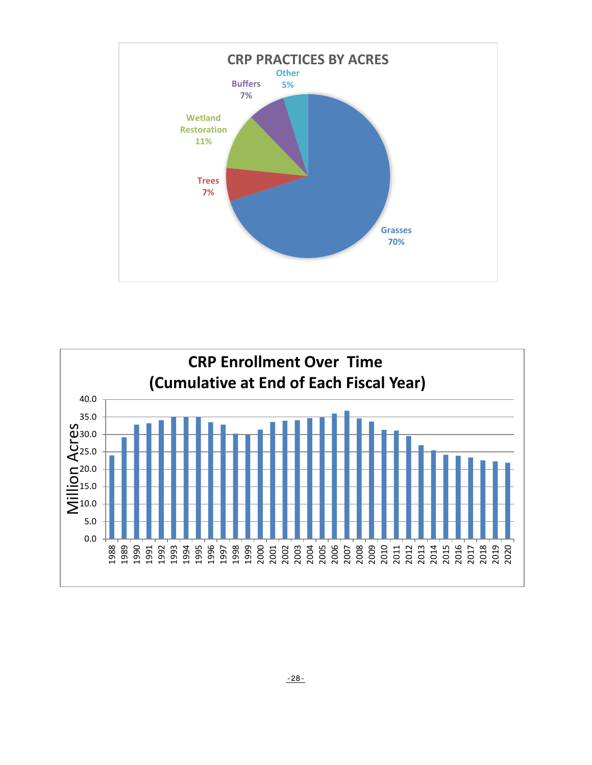## CRP PRACTICES BY ACRES

| Practice | Share |
|---|---|
| Grasses | 70% |
| Trees | 7% |
| Wetland Restoration | 11% |
| Buffers | 7% |
| Other | 5% |

## CRP Enrollment Over Time (Cumulative at End of Each Fiscal Year)

Million Acres

Years: 1988–2020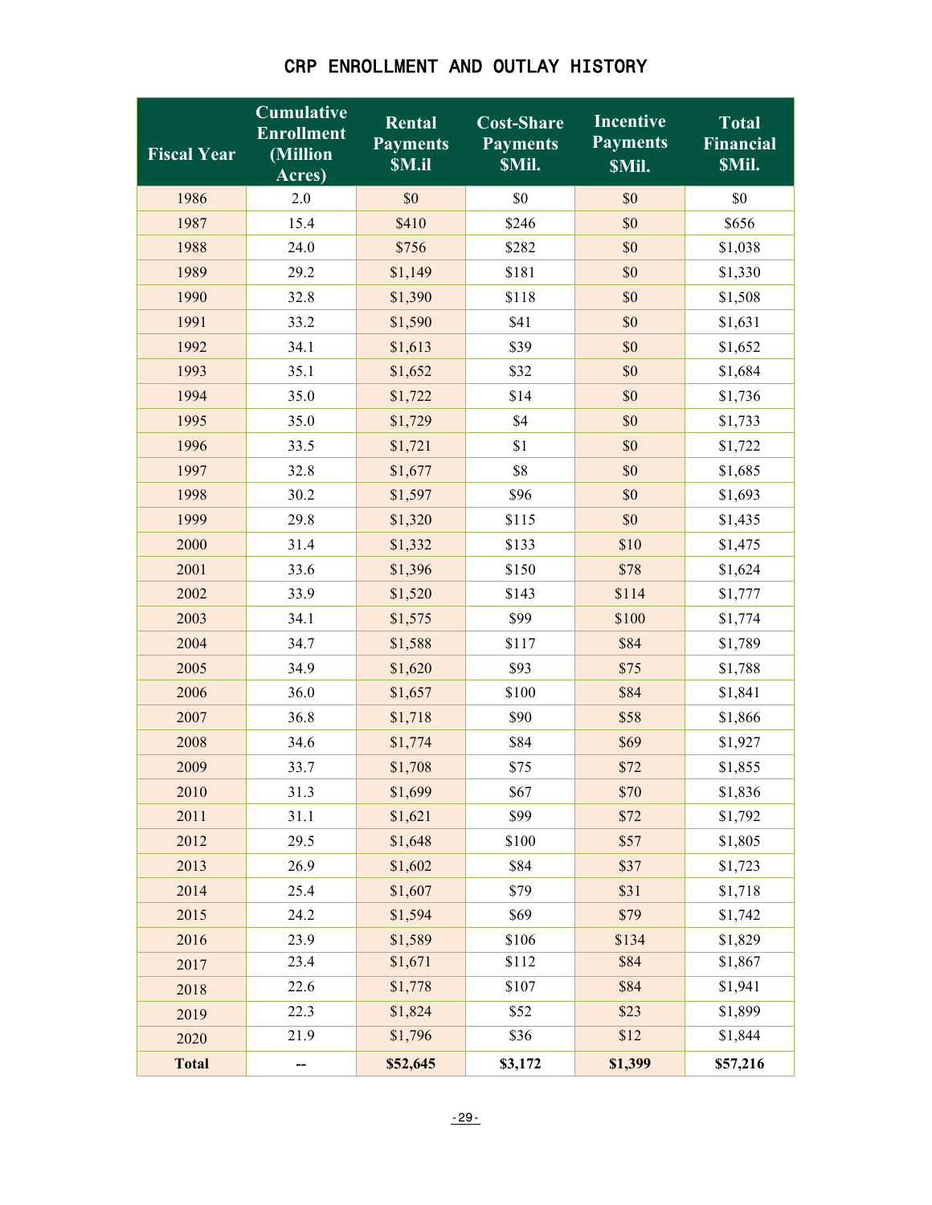# CRP ENROLLMENT AND OUTLAY HISTORY

| Fiscal Year | Cumulative Enrollment (Million Acres) | Rental Payments $M.il | Cost-Share Payments $Mil. | Incentive Payments $Mil. | Total Financial $Mil. |
|---|---|---|---|---|---|
| 1986 | 2.0 | $0 | $0 | $0 | $0 |
| 1987 | 15.4 | $410 | $246 | $0 | $656 |
| 1988 | 24.0 | $756 | $282 | $0 | $1,038 |
| 1989 | 29.2 | $1,149 | $181 | $0 | $1,330 |
| 1990 | 32.8 | $1,390 | $118 | $0 | $1,508 |
| 1991 | 33.2 | $1,590 | $41 | $0 | $1,631 |
| 1992 | 34.1 | $1,613 | $39 | $0 | $1,652 |
| 1993 | 35.1 | $1,652 | $32 | $0 | $1,684 |
| 1994 | 35.0 | $1,722 | $14 | $0 | $1,736 |
| 1995 | 35.0 | $1,729 | $4 | $0 | $1,733 |
| 1996 | 33.5 | $1,721 | $1 | $0 | $1,722 |
| 1997 | 32.8 | $1,677 | $8 | $0 | $1,685 |
| 1998 | 30.2 | $1,597 | $96 | $0 | $1,693 |
| 1999 | 29.8 | $1,320 | $115 | $0 | $1,435 |
| 2000 | 31.4 | $1,332 | $133 | $10 | $1,475 |
| 2001 | 33.6 | $1,396 | $150 | $78 | $1,624 |
| 2002 | 33.9 | $1,520 | $143 | $114 | $1,777 |
| 2003 | 34.1 | $1,575 | $99 | $100 | $1,774 |
| 2004 | 34.7 | $1,588 | $117 | $84 | $1,789 |
| 2005 | 34.9 | $1,620 | $93 | $75 | $1,788 |
| 2006 | 36.0 | $1,657 | $100 | $84 | $1,841 |
| 2007 | 36.8 | $1,718 | $90 | $58 | $1,866 |
| 2008 | 34.6 | $1,774 | $84 | $69 | $1,927 |
| 2009 | 33.7 | $1,708 | $75 | $72 | $1,855 |
| 2010 | 31.3 | $1,699 | $67 | $70 | $1,836 |
| 2011 | 31.1 | $1,621 | $99 | $72 | $1,792 |
| 2012 | 29.5 | $1,648 | $100 | $57 | $1,805 |
| 2013 | 26.9 | $1,602 | $84 | $37 | $1,723 |
| 2014 | 25.4 | $1,607 | $79 | $31 | $1,718 |
| 2015 | 24.2 | $1,594 | $69 | $79 | $1,742 |
| 2016 | 23.9 | $1,589 | $106 | $134 | $1,829 |
| 2017 | 23.4 | $1,671 | $112 | $84 | $1,867 |
| 2018 | 22.6 | $1,778 | $107 | $84 | $1,941 |
| 2019 | 22.3 | $1,824 | $52 | $23 | $1,899 |
| 2020 | 21.9 | $1,796 | $36 | $12 | $1,844 |
| **Total** | -- | **$52,645** | **$3,172** | **$1,399** | **$57,216** |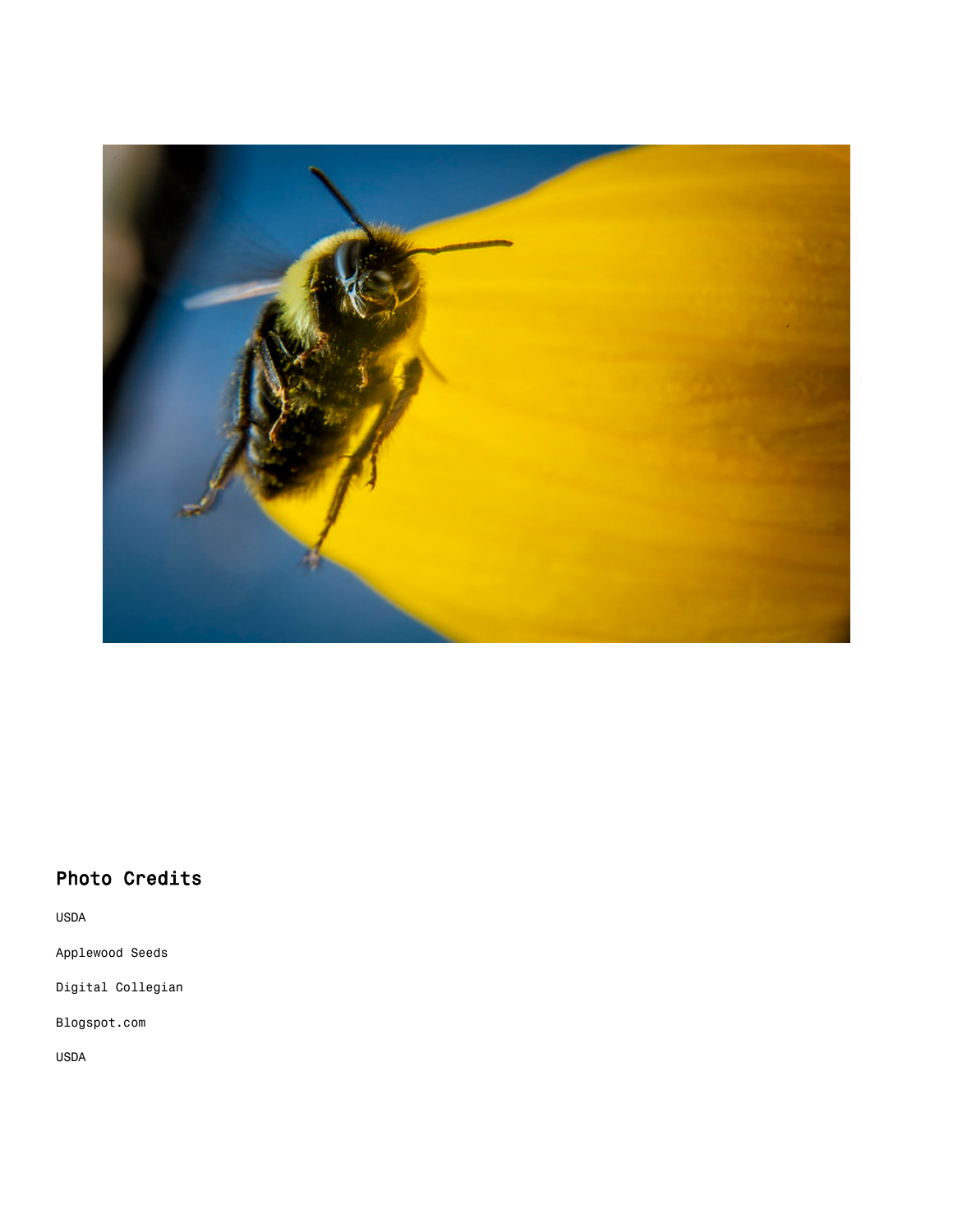## Photo Credits

USDA

Applewood Seeds

Digital Collegian

Blogspot.com

USDA